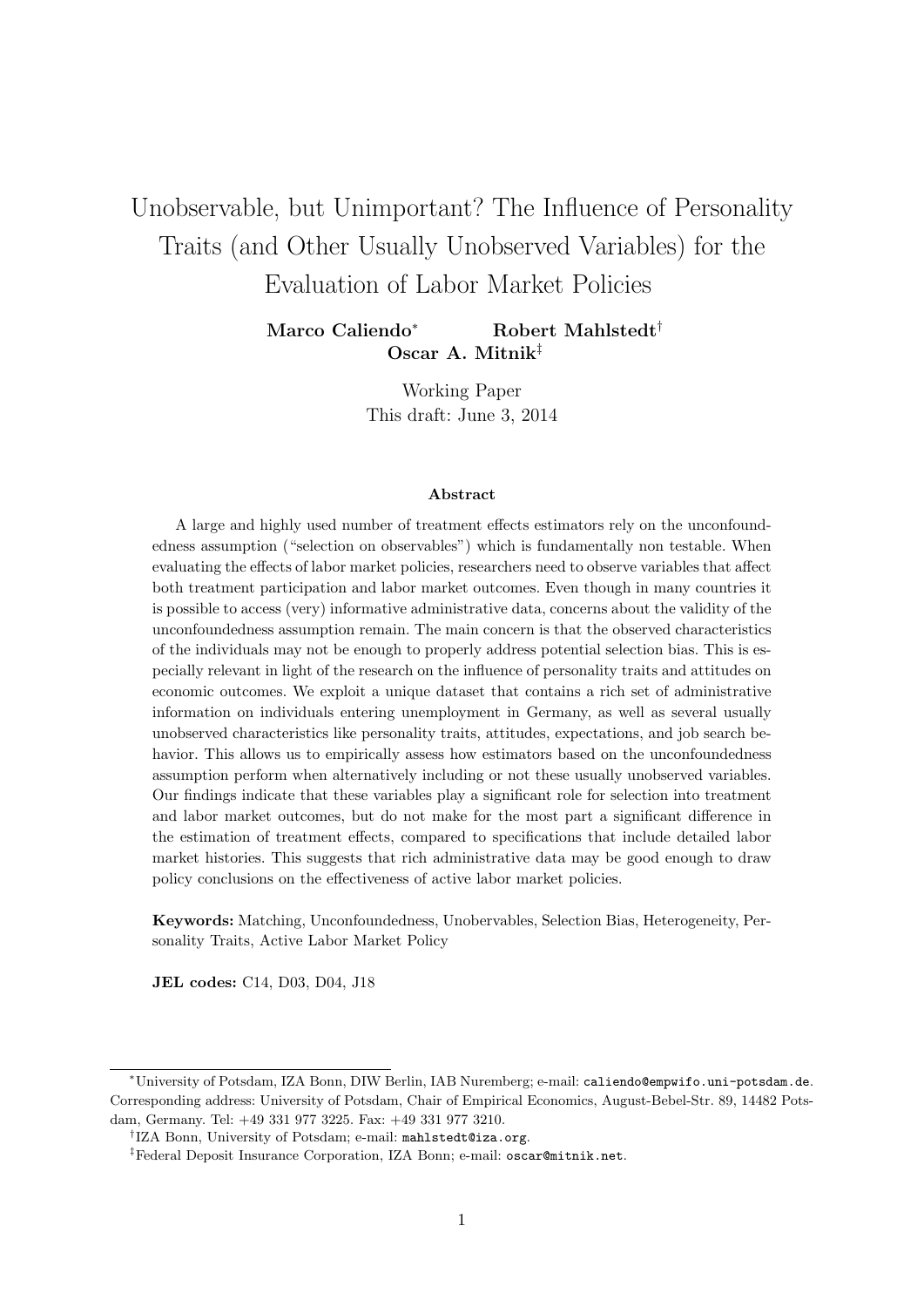# Unobservable, but Unimportant? The Influence of Personality Traits (and Other Usually Unobserved Variables) for the Evaluation of Labor Market Policies

**Marco Caliendo**[*] **Robert Mahlstedt**[†] **Oscar A. Mitnik**[‡]

Working Paper
This draft: June 3, 2014

### Abstract

A large and highly used number of treatment effects estimators rely on the unconfoundedness assumption ("selection on observables") which is fundamentally non testable. When evaluating the effects of labor market policies, researchers need to observe variables that affect both treatment participation and labor market outcomes. Even though in many countries it is possible to access (very) informative administrative data, concerns about the validity of the unconfoundedness assumption remain. The main concern is that the observed characteristics of the individuals may not be enough to properly address potential selection bias. This is especially relevant in light of the research on the influence of personality traits and attitudes on economic outcomes. We exploit a unique dataset that contains a rich set of administrative information on individuals entering unemployment in Germany, as well as several usually unobserved characteristics like personality traits, attitudes, expectations, and job search behavior. This allows us to empirically assess how estimators based on the unconfoundedness assumption perform when alternatively including or not these usually unobserved variables. Our findings indicate that these variables play a significant role for selection into treatment and labor market outcomes, but do not make for the most part a significant difference in the estimation of treatment effects, compared to specifications that include detailed labor market histories. This suggests that rich administrative data may be good enough to draw policy conclusions on the effectiveness of active labor market policies.

**Keywords:** Matching, Unconfoundedness, Unobervables, Selection Bias, Heterogeneity, Personality Traits, Active Labor Market Policy

**JEL codes:** C14, D03, D04, J18

---

[*] University of Potsdam, IZA Bonn, DIW Berlin, IAB Nuremberg; e-mail: caliendo@empwifo.uni-potsdam.de. Corresponding address: University of Potsdam, Chair of Empirical Economics, August-Bebel-Str. 89, 14482 Potsdam, Germany. Tel: +49 331 977 3225. Fax: +49 331 977 3210.

[†] IZA Bonn, University of Potsdam; e-mail: mahlstedt@iza.org.

[‡] Federal Deposit Insurance Corporation, IZA Bonn; e-mail: oscar@mitnik.net.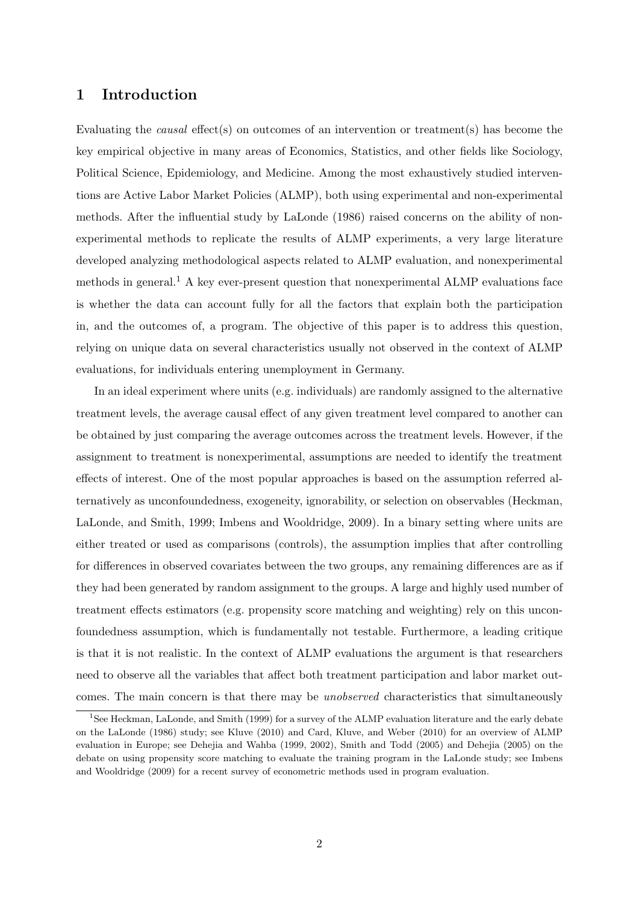# 1 Introduction

Evaluating the *causal* effect(s) on outcomes of an intervention or treatment(s) has become the key empirical objective in many areas of Economics, Statistics, and other fields like Sociology, Political Science, Epidemiology, and Medicine. Among the most exhaustively studied interventions are Active Labor Market Policies (ALMP), both using experimental and non-experimental methods. After the influential study by LaLonde (1986) raised concerns on the ability of non-experimental methods to replicate the results of ALMP experiments, a very large literature developed analyzing methodological aspects related to ALMP evaluation, and nonexperimental methods in general.[1] A key ever-present question that nonexperimental ALMP evaluations face is whether the data can account fully for all the factors that explain both the participation in, and the outcomes of, a program. The objective of this paper is to address this question, relying on unique data on several characteristics usually not observed in the context of ALMP evaluations, for individuals entering unemployment in Germany.

In an ideal experiment where units (e.g. individuals) are randomly assigned to the alternative treatment levels, the average causal effect of any given treatment level compared to another can be obtained by just comparing the average outcomes across the treatment levels. However, if the assignment to treatment is nonexperimental, assumptions are needed to identify the treatment effects of interest. One of the most popular approaches is based on the assumption referred alternatively as unconfoundedness, exogeneity, ignorability, or selection on observables (Heckman, LaLonde, and Smith, 1999; Imbens and Wooldridge, 2009). In a binary setting where units are either treated or used as comparisons (controls), the assumption implies that after controlling for differences in observed covariates between the two groups, any remaining differences are as if they had been generated by random assignment to the groups. A large and highly used number of treatment effects estimators (e.g. propensity score matching and weighting) rely on this unconfoundedness assumption, which is fundamentally not testable. Furthermore, a leading critique is that it is not realistic. In the context of ALMP evaluations the argument is that researchers need to observe all the variables that affect both treatment participation and labor market outcomes. The main concern is that there may be *unobserved* characteristics that simultaneously

[1] See Heckman, LaLonde, and Smith (1999) for a survey of the ALMP evaluation literature and the early debate on the LaLonde (1986) study; see Kluve (2010) and Card, Kluve, and Weber (2010) for an overview of ALMP evaluation in Europe; see Dehejia and Wahba (1999, 2002), Smith and Todd (2005) and Dehejia (2005) on the debate on using propensity score matching to evaluate the training program in the LaLonde study; see Imbens and Wooldridge (2009) for a recent survey of econometric methods used in program evaluation.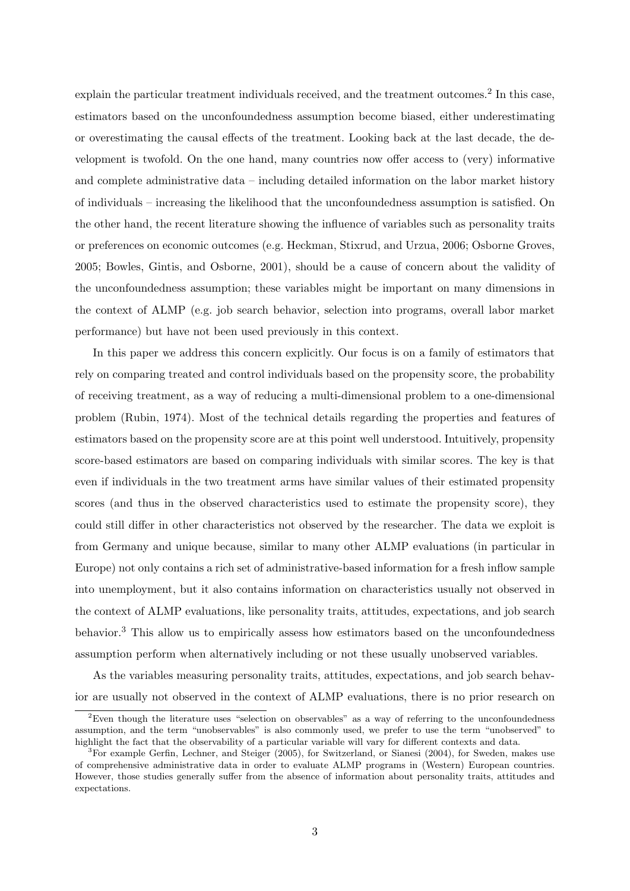explain the particular treatment individuals received, and the treatment outcomes.[2] In this case, estimators based on the unconfoundedness assumption become biased, either underestimating or overestimating the causal effects of the treatment. Looking back at the last decade, the development is twofold. On the one hand, many countries now offer access to (very) informative and complete administrative data – including detailed information on the labor market history of individuals – increasing the likelihood that the unconfoundedness assumption is satisfied. On the other hand, the recent literature showing the influence of variables such as personality traits or preferences on economic outcomes (e.g. Heckman, Stixrud, and Urzua, 2006; Osborne Groves, 2005; Bowles, Gintis, and Osborne, 2001), should be a cause of concern about the validity of the unconfoundedness assumption; these variables might be important on many dimensions in the context of ALMP (e.g. job search behavior, selection into programs, overall labor market performance) but have not been used previously in this context.

In this paper we address this concern explicitly. Our focus is on a family of estimators that rely on comparing treated and control individuals based on the propensity score, the probability of receiving treatment, as a way of reducing a multi-dimensional problem to a one-dimensional problem (Rubin, 1974). Most of the technical details regarding the properties and features of estimators based on the propensity score are at this point well understood. Intuitively, propensity score-based estimators are based on comparing individuals with similar scores. The key is that even if individuals in the two treatment arms have similar values of their estimated propensity scores (and thus in the observed characteristics used to estimate the propensity score), they could still differ in other characteristics not observed by the researcher. The data we exploit is from Germany and unique because, similar to many other ALMP evaluations (in particular in Europe) not only contains a rich set of administrative-based information for a fresh inflow sample into unemployment, but it also contains information on characteristics usually not observed in the context of ALMP evaluations, like personality traits, attitudes, expectations, and job search behavior.[3] This allow us to empirically assess how estimators based on the unconfoundedness assumption perform when alternatively including or not these usually unobserved variables.

As the variables measuring personality traits, attitudes, expectations, and job search behavior are usually not observed in the context of ALMP evaluations, there is no prior research on

[2] Even though the literature uses "selection on observables" as a way of referring to the unconfoundedness assumption, and the term "unobservables" is also commonly used, we prefer to use the term "unobserved" to highlight the fact that the observability of a particular variable will vary for different contexts and data.

[3] For example Gerfin, Lechner, and Steiger (2005), for Switzerland, or Sianesi (2004), for Sweden, makes use of comprehensive administrative data in order to evaluate ALMP programs in (Western) European countries. However, those studies generally suffer from the absence of information about personality traits, attitudes and expectations.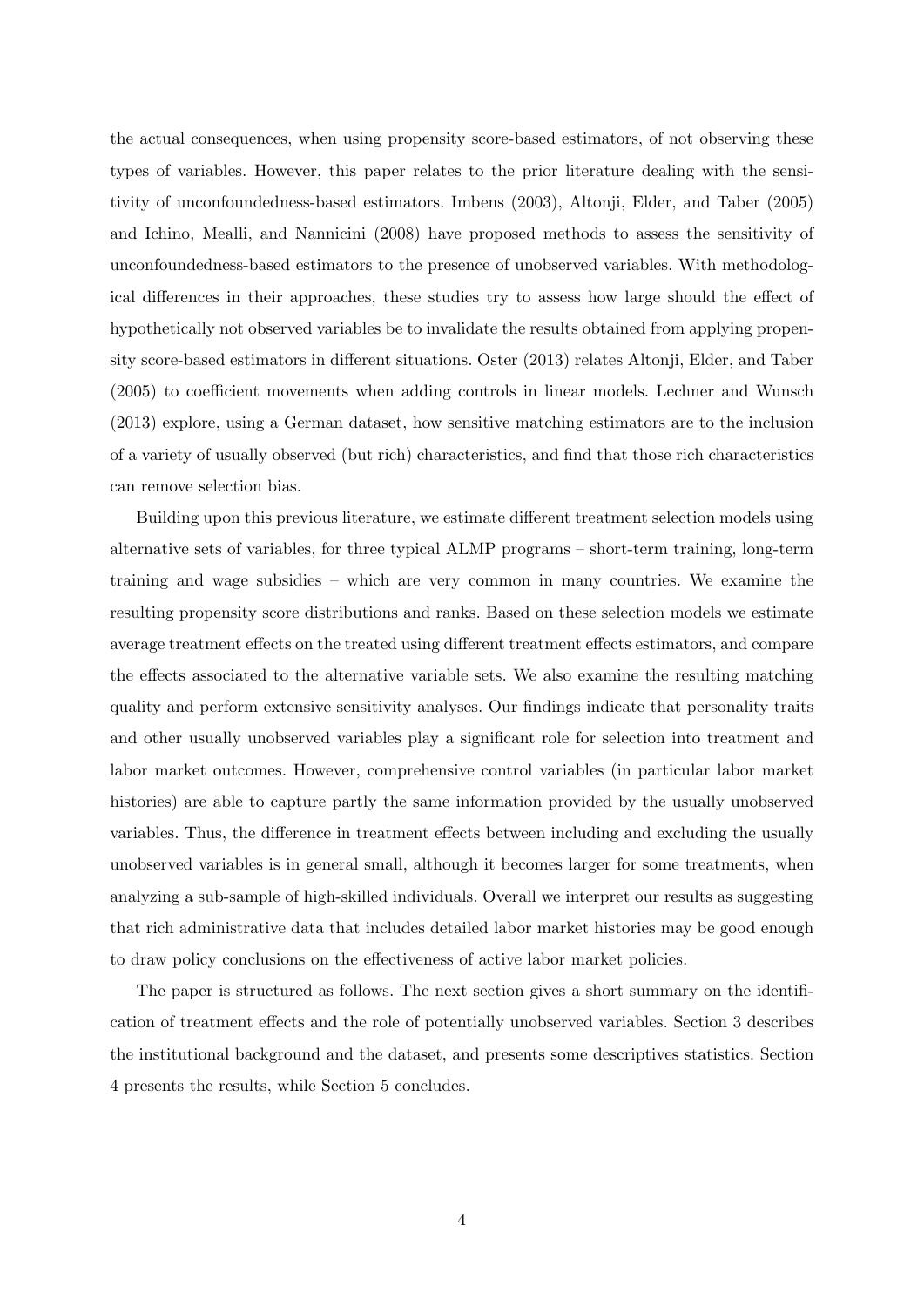the actual consequences, when using propensity score-based estimators, of not observing these types of variables. However, this paper relates to the prior literature dealing with the sensitivity of unconfoundedness-based estimators. Imbens (2003), Altonji, Elder, and Taber (2005) and Ichino, Mealli, and Nannicini (2008) have proposed methods to assess the sensitivity of unconfoundedness-based estimators to the presence of unobserved variables. With methodological differences in their approaches, these studies try to assess how large should the effect of hypothetically not observed variables be to invalidate the results obtained from applying propensity score-based estimators in different situations. Oster (2013) relates Altonji, Elder, and Taber (2005) to coefficient movements when adding controls in linear models. Lechner and Wunsch (2013) explore, using a German dataset, how sensitive matching estimators are to the inclusion of a variety of usually observed (but rich) characteristics, and find that those rich characteristics can remove selection bias.

Building upon this previous literature, we estimate different treatment selection models using alternative sets of variables, for three typical ALMP programs – short-term training, long-term training and wage subsidies – which are very common in many countries. We examine the resulting propensity score distributions and ranks. Based on these selection models we estimate average treatment effects on the treated using different treatment effects estimators, and compare the effects associated to the alternative variable sets. We also examine the resulting matching quality and perform extensive sensitivity analyses. Our findings indicate that personality traits and other usually unobserved variables play a significant role for selection into treatment and labor market outcomes. However, comprehensive control variables (in particular labor market histories) are able to capture partly the same information provided by the usually unobserved variables. Thus, the difference in treatment effects between including and excluding the usually unobserved variables is in general small, although it becomes larger for some treatments, when analyzing a sub-sample of high-skilled individuals. Overall we interpret our results as suggesting that rich administrative data that includes detailed labor market histories may be good enough to draw policy conclusions on the effectiveness of active labor market policies.

The paper is structured as follows. The next section gives a short summary on the identification of treatment effects and the role of potentially unobserved variables. Section 3 describes the institutional background and the dataset, and presents some descriptives statistics. Section 4 presents the results, while Section 5 concludes.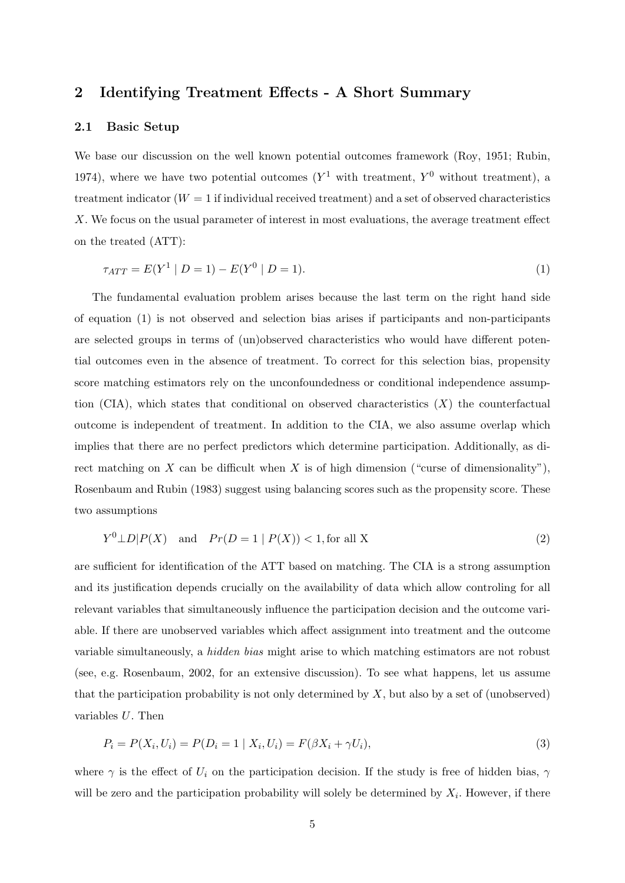## 2 Identifying Treatment Effects - A Short Summary

### 2.1 Basic Setup

We base our discussion on the well known potential outcomes framework (Roy, 1951; Rubin, 1974), where we have two potential outcomes ($Y^1$ with treatment, $Y^0$ without treatment), a treatment indicator ($W = 1$ if individual received treatment) and a set of observed characteristics $X$. We focus on the usual parameter of interest in most evaluations, the average treatment effect on the treated (ATT):

$$\tau_{ATT} = E(Y^1 \mid D = 1) - E(Y^0 \mid D = 1). \tag{1}$$

The fundamental evaluation problem arises because the last term on the right hand side of equation (1) is not observed and selection bias arises if participants and non-participants are selected groups in terms of (un)observed characteristics who would have different potential outcomes even in the absence of treatment. To correct for this selection bias, propensity score matching estimators rely on the unconfoundedness or conditional independence assumption (CIA), which states that conditional on observed characteristics ($X$) the counterfactual outcome is independent of treatment. In addition to the CIA, we also assume overlap which implies that there are no perfect predictors which determine participation. Additionally, as direct matching on $X$ can be difficult when $X$ is of high dimension ("curse of dimensionality"), Rosenbaum and Rubin (1983) suggest using balancing scores such as the propensity score. These two assumptions

$$Y^0 \perp D | P(X) \quad \text{and} \quad Pr(D = 1 \mid P(X)) < 1, \text{for all X} \tag{2}$$

are sufficient for identification of the ATT based on matching. The CIA is a strong assumption and its justification depends crucially on the availability of data which allow controling for all relevant variables that simultaneously influence the participation decision and the outcome variable. If there are unobserved variables which affect assignment into treatment and the outcome variable simultaneously, a *hidden bias* might arise to which matching estimators are not robust (see, e.g. Rosenbaum, 2002, for an extensive discussion). To see what happens, let us assume that the participation probability is not only determined by $X$, but also by a set of (unobserved) variables $U$. Then

$$P_i = P(X_i, U_i) = P(D_i = 1 \mid X_i, U_i) = F(\beta X_i + \gamma U_i), \tag{3}$$

where $\gamma$ is the effect of $U_i$ on the participation decision. If the study is free of hidden bias, $\gamma$ will be zero and the participation probability will solely be determined by $X_i$. However, if there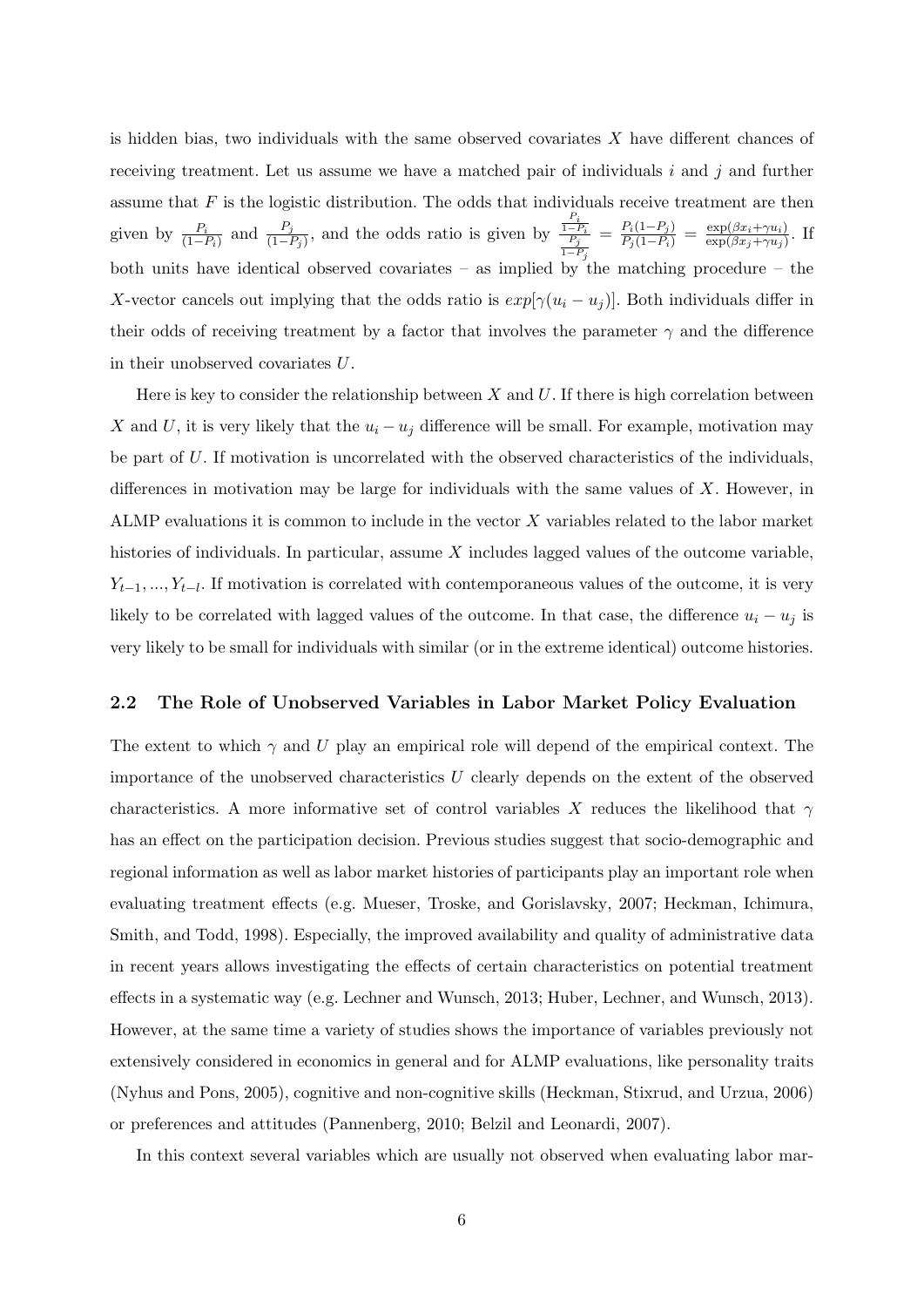is hidden bias, two individuals with the same observed covariates $X$ have different chances of receiving treatment. Let us assume we have a matched pair of individuals $i$ and $j$ and further assume that $F$ is the logistic distribution. The odds that individuals receive treatment are then given by $\frac{P_i}{(1-P_i)}$ and $\frac{P_j}{(1-P_j)}$, and the odds ratio is given by $\frac{\frac{P_i}{1-P_i}}{\frac{P_j}{1-P_j}} = \frac{P_i(1-P_j)}{P_j(1-P_i)} = \frac{\exp(\beta x_i + \gamma u_i)}{\exp(\beta x_j + \gamma u_j)}$. If both units have identical observed covariates – as implied by the matching procedure – the $X$-vector cancels out implying that the odds ratio is $exp[\gamma(u_i - u_j)]$. Both individuals differ in their odds of receiving treatment by a factor that involves the parameter $\gamma$ and the difference in their unobserved covariates $U$.

Here is key to consider the relationship between $X$ and $U$. If there is high correlation between $X$ and $U$, it is very likely that the $u_i - u_j$ difference will be small. For example, motivation may be part of $U$. If motivation is uncorrelated with the observed characteristics of the individuals, differences in motivation may be large for individuals with the same values of $X$. However, in ALMP evaluations it is common to include in the vector $X$ variables related to the labor market histories of individuals. In particular, assume $X$ includes lagged values of the outcome variable, $Y_{t-1}, ..., Y_{t-l}$. If motivation is correlated with contemporaneous values of the outcome, it is very likely to be correlated with lagged values of the outcome. In that case, the difference $u_i - u_j$ is very likely to be small for individuals with similar (or in the extreme identical) outcome histories.

## 2.2 The Role of Unobserved Variables in Labor Market Policy Evaluation

The extent to which $\gamma$ and $U$ play an empirical role will depend of the empirical context. The importance of the unobserved characteristics $U$ clearly depends on the extent of the observed characteristics. A more informative set of control variables $X$ reduces the likelihood that $\gamma$ has an effect on the participation decision. Previous studies suggest that socio-demographic and regional information as well as labor market histories of participants play an important role when evaluating treatment effects (e.g. Mueser, Troske, and Gorislavsky, 2007; Heckman, Ichimura, Smith, and Todd, 1998). Especially, the improved availability and quality of administrative data in recent years allows investigating the effects of certain characteristics on potential treatment effects in a systematic way (e.g. Lechner and Wunsch, 2013; Huber, Lechner, and Wunsch, 2013). However, at the same time a variety of studies shows the importance of variables previously not extensively considered in economics in general and for ALMP evaluations, like personality traits (Nyhus and Pons, 2005), cognitive and non-cognitive skills (Heckman, Stixrud, and Urzua, 2006) or preferences and attitudes (Pannenberg, 2010; Belzil and Leonardi, 2007).

In this context several variables which are usually not observed when evaluating labor mar-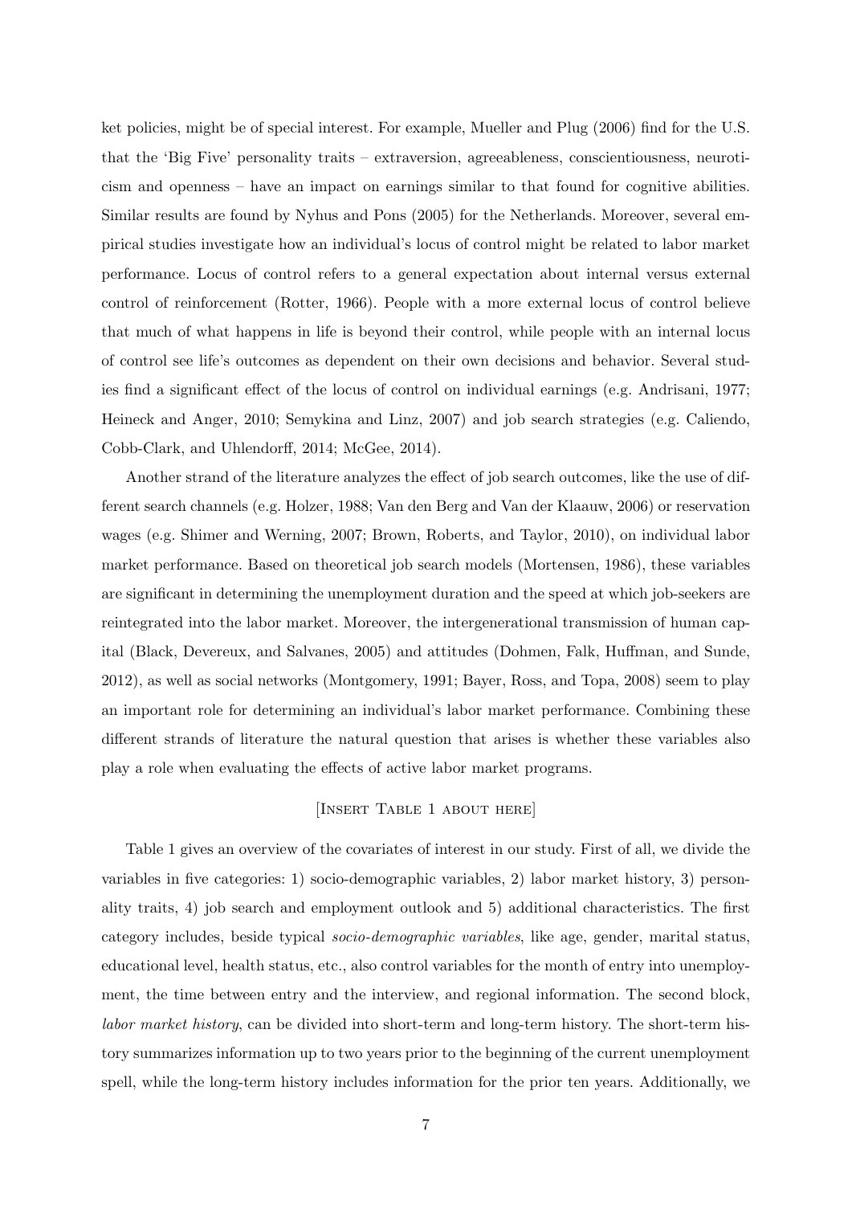ket policies, might be of special interest. For example, Mueller and Plug (2006) find for the U.S. that the 'Big Five' personality traits – extraversion, agreeableness, conscientiousness, neuroticism and openness – have an impact on earnings similar to that found for cognitive abilities. Similar results are found by Nyhus and Pons (2005) for the Netherlands. Moreover, several empirical studies investigate how an individual's locus of control might be related to labor market performance. Locus of control refers to a general expectation about internal versus external control of reinforcement (Rotter, 1966). People with a more external locus of control believe that much of what happens in life is beyond their control, while people with an internal locus of control see life's outcomes as dependent on their own decisions and behavior. Several studies find a significant effect of the locus of control on individual earnings (e.g. Andrisani, 1977; Heineck and Anger, 2010; Semykina and Linz, 2007) and job search strategies (e.g. Caliendo, Cobb-Clark, and Uhlendorff, 2014; McGee, 2014).

Another strand of the literature analyzes the effect of job search outcomes, like the use of different search channels (e.g. Holzer, 1988; Van den Berg and Van der Klaauw, 2006) or reservation wages (e.g. Shimer and Werning, 2007; Brown, Roberts, and Taylor, 2010), on individual labor market performance. Based on theoretical job search models (Mortensen, 1986), these variables are significant in determining the unemployment duration and the speed at which job-seekers are reintegrated into the labor market. Moreover, the intergenerational transmission of human capital (Black, Devereux, and Salvanes, 2005) and attitudes (Dohmen, Falk, Huffman, and Sunde, 2012), as well as social networks (Montgomery, 1991; Bayer, Ross, and Topa, 2008) seem to play an important role for determining an individual's labor market performance. Combining these different strands of literature the natural question that arises is whether these variables also play a role when evaluating the effects of active labor market programs.

[Insert Table 1 about here]

Table 1 gives an overview of the covariates of interest in our study. First of all, we divide the variables in five categories: 1) socio-demographic variables, 2) labor market history, 3) personality traits, 4) job search and employment outlook and 5) additional characteristics. The first category includes, beside typical *socio-demographic variables*, like age, gender, marital status, educational level, health status, etc., also control variables for the month of entry into unemployment, the time between entry and the interview, and regional information. The second block, *labor market history*, can be divided into short-term and long-term history. The short-term history summarizes information up to two years prior to the beginning of the current unemployment spell, while the long-term history includes information for the prior ten years. Additionally, we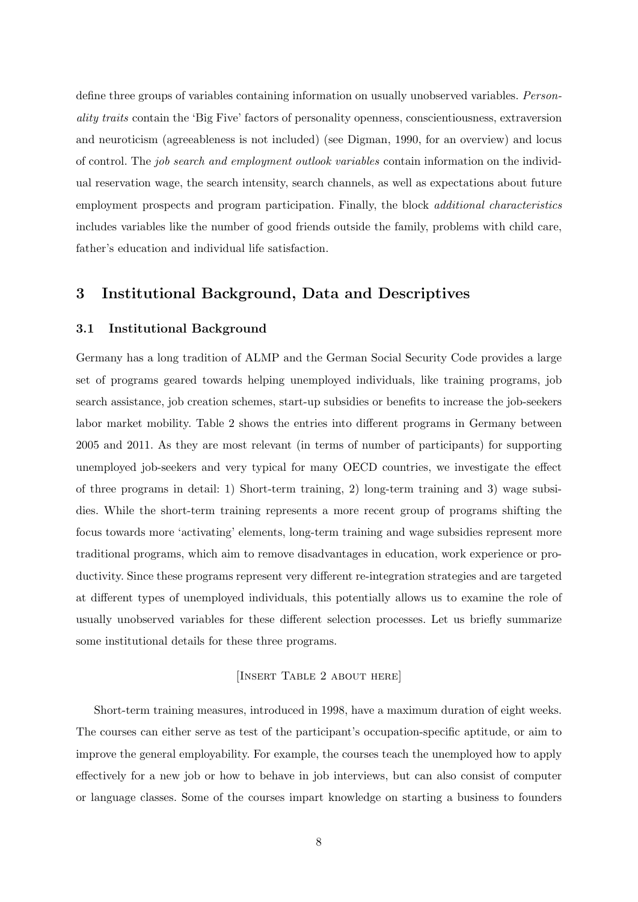define three groups of variables containing information on usually unobserved variables. *Personality traits* contain the 'Big Five' factors of personality openness, conscientiousness, extraversion and neuroticism (agreeableness is not included) (see Digman, 1990, for an overview) and locus of control. The *job search and employment outlook variables* contain information on the individual reservation wage, the search intensity, search channels, as well as expectations about future employment prospects and program participation. Finally, the block *additional characteristics* includes variables like the number of good friends outside the family, problems with child care, father's education and individual life satisfaction.

## 3 Institutional Background, Data and Descriptives

### 3.1 Institutional Background

Germany has a long tradition of ALMP and the German Social Security Code provides a large set of programs geared towards helping unemployed individuals, like training programs, job search assistance, job creation schemes, start-up subsidies or benefits to increase the job-seekers labor market mobility. Table 2 shows the entries into different programs in Germany between 2005 and 2011. As they are most relevant (in terms of number of participants) for supporting unemployed job-seekers and very typical for many OECD countries, we investigate the effect of three programs in detail: 1) Short-term training, 2) long-term training and 3) wage subsidies. While the short-term training represents a more recent group of programs shifting the focus towards more 'activating' elements, long-term training and wage subsidies represent more traditional programs, which aim to remove disadvantages in education, work experience or productivity. Since these programs represent very different re-integration strategies and are targeted at different types of unemployed individuals, this potentially allows us to examine the role of usually unobserved variables for these different selection processes. Let us briefly summarize some institutional details for these three programs.

[Insert Table 2 about here]

Short-term training measures, introduced in 1998, have a maximum duration of eight weeks. The courses can either serve as test of the participant's occupation-specific aptitude, or aim to improve the general employability. For example, the courses teach the unemployed how to apply effectively for a new job or how to behave in job interviews, but can also consist of computer or language classes. Some of the courses impart knowledge on starting a business to founders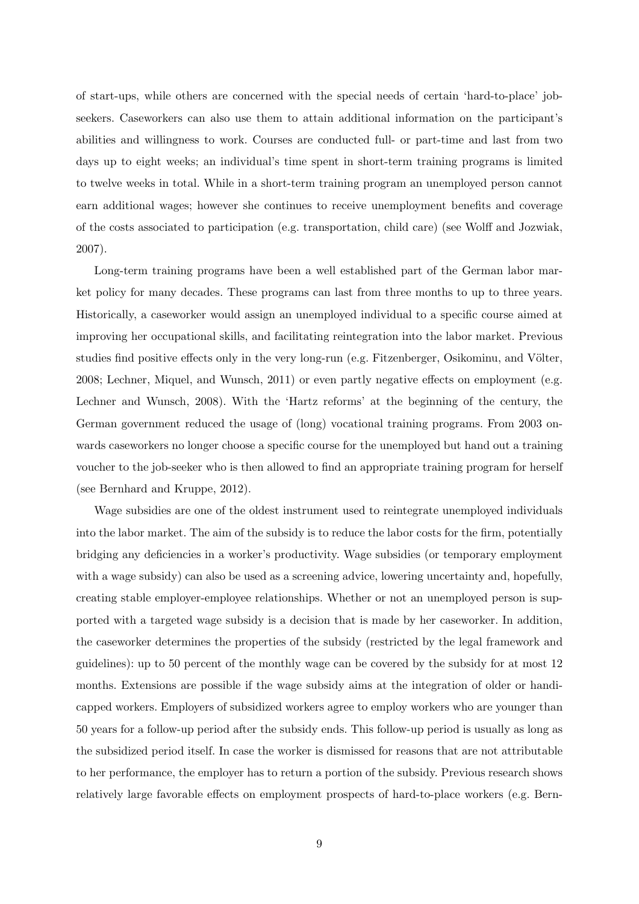of start-ups, while others are concerned with the special needs of certain 'hard-to-place' job-seekers. Caseworkers can also use them to attain additional information on the participant's abilities and willingness to work. Courses are conducted full- or part-time and last from two days up to eight weeks; an individual's time spent in short-term training programs is limited to twelve weeks in total. While in a short-term training program an unemployed person cannot earn additional wages; however she continues to receive unemployment benefits and coverage of the costs associated to participation (e.g. transportation, child care) (see Wolff and Jozwiak, 2007).

Long-term training programs have been a well established part of the German labor market policy for many decades. These programs can last from three months to up to three years. Historically, a caseworker would assign an unemployed individual to a specific course aimed at improving her occupational skills, and facilitating reintegration into the labor market. Previous studies find positive effects only in the very long-run (e.g. Fitzenberger, Osikominu, and Völter, 2008; Lechner, Miquel, and Wunsch, 2011) or even partly negative effects on employment (e.g. Lechner and Wunsch, 2008). With the 'Hartz reforms' at the beginning of the century, the German government reduced the usage of (long) vocational training programs. From 2003 onwards caseworkers no longer choose a specific course for the unemployed but hand out a training voucher to the job-seeker who is then allowed to find an appropriate training program for herself (see Bernhard and Kruppe, 2012).

Wage subsidies are one of the oldest instrument used to reintegrate unemployed individuals into the labor market. The aim of the subsidy is to reduce the labor costs for the firm, potentially bridging any deficiencies in a worker's productivity. Wage subsidies (or temporary employment with a wage subsidy) can also be used as a screening advice, lowering uncertainty and, hopefully, creating stable employer-employee relationships. Whether or not an unemployed person is supported with a targeted wage subsidy is a decision that is made by her caseworker. In addition, the caseworker determines the properties of the subsidy (restricted by the legal framework and guidelines): up to 50 percent of the monthly wage can be covered by the subsidy for at most 12 months. Extensions are possible if the wage subsidy aims at the integration of older or handicapped workers. Employers of subsidized workers agree to employ workers who are younger than 50 years for a follow-up period after the subsidy ends. This follow-up period is usually as long as the subsidized period itself. In case the worker is dismissed for reasons that are not attributable to her performance, the employer has to return a portion of the subsidy. Previous research shows relatively large favorable effects on employment prospects of hard-to-place workers (e.g. Bern-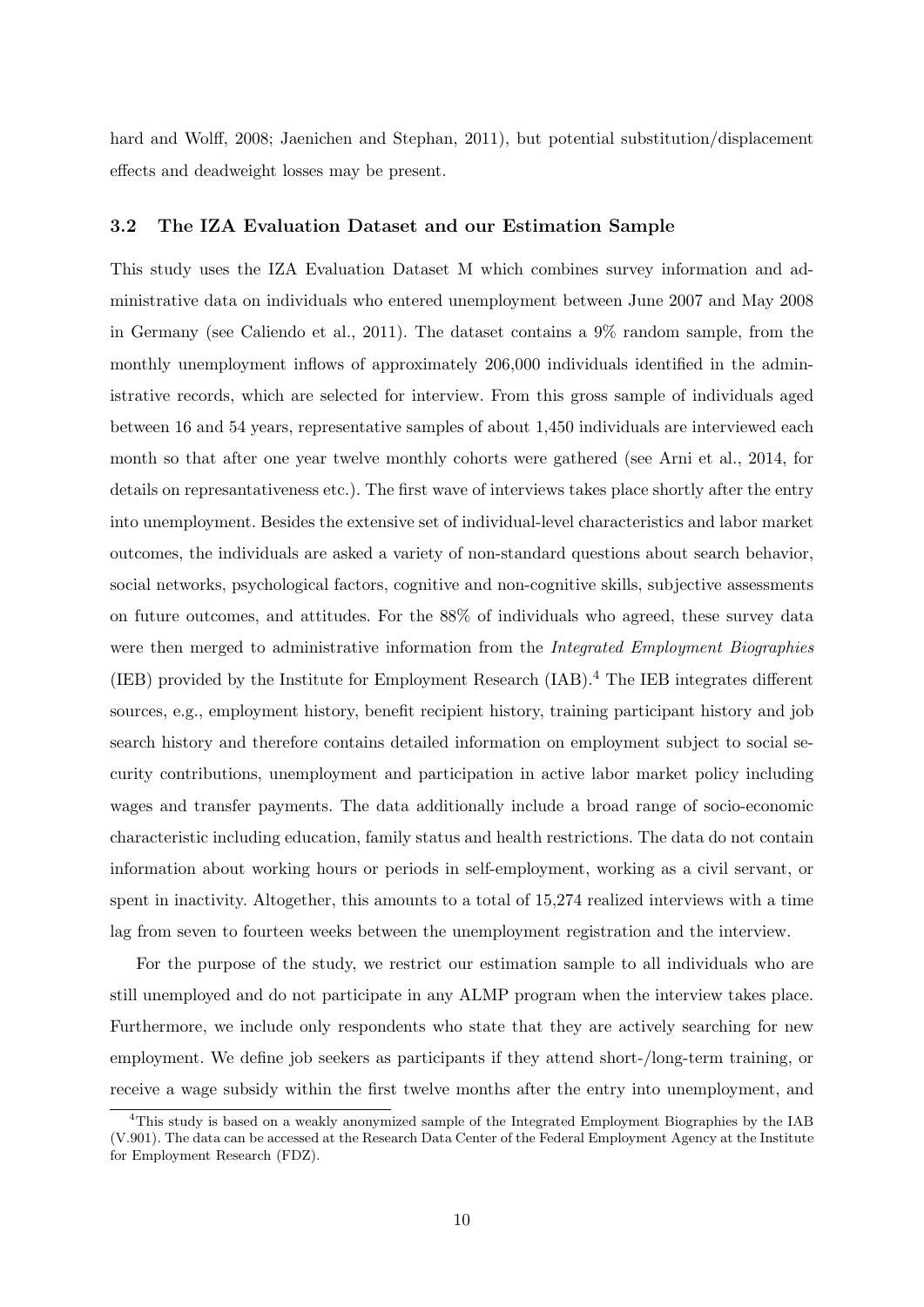hard and Wolff, 2008; Jaenichen and Stephan, 2011), but potential substitution/displacement effects and deadweight losses may be present.

### 3.2 The IZA Evaluation Dataset and our Estimation Sample

This study uses the IZA Evaluation Dataset M which combines survey information and administrative data on individuals who entered unemployment between June 2007 and May 2008 in Germany (see Caliendo et al., 2011). The dataset contains a 9% random sample, from the monthly unemployment inflows of approximately 206,000 individuals identified in the administrative records, which are selected for interview. From this gross sample of individuals aged between 16 and 54 years, representative samples of about 1,450 individuals are interviewed each month so that after one year twelve monthly cohorts were gathered (see Arni et al., 2014, for details on represantativeness etc.). The first wave of interviews takes place shortly after the entry into unemployment. Besides the extensive set of individual-level characteristics and labor market outcomes, the individuals are asked a variety of non-standard questions about search behavior, social networks, psychological factors, cognitive and non-cognitive skills, subjective assessments on future outcomes, and attitudes. For the 88% of individuals who agreed, these survey data were then merged to administrative information from the *Integrated Employment Biographies* (IEB) provided by the Institute for Employment Research (IAB).[4] The IEB integrates different sources, e.g., employment history, benefit recipient history, training participant history and job search history and therefore contains detailed information on employment subject to social security contributions, unemployment and participation in active labor market policy including wages and transfer payments. The data additionally include a broad range of socio-economic characteristic including education, family status and health restrictions. The data do not contain information about working hours or periods in self-employment, working as a civil servant, or spent in inactivity. Altogether, this amounts to a total of 15,274 realized interviews with a time lag from seven to fourteen weeks between the unemployment registration and the interview.

For the purpose of the study, we restrict our estimation sample to all individuals who are still unemployed and do not participate in any ALMP program when the interview takes place. Furthermore, we include only respondents who state that they are actively searching for new employment. We define job seekers as participants if they attend short-/long-term training, or receive a wage subsidy within the first twelve months after the entry into unemployment, and

[4] This study is based on a weakly anonymized sample of the Integrated Employment Biographies by the IAB (V.901). The data can be accessed at the Research Data Center of the Federal Employment Agency at the Institute for Employment Research (FDZ).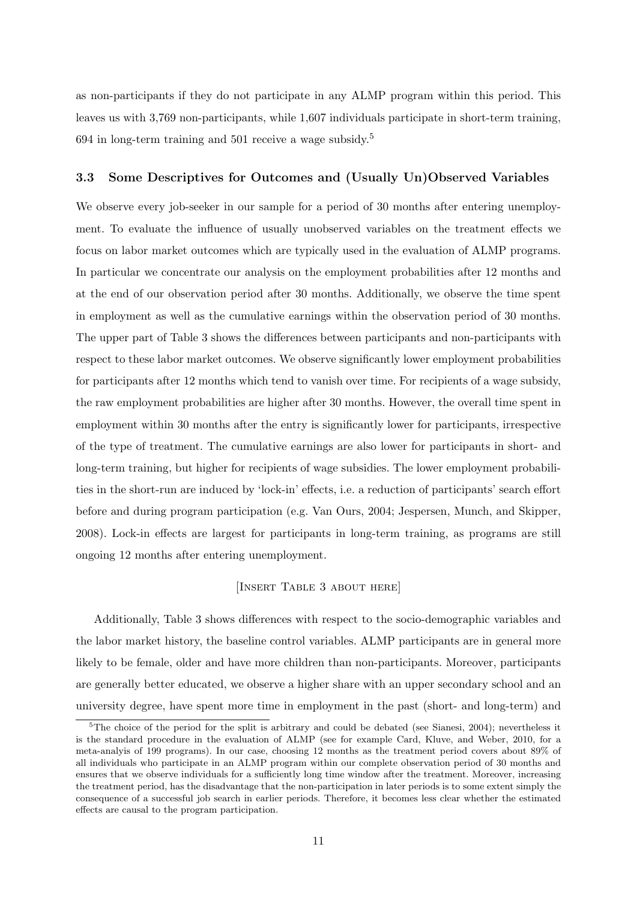as non-participants if they do not participate in any ALMP program within this period. This leaves us with 3,769 non-participants, while 1,607 individuals participate in short-term training, 694 in long-term training and 501 receive a wage subsidy.[5]

### 3.3 Some Descriptives for Outcomes and (Usually Un)Observed Variables

We observe every job-seeker in our sample for a period of 30 months after entering unemployment. To evaluate the influence of usually unobserved variables on the treatment effects we focus on labor market outcomes which are typically used in the evaluation of ALMP programs. In particular we concentrate our analysis on the employment probabilities after 12 months and at the end of our observation period after 30 months. Additionally, we observe the time spent in employment as well as the cumulative earnings within the observation period of 30 months. The upper part of Table 3 shows the differences between participants and non-participants with respect to these labor market outcomes. We observe significantly lower employment probabilities for participants after 12 months which tend to vanish over time. For recipients of a wage subsidy, the raw employment probabilities are higher after 30 months. However, the overall time spent in employment within 30 months after the entry is significantly lower for participants, irrespective of the type of treatment. The cumulative earnings are also lower for participants in short- and long-term training, but higher for recipients of wage subsidies. The lower employment probabilities in the short-run are induced by 'lock-in' effects, i.e. a reduction of participants' search effort before and during program participation (e.g. Van Ours, 2004; Jespersen, Munch, and Skipper, 2008). Lock-in effects are largest for participants in long-term training, as programs are still ongoing 12 months after entering unemployment.

[Insert Table 3 about here]

Additionally, Table 3 shows differences with respect to the socio-demographic variables and the labor market history, the baseline control variables. ALMP participants are in general more likely to be female, older and have more children than non-participants. Moreover, participants are generally better educated, we observe a higher share with an upper secondary school and an university degree, have spent more time in employment in the past (short- and long-term) and

[5] The choice of the period for the split is arbitrary and could be debated (see Sianesi, 2004); nevertheless it is the standard procedure in the evaluation of ALMP (see for example Card, Kluve, and Weber, 2010, for a meta-analyis of 199 programs). In our case, choosing 12 months as the treatment period covers about 89% of all individuals who participate in an ALMP program within our complete observation period of 30 months and ensures that we observe individuals for a sufficiently long time window after the treatment. Moreover, increasing the treatment period, has the disadvantage that the non-participation in later periods is to some extent simply the consequence of a successful job search in earlier periods. Therefore, it becomes less clear whether the estimated effects are causal to the program participation.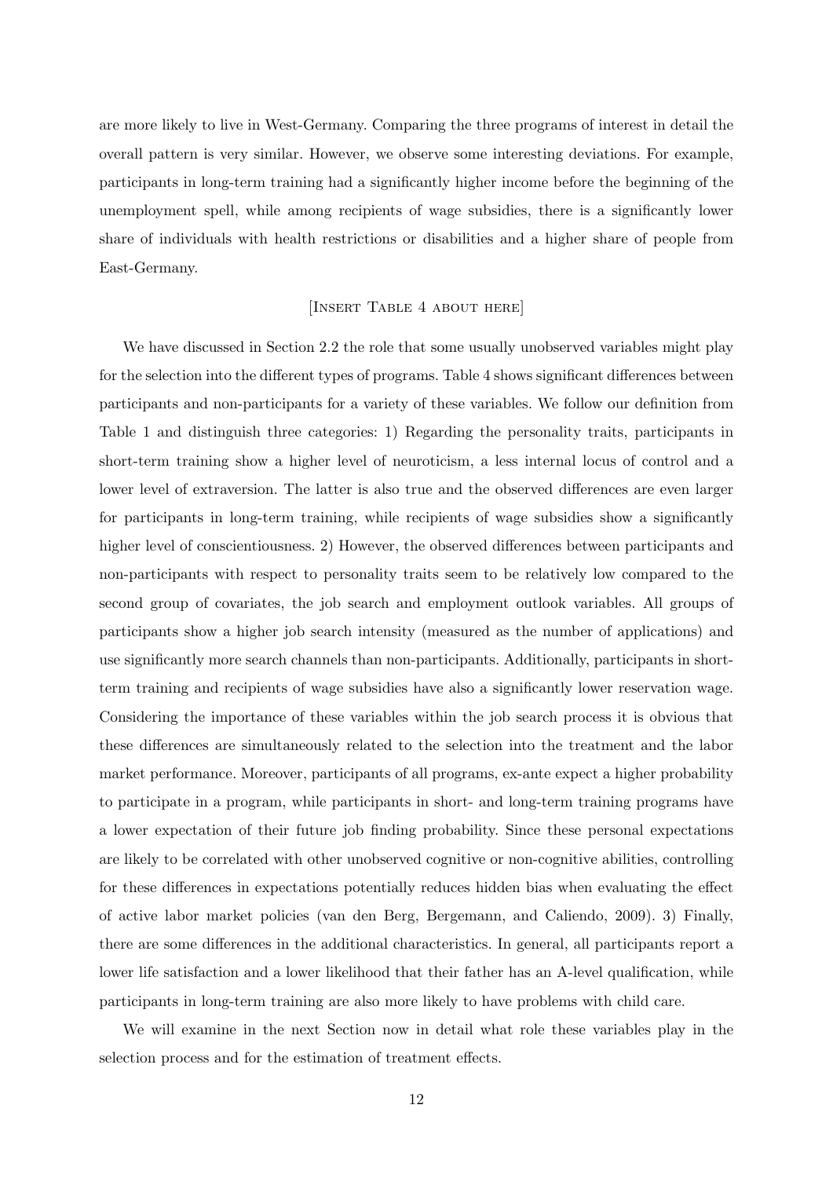are more likely to live in West-Germany. Comparing the three programs of interest in detail the overall pattern is very similar. However, we observe some interesting deviations. For example, participants in long-term training had a significantly higher income before the beginning of the unemployment spell, while among recipients of wage subsidies, there is a significantly lower share of individuals with health restrictions or disabilities and a higher share of people from East-Germany.

[Insert Table 4 about here]

We have discussed in Section 2.2 the role that some usually unobserved variables might play for the selection into the different types of programs. Table 4 shows significant differences between participants and non-participants for a variety of these variables. We follow our definition from Table 1 and distinguish three categories: 1) Regarding the personality traits, participants in short-term training show a higher level of neuroticism, a less internal locus of control and a lower level of extraversion. The latter is also true and the observed differences are even larger for participants in long-term training, while recipients of wage subsidies show a significantly higher level of conscientiousness. 2) However, the observed differences between participants and non-participants with respect to personality traits seem to be relatively low compared to the second group of covariates, the job search and employment outlook variables. All groups of participants show a higher job search intensity (measured as the number of applications) and use significantly more search channels than non-participants. Additionally, participants in short-term training and recipients of wage subsidies have also a significantly lower reservation wage. Considering the importance of these variables within the job search process it is obvious that these differences are simultaneously related to the selection into the treatment and the labor market performance. Moreover, participants of all programs, ex-ante expect a higher probability to participate in a program, while participants in short- and long-term training programs have a lower expectation of their future job finding probability. Since these personal expectations are likely to be correlated with other unobserved cognitive or non-cognitive abilities, controlling for these differences in expectations potentially reduces hidden bias when evaluating the effect of active labor market policies (van den Berg, Bergemann, and Caliendo, 2009). 3) Finally, there are some differences in the additional characteristics. In general, all participants report a lower life satisfaction and a lower likelihood that their father has an A-level qualification, while participants in long-term training are also more likely to have problems with child care.

We will examine in the next Section now in detail what role these variables play in the selection process and for the estimation of treatment effects.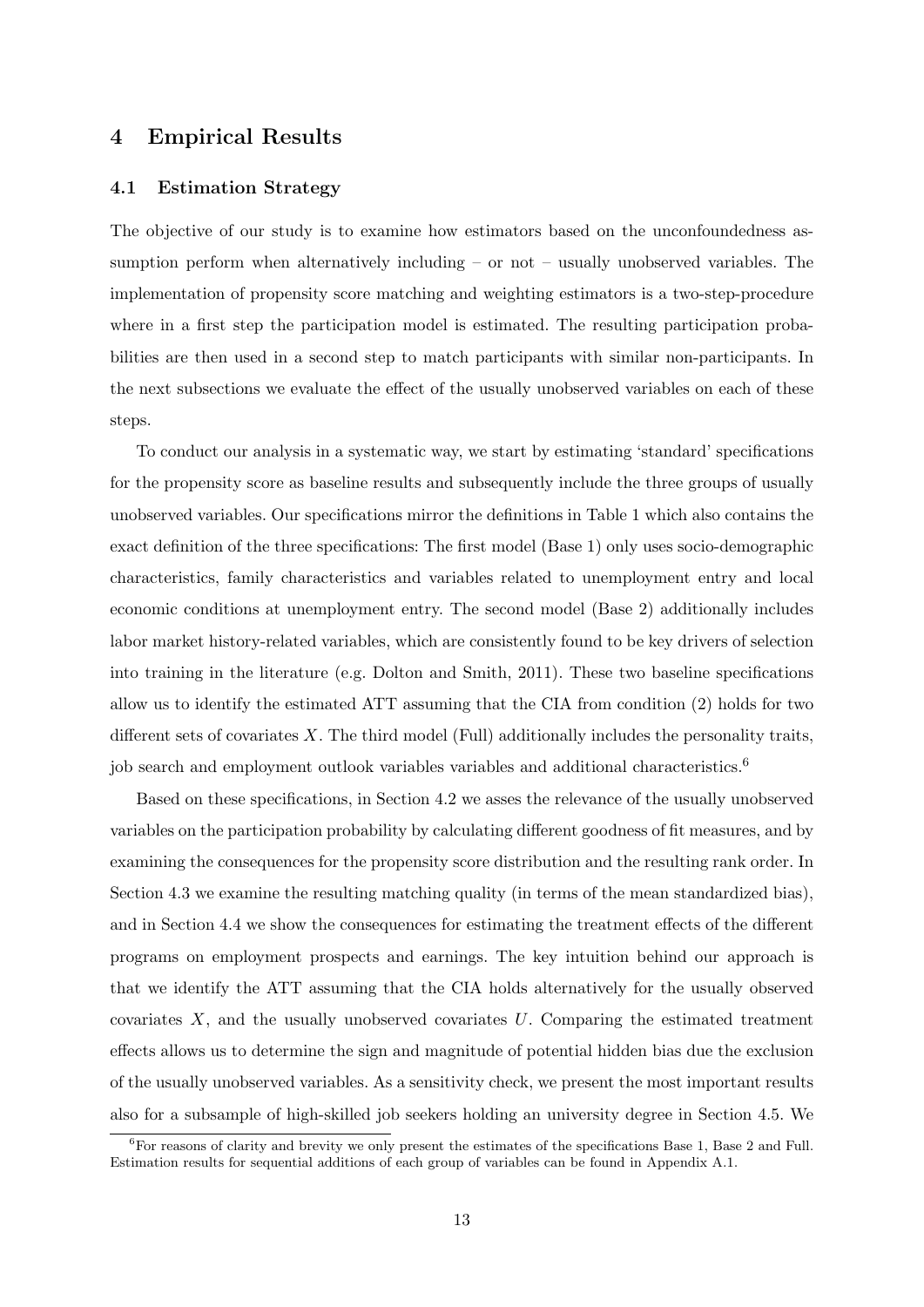## 4 Empirical Results

### 4.1 Estimation Strategy

The objective of our study is to examine how estimators based on the unconfoundedness assumption perform when alternatively including – or not – usually unobserved variables. The implementation of propensity score matching and weighting estimators is a two-step-procedure where in a first step the participation model is estimated. The resulting participation probabilities are then used in a second step to match participants with similar non-participants. In the next subsections we evaluate the effect of the usually unobserved variables on each of these steps.

To conduct our analysis in a systematic way, we start by estimating 'standard' specifications for the propensity score as baseline results and subsequently include the three groups of usually unobserved variables. Our specifications mirror the definitions in Table 1 which also contains the exact definition of the three specifications: The first model (Base 1) only uses socio-demographic characteristics, family characteristics and variables related to unemployment entry and local economic conditions at unemployment entry. The second model (Base 2) additionally includes labor market history-related variables, which are consistently found to be key drivers of selection into training in the literature (e.g. Dolton and Smith, 2011). These two baseline specifications allow us to identify the estimated ATT assuming that the CIA from condition (2) holds for two different sets of covariates $X$. The third model (Full) additionally includes the personality traits, job search and employment outlook variables variables and additional characteristics.[6]

Based on these specifications, in Section 4.2 we asses the relevance of the usually unobserved variables on the participation probability by calculating different goodness of fit measures, and by examining the consequences for the propensity score distribution and the resulting rank order. In Section 4.3 we examine the resulting matching quality (in terms of the mean standardized bias), and in Section 4.4 we show the consequences for estimating the treatment effects of the different programs on employment prospects and earnings. The key intuition behind our approach is that we identify the ATT assuming that the CIA holds alternatively for the usually observed covariates $X$, and the usually unobserved covariates $U$. Comparing the estimated treatment effects allows us to determine the sign and magnitude of potential hidden bias due the exclusion of the usually unobserved variables. As a sensitivity check, we present the most important results also for a subsample of high-skilled job seekers holding an university degree in Section 4.5. We

[6] For reasons of clarity and brevity we only present the estimates of the specifications Base 1, Base 2 and Full. Estimation results for sequential additions of each group of variables can be found in Appendix A.1.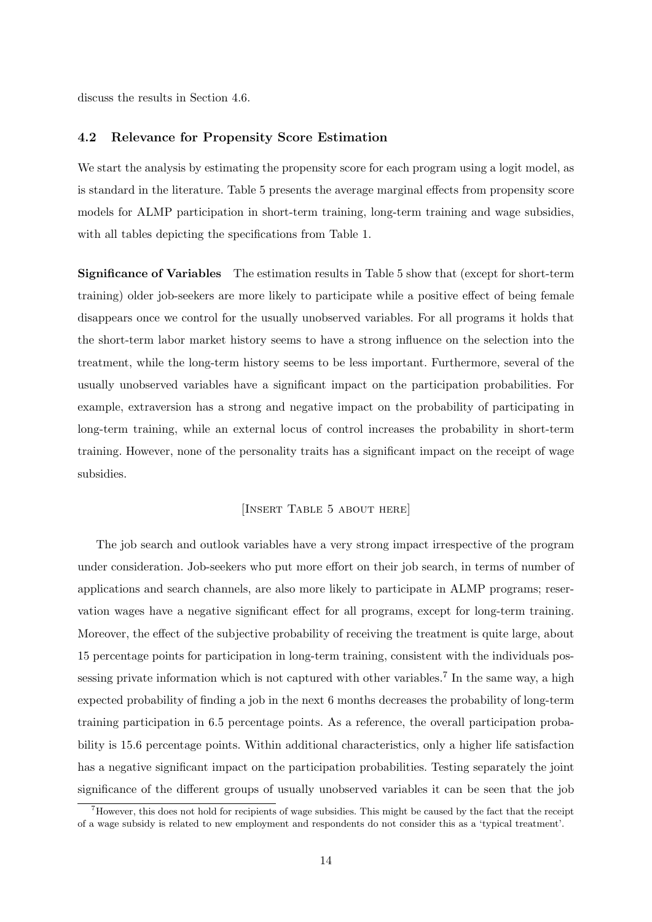discuss the results in Section 4.6.

### 4.2 Relevance for Propensity Score Estimation

We start the analysis by estimating the propensity score for each program using a logit model, as is standard in the literature. Table 5 presents the average marginal effects from propensity score models for ALMP participation in short-term training, long-term training and wage subsidies, with all tables depicting the specifications from Table 1.

**Significance of Variables** The estimation results in Table 5 show that (except for short-term training) older job-seekers are more likely to participate while a positive effect of being female disappears once we control for the usually unobserved variables. For all programs it holds that the short-term labor market history seems to have a strong influence on the selection into the treatment, while the long-term history seems to be less important. Furthermore, several of the usually unobserved variables have a significant impact on the participation probabilities. For example, extraversion has a strong and negative impact on the probability of participating in long-term training, while an external locus of control increases the probability in short-term training. However, none of the personality traits has a significant impact on the receipt of wage subsidies.

[Insert Table 5 about here]

The job search and outlook variables have a very strong impact irrespective of the program under consideration. Job-seekers who put more effort on their job search, in terms of number of applications and search channels, are also more likely to participate in ALMP programs; reservation wages have a negative significant effect for all programs, except for long-term training. Moreover, the effect of the subjective probability of receiving the treatment is quite large, about 15 percentage points for participation in long-term training, consistent with the individuals possessing private information which is not captured with other variables.[7] In the same way, a high expected probability of finding a job in the next 6 months decreases the probability of long-term training participation in 6.5 percentage points. As a reference, the overall participation probability is 15.6 percentage points. Within additional characteristics, only a higher life satisfaction has a negative significant impact on the participation probabilities. Testing separately the joint significance of the different groups of usually unobserved variables it can be seen that the job

[7] However, this does not hold for recipients of wage subsidies. This might be caused by the fact that the receipt of a wage subsidy is related to new employment and respondents do not consider this as a 'typical treatment'.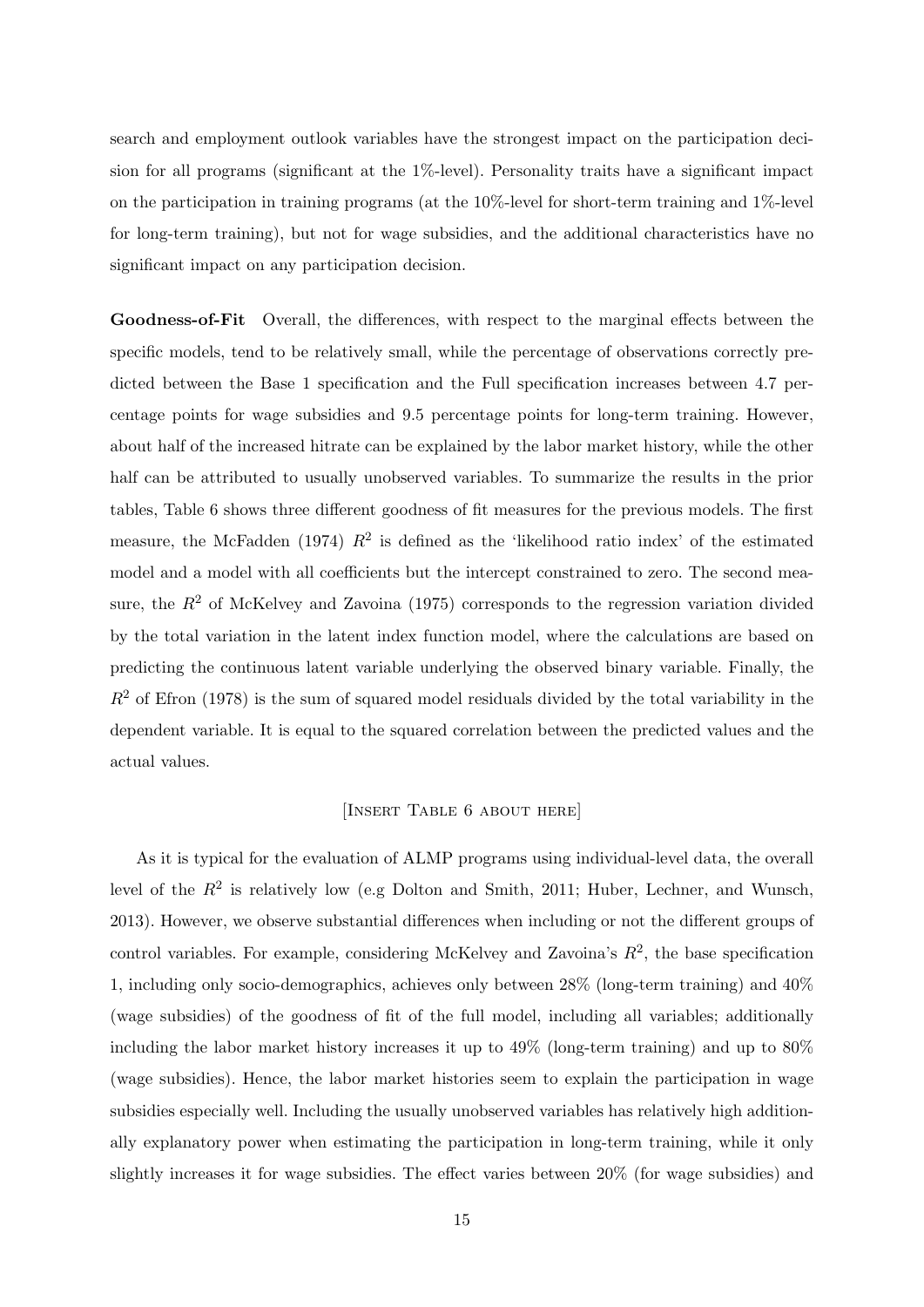search and employment outlook variables have the strongest impact on the participation decision for all programs (significant at the 1%-level). Personality traits have a significant impact on the participation in training programs (at the 10%-level for short-term training and 1%-level for long-term training), but not for wage subsidies, and the additional characteristics have no significant impact on any participation decision.

**Goodness-of-Fit** Overall, the differences, with respect to the marginal effects between the specific models, tend to be relatively small, while the percentage of observations correctly predicted between the Base 1 specification and the Full specification increases between 4.7 percentage points for wage subsidies and 9.5 percentage points for long-term training. However, about half of the increased hitrate can be explained by the labor market history, while the other half can be attributed to usually unobserved variables. To summarize the results in the prior tables, Table 6 shows three different goodness of fit measures for the previous models. The first measure, the McFadden (1974) $R^2$ is defined as the 'likelihood ratio index' of the estimated model and a model with all coefficients but the intercept constrained to zero. The second measure, the $R^2$ of McKelvey and Zavoina (1975) corresponds to the regression variation divided by the total variation in the latent index function model, where the calculations are based on predicting the continuous latent variable underlying the observed binary variable. Finally, the $R^2$ of Efron (1978) is the sum of squared model residuals divided by the total variability in the dependent variable. It is equal to the squared correlation between the predicted values and the actual values.

[Insert Table 6 about here]

As it is typical for the evaluation of ALMP programs using individual-level data, the overall level of the $R^2$ is relatively low (e.g Dolton and Smith, 2011; Huber, Lechner, and Wunsch, 2013). However, we observe substantial differences when including or not the different groups of control variables. For example, considering McKelvey and Zavoina's $R^2$, the base specification 1, including only socio-demographics, achieves only between 28% (long-term training) and 40% (wage subsidies) of the goodness of fit of the full model, including all variables; additionally including the labor market history increases it up to 49% (long-term training) and up to 80% (wage subsidies). Hence, the labor market histories seem to explain the participation in wage subsidies especially well. Including the usually unobserved variables has relatively high additionally explanatory power when estimating the participation in long-term training, while it only slightly increases it for wage subsidies. The effect varies between 20% (for wage subsidies) and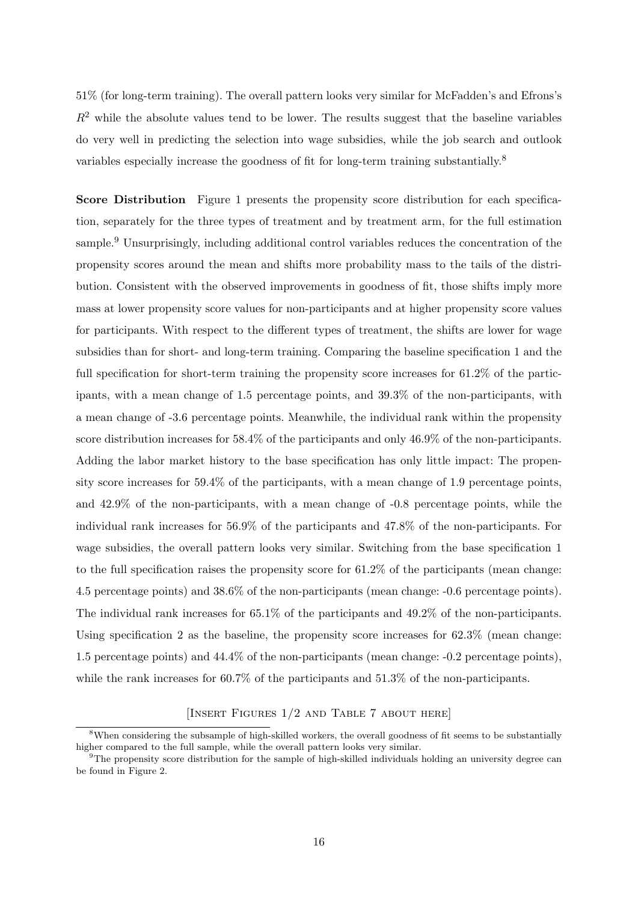51% (for long-term training). The overall pattern looks very similar for McFadden's and Efrons's $R^2$ while the absolute values tend to be lower. The results suggest that the baseline variables do very well in predicting the selection into wage subsidies, while the job search and outlook variables especially increase the goodness of fit for long-term training substantially.[8]

**Score Distribution** Figure 1 presents the propensity score distribution for each specification, separately for the three types of treatment and by treatment arm, for the full estimation sample.[9] Unsurprisingly, including additional control variables reduces the concentration of the propensity scores around the mean and shifts more probability mass to the tails of the distribution. Consistent with the observed improvements in goodness of fit, those shifts imply more mass at lower propensity score values for non-participants and at higher propensity score values for participants. With respect to the different types of treatment, the shifts are lower for wage subsidies than for short- and long-term training. Comparing the baseline specification 1 and the full specification for short-term training the propensity score increases for 61.2% of the participants, with a mean change of 1.5 percentage points, and 39.3% of the non-participants, with a mean change of -3.6 percentage points. Meanwhile, the individual rank within the propensity score distribution increases for 58.4% of the participants and only 46.9% of the non-participants. Adding the labor market history to the base specification has only little impact: The propensity score increases for 59.4% of the participants, with a mean change of 1.9 percentage points, and 42.9% of the non-participants, with a mean change of -0.8 percentage points, while the individual rank increases for 56.9% of the participants and 47.8% of the non-participants. For wage subsidies, the overall pattern looks very similar. Switching from the base specification 1 to the full specification raises the propensity score for 61.2% of the participants (mean change: 4.5 percentage points) and 38.6% of the non-participants (mean change: -0.6 percentage points). The individual rank increases for 65.1% of the participants and 49.2% of the non-participants. Using specification 2 as the baseline, the propensity score increases for 62.3% (mean change: 1.5 percentage points) and 44.4% of the non-participants (mean change: -0.2 percentage points), while the rank increases for 60.7% of the participants and 51.3% of the non-participants.

[Insert Figures 1/2 and Table 7 about here]

[8] When considering the subsample of high-skilled workers, the overall goodness of fit seems to be substantially higher compared to the full sample, while the overall pattern looks very similar.

[9] The propensity score distribution for the sample of high-skilled individuals holding an university degree can be found in Figure 2.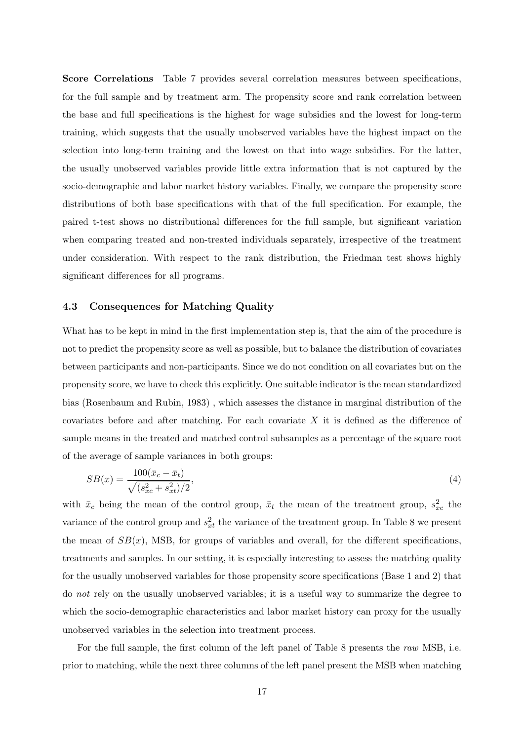**Score Correlations** Table 7 provides several correlation measures between specifications, for the full sample and by treatment arm. The propensity score and rank correlation between the base and full specifications is the highest for wage subsidies and the lowest for long-term training, which suggests that the usually unobserved variables have the highest impact on the selection into long-term training and the lowest on that into wage subsidies. For the latter, the usually unobserved variables provide little extra information that is not captured by the socio-demographic and labor market history variables. Finally, we compare the propensity score distributions of both base specifications with that of the full specification. For example, the paired t-test shows no distributional differences for the full sample, but significant variation when comparing treated and non-treated individuals separately, irrespective of the treatment under consideration. With respect to the rank distribution, the Friedman test shows highly significant differences for all programs.

### 4.3 Consequences for Matching Quality

What has to be kept in mind in the first implementation step is, that the aim of the procedure is not to predict the propensity score as well as possible, but to balance the distribution of covariates between participants and non-participants. Since we do not condition on all covariates but on the propensity score, we have to check this explicitly. One suitable indicator is the mean standardized bias (Rosenbaum and Rubin, 1983) , which assesses the distance in marginal distribution of the covariates before and after matching. For each covariate $X$ it is defined as the difference of sample means in the treated and matched control subsamples as a percentage of the square root of the average of sample variances in both groups:

$$SB(x) = \frac{100(\bar{x}_c - \bar{x}_t)}{\sqrt{(s_{xc}^2 + s_{xt}^2)/2}}, \tag{4}$$

with $\bar{x}_c$ being the mean of the control group, $\bar{x}_t$ the mean of the treatment group, $s_{xc}^2$ the variance of the control group and $s_{xt}^2$ the variance of the treatment group. In Table 8 we present the mean of $SB(x)$, MSB, for groups of variables and overall, for the different specifications, treatments and samples. In our setting, it is especially interesting to assess the matching quality for the usually unobserved variables for those propensity score specifications (Base 1 and 2) that do *not* rely on the usually unobserved variables; it is a useful way to summarize the degree to which the socio-demographic characteristics and labor market history can proxy for the usually unobserved variables in the selection into treatment process.

For the full sample, the first column of the left panel of Table 8 presents the *raw* MSB, i.e. prior to matching, while the next three columns of the left panel present the MSB when matching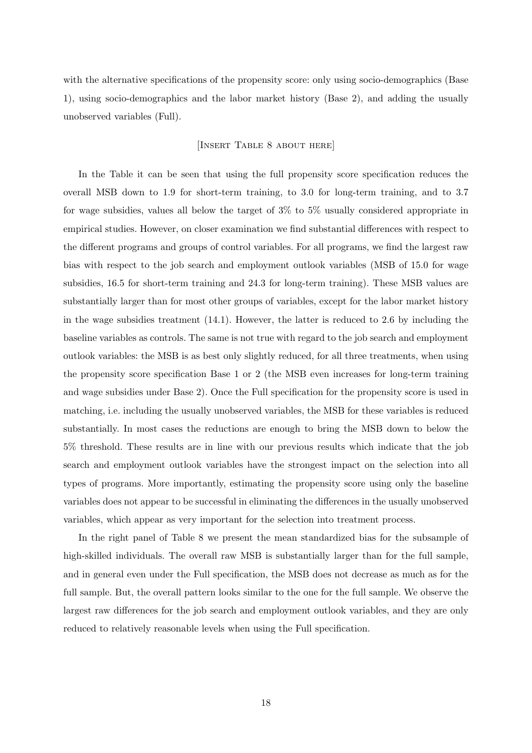with the alternative specifications of the propensity score: only using socio-demographics (Base 1), using socio-demographics and the labor market history (Base 2), and adding the usually unobserved variables (Full).

[Insert Table 8 about here]

In the Table it can be seen that using the full propensity score specification reduces the overall MSB down to 1.9 for short-term training, to 3.0 for long-term training, and to 3.7 for wage subsidies, values all below the target of 3% to 5% usually considered appropriate in empirical studies. However, on closer examination we find substantial differences with respect to the different programs and groups of control variables. For all programs, we find the largest raw bias with respect to the job search and employment outlook variables (MSB of 15.0 for wage subsidies, 16.5 for short-term training and 24.3 for long-term training). These MSB values are substantially larger than for most other groups of variables, except for the labor market history in the wage subsidies treatment (14.1). However, the latter is reduced to 2.6 by including the baseline variables as controls. The same is not true with regard to the job search and employment outlook variables: the MSB is as best only slightly reduced, for all three treatments, when using the propensity score specification Base 1 or 2 (the MSB even increases for long-term training and wage subsidies under Base 2). Once the Full specification for the propensity score is used in matching, i.e. including the usually unobserved variables, the MSB for these variables is reduced substantially. In most cases the reductions are enough to bring the MSB down to below the 5% threshold. These results are in line with our previous results which indicate that the job search and employment outlook variables have the strongest impact on the selection into all types of programs. More importantly, estimating the propensity score using only the baseline variables does not appear to be successful in eliminating the differences in the usually unobserved variables, which appear as very important for the selection into treatment process.

In the right panel of Table 8 we present the mean standardized bias for the subsample of high-skilled individuals. The overall raw MSB is substantially larger than for the full sample, and in general even under the Full specification, the MSB does not decrease as much as for the full sample. But, the overall pattern looks similar to the one for the full sample. We observe the largest raw differences for the job search and employment outlook variables, and they are only reduced to relatively reasonable levels when using the Full specification.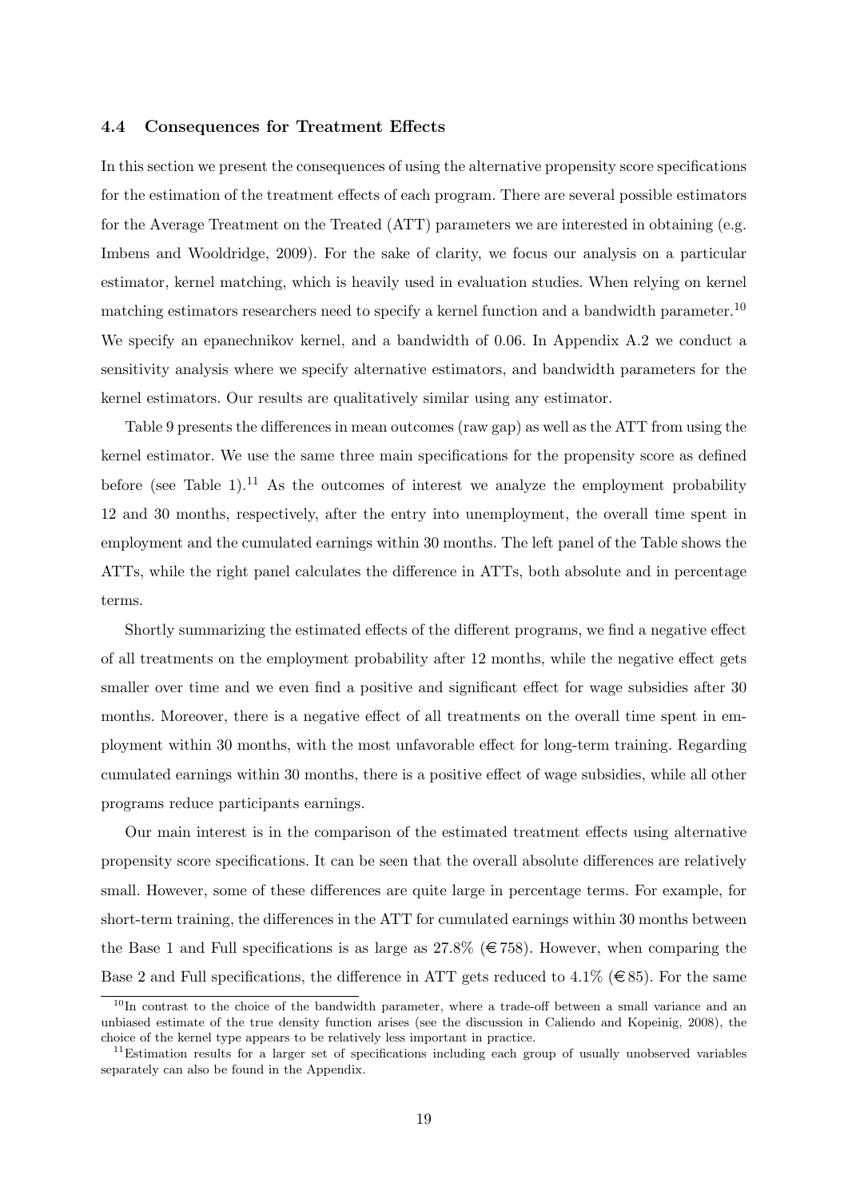### 4.4 Consequences for Treatment Effects

In this section we present the consequences of using the alternative propensity score specifications for the estimation of the treatment effects of each program. There are several possible estimators for the Average Treatment on the Treated (ATT) parameters we are interested in obtaining (e.g. Imbens and Wooldridge, 2009). For the sake of clarity, we focus our analysis on a particular estimator, kernel matching, which is heavily used in evaluation studies. When relying on kernel matching estimators researchers need to specify a kernel function and a bandwidth parameter.[10] We specify an epanechnikov kernel, and a bandwidth of 0.06. In Appendix A.2 we conduct a sensitivity analysis where we specify alternative estimators, and bandwidth parameters for the kernel estimators. Our results are qualitatively similar using any estimator.

Table 9 presents the differences in mean outcomes (raw gap) as well as the ATT from using the kernel estimator. We use the same three main specifications for the propensity score as defined before (see Table 1).[11] As the outcomes of interest we analyze the employment probability 12 and 30 months, respectively, after the entry into unemployment, the overall time spent in employment and the cumulated earnings within 30 months. The left panel of the Table shows the ATTs, while the right panel calculates the difference in ATTs, both absolute and in percentage terms.

Shortly summarizing the estimated effects of the different programs, we find a negative effect of all treatments on the employment probability after 12 months, while the negative effect gets smaller over time and we even find a positive and significant effect for wage subsidies after 30 months. Moreover, there is a negative effect of all treatments on the overall time spent in employment within 30 months, with the most unfavorable effect for long-term training. Regarding cumulated earnings within 30 months, there is a positive effect of wage subsidies, while all other programs reduce participants earnings.

Our main interest is in the comparison of the estimated treatment effects using alternative propensity score specifications. It can be seen that the overall absolute differences are relatively small. However, some of these differences are quite large in percentage terms. For example, for short-term training, the differences in the ATT for cumulated earnings within 30 months between the Base 1 and Full specifications is as large as 27.8% (€758). However, when comparing the Base 2 and Full specifications, the difference in ATT gets reduced to 4.1% (€85). For the same

[10] In contrast to the choice of the bandwidth parameter, where a trade-off between a small variance and an unbiased estimate of the true density function arises (see the discussion in Caliendo and Kopeinig, 2008), the choice of the kernel type appears to be relatively less important in practice.

[11] Estimation results for a larger set of specifications including each group of usually unobserved variables separately can also be found in the Appendix.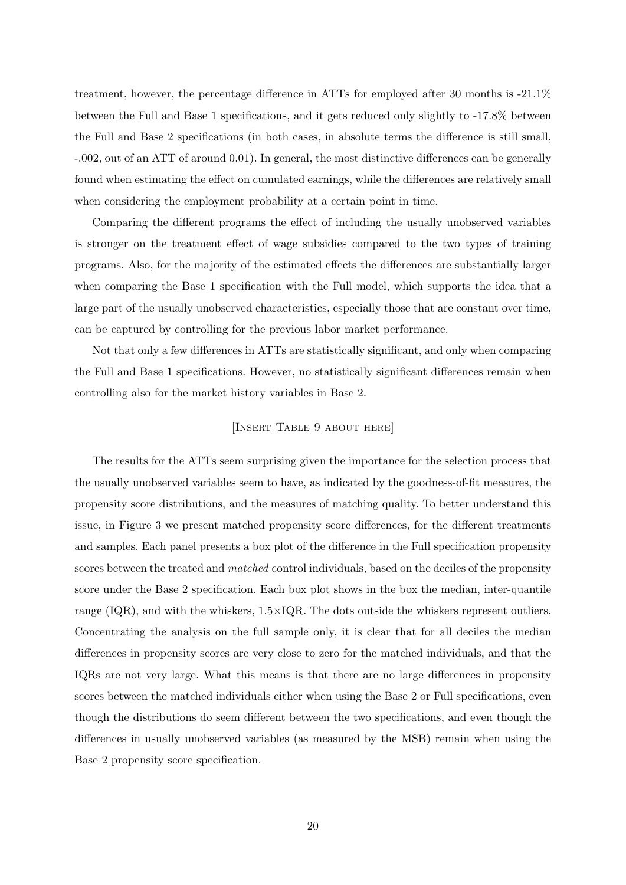treatment, however, the percentage difference in ATTs for employed after 30 months is -21.1% between the Full and Base 1 specifications, and it gets reduced only slightly to -17.8% between the Full and Base 2 specifications (in both cases, in absolute terms the difference is still small, -.002, out of an ATT of around 0.01). In general, the most distinctive differences can be generally found when estimating the effect on cumulated earnings, while the differences are relatively small when considering the employment probability at a certain point in time.

Comparing the different programs the effect of including the usually unobserved variables is stronger on the treatment effect of wage subsidies compared to the two types of training programs. Also, for the majority of the estimated effects the differences are substantially larger when comparing the Base 1 specification with the Full model, which supports the idea that a large part of the usually unobserved characteristics, especially those that are constant over time, can be captured by controlling for the previous labor market performance.

Not that only a few differences in ATTs are statistically significant, and only when comparing the Full and Base 1 specifications. However, no statistically significant differences remain when controlling also for the market history variables in Base 2.

[Insert Table 9 about here]

The results for the ATTs seem surprising given the importance for the selection process that the usually unobserved variables seem to have, as indicated by the goodness-of-fit measures, the propensity score distributions, and the measures of matching quality. To better understand this issue, in Figure 3 we present matched propensity score differences, for the different treatments and samples. Each panel presents a box plot of the difference in the Full specification propensity scores between the treated and *matched* control individuals, based on the deciles of the propensity score under the Base 2 specification. Each box plot shows in the box the median, inter-quantile range (IQR), and with the whiskers, $1.5\times$IQR. The dots outside the whiskers represent outliers. Concentrating the analysis on the full sample only, it is clear that for all deciles the median differences in propensity scores are very close to zero for the matched individuals, and that the IQRs are not very large. What this means is that there are no large differences in propensity scores between the matched individuals either when using the Base 2 or Full specifications, even though the distributions do seem different between the two specifications, and even though the differences in usually unobserved variables (as measured by the MSB) remain when using the Base 2 propensity score specification.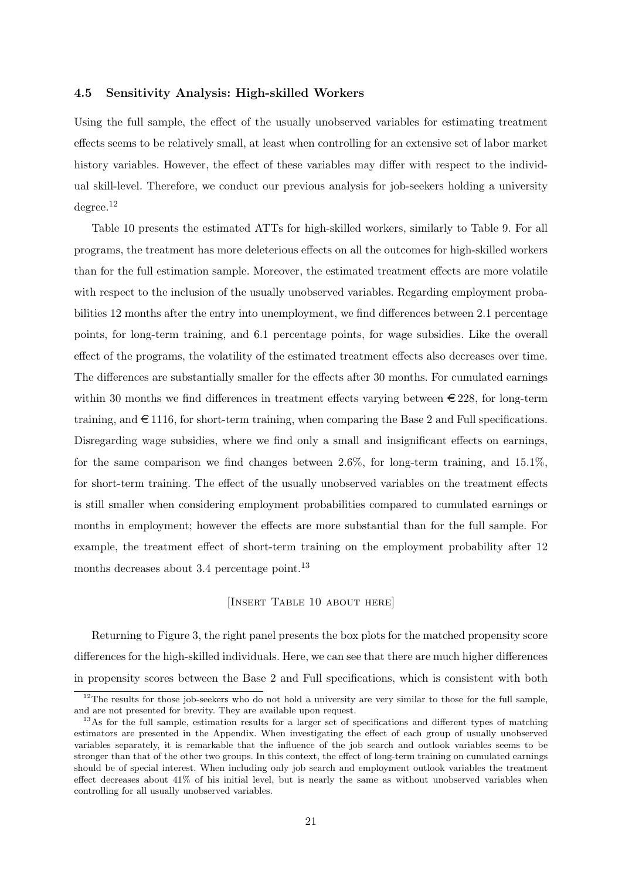### 4.5 Sensitivity Analysis: High-skilled Workers

Using the full sample, the effect of the usually unobserved variables for estimating treatment effects seems to be relatively small, at least when controlling for an extensive set of labor market history variables. However, the effect of these variables may differ with respect to the individual skill-level. Therefore, we conduct our previous analysis for job-seekers holding a university degree.[12]

Table 10 presents the estimated ATTs for high-skilled workers, similarly to Table 9. For all programs, the treatment has more deleterious effects on all the outcomes for high-skilled workers than for the full estimation sample. Moreover, the estimated treatment effects are more volatile with respect to the inclusion of the usually unobserved variables. Regarding employment probabilities 12 months after the entry into unemployment, we find differences between 2.1 percentage points, for long-term training, and 6.1 percentage points, for wage subsidies. Like the overall effect of the programs, the volatility of the estimated treatment effects also decreases over time. The differences are substantially smaller for the effects after 30 months. For cumulated earnings within 30 months we find differences in treatment effects varying between €228, for long-term training, and €1116, for short-term training, when comparing the Base 2 and Full specifications. Disregarding wage subsidies, where we find only a small and insignificant effects on earnings, for the same comparison we find changes between 2.6%, for long-term training, and 15.1%, for short-term training. The effect of the usually unobserved variables on the treatment effects is still smaller when considering employment probabilities compared to cumulated earnings or months in employment; however the effects are more substantial than for the full sample. For example, the treatment effect of short-term training on the employment probability after 12 months decreases about 3.4 percentage point.[13]

[Insert Table 10 about here]

Returning to Figure 3, the right panel presents the box plots for the matched propensity score differences for the high-skilled individuals. Here, we can see that there are much higher differences in propensity scores between the Base 2 and Full specifications, which is consistent with both

[12] The results for those job-seekers who do not hold a university are very similar to those for the full sample, and are not presented for brevity. They are available upon request.

[13] As for the full sample, estimation results for a larger set of specifications and different types of matching estimators are presented in the Appendix. When investigating the effect of each group of usually unobserved variables separately, it is remarkable that the influence of the job search and outlook variables seems to be stronger than that of the other two groups. In this context, the effect of long-term training on cumulated earnings should be of special interest. When including only job search and employment outlook variables the treatment effect decreases about 41% of his initial level, but is nearly the same as without unobserved variables when controlling for all usually unobserved variables.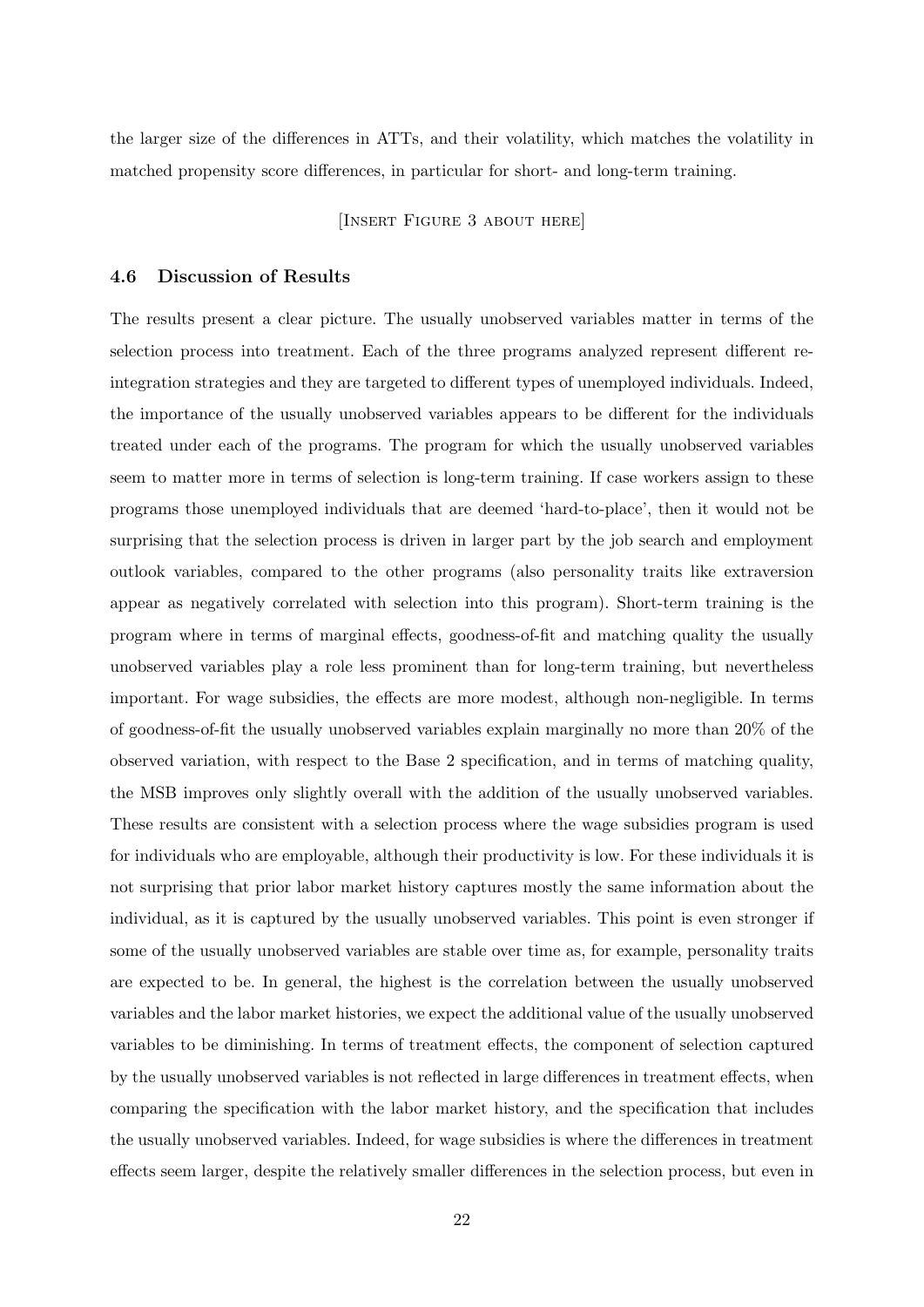the larger size of the differences in ATTs, and their volatility, which matches the volatility in matched propensity score differences, in particular for short- and long-term training.

[Insert Figure 3 about here]

### 4.6 Discussion of Results

The results present a clear picture. The usually unobserved variables matter in terms of the selection process into treatment. Each of the three programs analyzed represent different re-integration strategies and they are targeted to different types of unemployed individuals. Indeed, the importance of the usually unobserved variables appears to be different for the individuals treated under each of the programs. The program for which the usually unobserved variables seem to matter more in terms of selection is long-term training. If case workers assign to these programs those unemployed individuals that are deemed 'hard-to-place', then it would not be surprising that the selection process is driven in larger part by the job search and employment outlook variables, compared to the other programs (also personality traits like extraversion appear as negatively correlated with selection into this program). Short-term training is the program where in terms of marginal effects, goodness-of-fit and matching quality the usually unobserved variables play a role less prominent than for long-term training, but nevertheless important. For wage subsidies, the effects are more modest, although non-negligible. In terms of goodness-of-fit the usually unobserved variables explain marginally no more than 20% of the observed variation, with respect to the Base 2 specification, and in terms of matching quality, the MSB improves only slightly overall with the addition of the usually unobserved variables. These results are consistent with a selection process where the wage subsidies program is used for individuals who are employable, although their productivity is low. For these individuals it is not surprising that prior labor market history captures mostly the same information about the individual, as it is captured by the usually unobserved variables. This point is even stronger if some of the usually unobserved variables are stable over time as, for example, personality traits are expected to be. In general, the highest is the correlation between the usually unobserved variables and the labor market histories, we expect the additional value of the usually unobserved variables to be diminishing. In terms of treatment effects, the component of selection captured by the usually unobserved variables is not reflected in large differences in treatment effects, when comparing the specification with the labor market history, and the specification that includes the usually unobserved variables. Indeed, for wage subsidies is where the differences in treatment effects seem larger, despite the relatively smaller differences in the selection process, but even in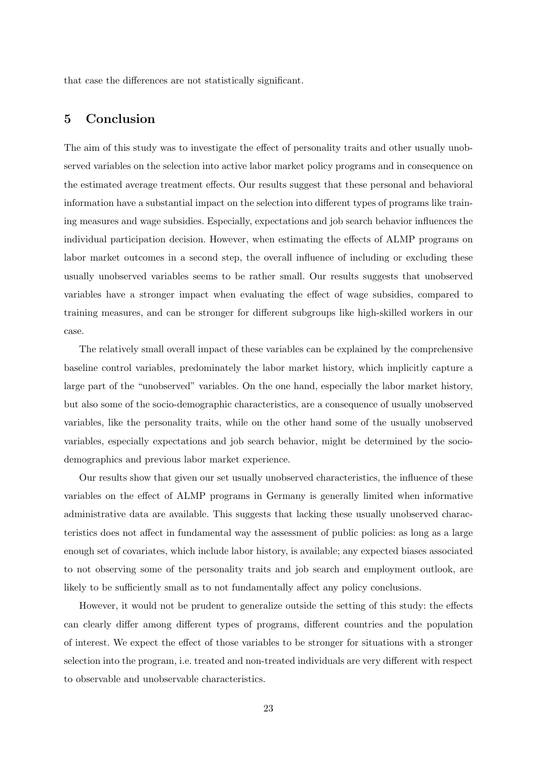that case the differences are not statistically significant.

## 5 Conclusion

The aim of this study was to investigate the effect of personality traits and other usually unobserved variables on the selection into active labor market policy programs and in consequence on the estimated average treatment effects. Our results suggest that these personal and behavioral information have a substantial impact on the selection into different types of programs like training measures and wage subsidies. Especially, expectations and job search behavior influences the individual participation decision. However, when estimating the effects of ALMP programs on labor market outcomes in a second step, the overall influence of including or excluding these usually unobserved variables seems to be rather small. Our results suggests that unobserved variables have a stronger impact when evaluating the effect of wage subsidies, compared to training measures, and can be stronger for different subgroups like high-skilled workers in our case.

The relatively small overall impact of these variables can be explained by the comprehensive baseline control variables, predominately the labor market history, which implicitly capture a large part of the "unobserved" variables. On the one hand, especially the labor market history, but also some of the socio-demographic characteristics, are a consequence of usually unobserved variables, like the personality traits, while on the other hand some of the usually unobserved variables, especially expectations and job search behavior, might be determined by the socio-demographics and previous labor market experience.

Our results show that given our set usually unobserved characteristics, the influence of these variables on the effect of ALMP programs in Germany is generally limited when informative administrative data are available. This suggests that lacking these usually unobserved characteristics does not affect in fundamental way the assessment of public policies: as long as a large enough set of covariates, which include labor history, is available; any expected biases associated to not observing some of the personality traits and job search and employment outlook, are likely to be sufficiently small as to not fundamentally affect any policy conclusions.

However, it would not be prudent to generalize outside the setting of this study: the effects can clearly differ among different types of programs, different countries and the population of interest. We expect the effect of those variables to be stronger for situations with a stronger selection into the program, i.e. treated and non-treated individuals are very different with respect to observable and unobservable characteristics.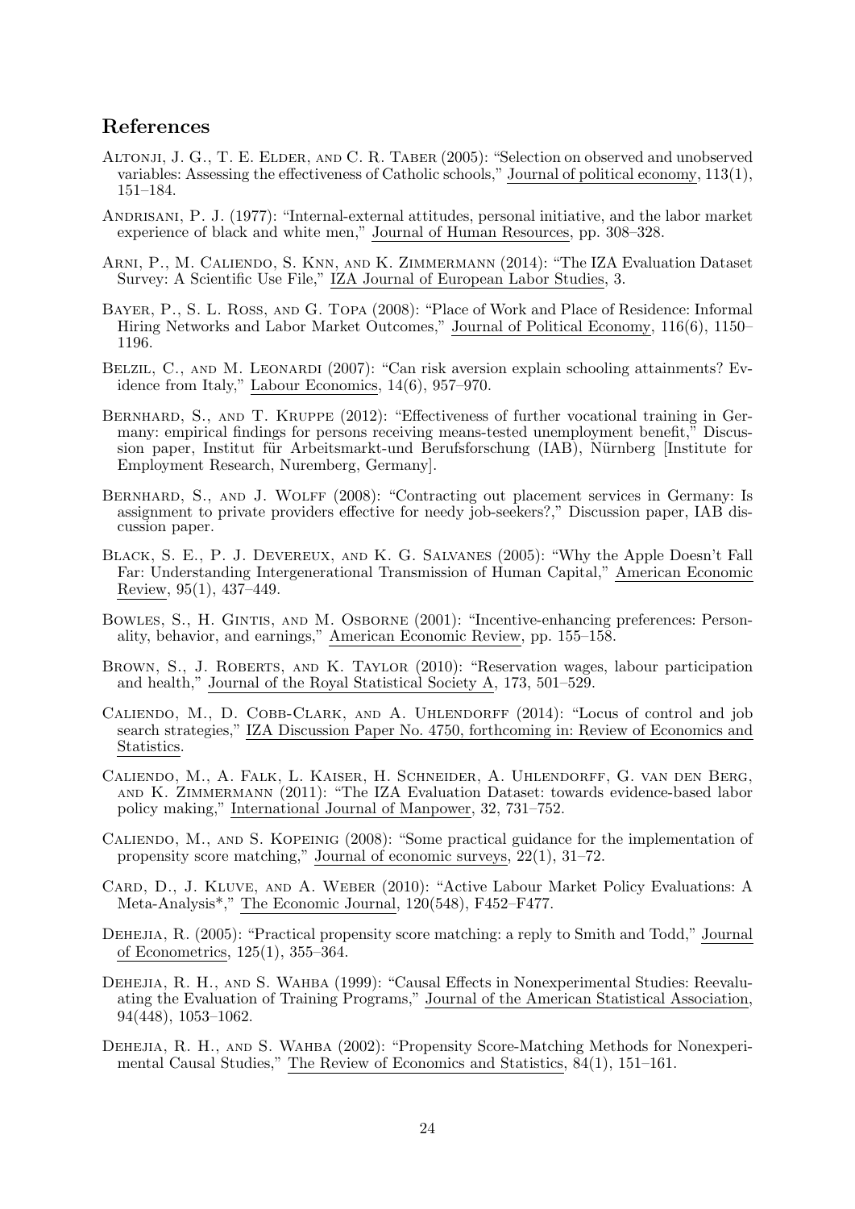## References

Altonji, J. G., T. E. Elder, and C. R. Taber (2005): "Selection on observed and unobserved variables: Assessing the effectiveness of Catholic schools," Journal of political economy, 113(1), 151–184.

Andrisani, P. J. (1977): "Internal-external attitudes, personal initiative, and the labor market experience of black and white men," Journal of Human Resources, pp. 308–328.

Arni, P., M. Caliendo, S. Knn, and K. Zimmermann (2014): "The IZA Evaluation Dataset Survey: A Scientific Use File," IZA Journal of European Labor Studies, 3.

Bayer, P., S. L. Ross, and G. Topa (2008): "Place of Work and Place of Residence: Informal Hiring Networks and Labor Market Outcomes," Journal of Political Economy, 116(6), 1150–1196.

Belzil, C., and M. Leonardi (2007): "Can risk aversion explain schooling attainments? Evidence from Italy," Labour Economics, 14(6), 957–970.

Bernhard, S., and T. Kruppe (2012): "Effectiveness of further vocational training in Germany: empirical findings for persons receiving means-tested unemployment benefit," Discussion paper, Institut für Arbeitsmarkt-und Berufsforschung (IAB), Nürnberg [Institute for Employment Research, Nuremberg, Germany].

Bernhard, S., and J. Wolff (2008): "Contracting out placement services in Germany: Is assignment to private providers effective for needy job-seekers?," Discussion paper, IAB discussion paper.

Black, S. E., P. J. Devereux, and K. G. Salvanes (2005): "Why the Apple Doesn't Fall Far: Understanding Intergenerational Transmission of Human Capital," American Economic Review, 95(1), 437–449.

Bowles, S., H. Gintis, and M. Osborne (2001): "Incentive-enhancing preferences: Personality, behavior, and earnings," American Economic Review, pp. 155–158.

Brown, S., J. Roberts, and K. Taylor (2010): "Reservation wages, labour participation and health," Journal of the Royal Statistical Society A, 173, 501–529.

Caliendo, M., D. Cobb-Clark, and A. Uhlendorff (2014): "Locus of control and job search strategies," IZA Discussion Paper No. 4750, forthcoming in: Review of Economics and Statistics.

Caliendo, M., A. Falk, L. Kaiser, H. Schneider, A. Uhlendorff, G. van den Berg, and K. Zimmermann (2011): "The IZA Evaluation Dataset: towards evidence-based labor policy making," International Journal of Manpower, 32, 731–752.

Caliendo, M., and S. Kopeinig (2008): "Some practical guidance for the implementation of propensity score matching," Journal of economic surveys, 22(1), 31–72.

Card, D., J. Kluve, and A. Weber (2010): "Active Labour Market Policy Evaluations: A Meta-Analysis*," The Economic Journal, 120(548), F452–F477.

Dehejia, R. (2005): "Practical propensity score matching: a reply to Smith and Todd," Journal of Econometrics, 125(1), 355–364.

Dehejia, R. H., and S. Wahba (1999): "Causal Effects in Nonexperimental Studies: Reevaluating the Evaluation of Training Programs," Journal of the American Statistical Association, 94(448), 1053–1062.

Dehejia, R. H., and S. Wahba (2002): "Propensity Score-Matching Methods for Nonexperimental Causal Studies," The Review of Economics and Statistics, 84(1), 151–161.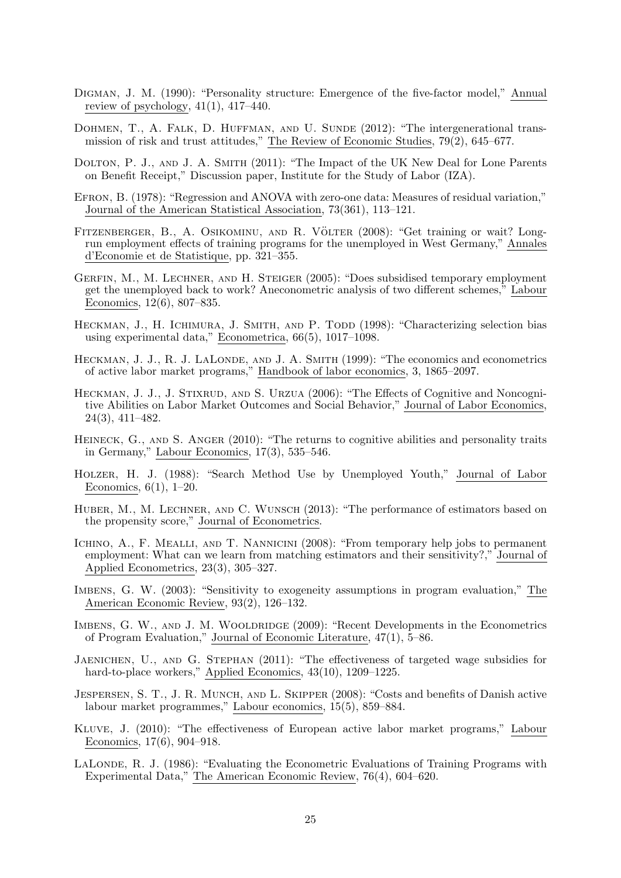Digman, J. M. (1990): "Personality structure: Emergence of the five-factor model," Annual review of psychology, 41(1), 417–440.

Dohmen, T., A. Falk, D. Huffman, and U. Sunde (2012): "The intergenerational transmission of risk and trust attitudes," The Review of Economic Studies, 79(2), 645–677.

Dolton, P. J., and J. A. Smith (2011): "The Impact of the UK New Deal for Lone Parents on Benefit Receipt," Discussion paper, Institute for the Study of Labor (IZA).

Efron, B. (1978): "Regression and ANOVA with zero-one data: Measures of residual variation," Journal of the American Statistical Association, 73(361), 113–121.

Fitzenberger, B., A. Osikominu, and R. Völter (2008): "Get training or wait? Long-run employment effects of training programs for the unemployed in West Germany," Annales d'Economie et de Statistique, pp. 321–355.

Gerfin, M., M. Lechner, and H. Steiger (2005): "Does subsidised temporary employment get the unemployed back to work? Aneconometric analysis of two different schemes," Labour Economics, 12(6), 807–835.

Heckman, J., H. Ichimura, J. Smith, and P. Todd (1998): "Characterizing selection bias using experimental data," Econometrica, 66(5), 1017–1098.

Heckman, J. J., R. J. LaLonde, and J. A. Smith (1999): "The economics and econometrics of active labor market programs," Handbook of labor economics, 3, 1865–2097.

Heckman, J. J., J. Stixrud, and S. Urzua (2006): "The Effects of Cognitive and Noncognitive Abilities on Labor Market Outcomes and Social Behavior," Journal of Labor Economics, 24(3), 411–482.

Heineck, G., and S. Anger (2010): "The returns to cognitive abilities and personality traits in Germany," Labour Economics, 17(3), 535–546.

Holzer, H. J. (1988): "Search Method Use by Unemployed Youth," Journal of Labor Economics, 6(1), 1–20.

Huber, M., M. Lechner, and C. Wunsch (2013): "The performance of estimators based on the propensity score," Journal of Econometrics.

Ichino, A., F. Mealli, and T. Nannicini (2008): "From temporary help jobs to permanent employment: What can we learn from matching estimators and their sensitivity?," Journal of Applied Econometrics, 23(3), 305–327.

Imbens, G. W. (2003): "Sensitivity to exogeneity assumptions in program evaluation," The American Economic Review, 93(2), 126–132.

Imbens, G. W., and J. M. Wooldridge (2009): "Recent Developments in the Econometrics of Program Evaluation," Journal of Economic Literature, 47(1), 5–86.

Jaenichen, U., and G. Stephan (2011): "The effectiveness of targeted wage subsidies for hard-to-place workers," Applied Economics, 43(10), 1209–1225.

Jespersen, S. T., J. R. Munch, and L. Skipper (2008): "Costs and benefits of Danish active labour market programmes," Labour economics, 15(5), 859–884.

Kluve, J. (2010): "The effectiveness of European active labor market programs," Labour Economics, 17(6), 904–918.

LaLonde, R. J. (1986): "Evaluating the Econometric Evaluations of Training Programs with Experimental Data," The American Economic Review, 76(4), 604–620.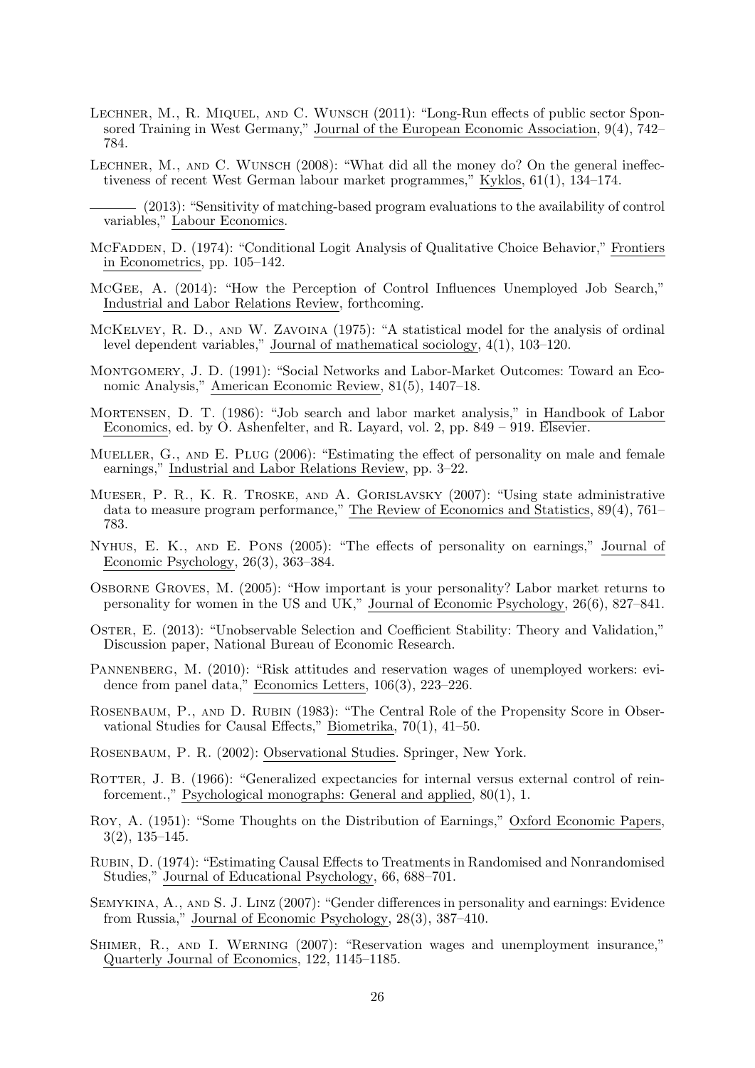Lechner, M., R. Miquel, and C. Wunsch (2011): "Long-Run effects of public sector Sponsored Training in West Germany," Journal of the European Economic Association, 9(4), 742–784.

Lechner, M., and C. Wunsch (2008): "What did all the money do? On the general ineffectiveness of recent West German labour market programmes," Kyklos, 61(1), 134–174.

——— (2013): "Sensitivity of matching-based program evaluations to the availability of control variables," Labour Economics.

McFadden, D. (1974): "Conditional Logit Analysis of Qualitative Choice Behavior," Frontiers in Econometrics, pp. 105–142.

McGee, A. (2014): "How the Perception of Control Influences Unemployed Job Search," Industrial and Labor Relations Review, forthcoming.

McKelvey, R. D., and W. Zavoina (1975): "A statistical model for the analysis of ordinal level dependent variables," Journal of mathematical sociology, 4(1), 103–120.

Montgomery, J. D. (1991): "Social Networks and Labor-Market Outcomes: Toward an Economic Analysis," American Economic Review, 81(5), 1407–18.

Mortensen, D. T. (1986): "Job search and labor market analysis," in Handbook of Labor Economics, ed. by O. Ashenfelter, and R. Layard, vol. 2, pp. 849 – 919. Elsevier.

Mueller, G., and E. Plug (2006): "Estimating the effect of personality on male and female earnings," Industrial and Labor Relations Review, pp. 3–22.

Mueser, P. R., K. R. Troske, and A. Gorislavsky (2007): "Using state administrative data to measure program performance," The Review of Economics and Statistics, 89(4), 761–783.

Nyhus, E. K., and E. Pons (2005): "The effects of personality on earnings," Journal of Economic Psychology, 26(3), 363–384.

Osborne Groves, M. (2005): "How important is your personality? Labor market returns to personality for women in the US and UK," Journal of Economic Psychology, 26(6), 827–841.

Oster, E. (2013): "Unobservable Selection and Coefficient Stability: Theory and Validation," Discussion paper, National Bureau of Economic Research.

Pannenberg, M. (2010): "Risk attitudes and reservation wages of unemployed workers: evidence from panel data," Economics Letters, 106(3), 223–226.

Rosenbaum, P., and D. Rubin (1983): "The Central Role of the Propensity Score in Observational Studies for Causal Effects," Biometrika, 70(1), 41–50.

Rosenbaum, P. R. (2002): Observational Studies. Springer, New York.

Rotter, J. B. (1966): "Generalized expectancies for internal versus external control of reinforcement.," Psychological monographs: General and applied, 80(1), 1.

Roy, A. (1951): "Some Thoughts on the Distribution of Earnings," Oxford Economic Papers, 3(2), 135–145.

Rubin, D. (1974): "Estimating Causal Effects to Treatments in Randomised and Nonrandomised Studies," Journal of Educational Psychology, 66, 688–701.

Semykina, A., and S. J. Linz (2007): "Gender differences in personality and earnings: Evidence from Russia," Journal of Economic Psychology, 28(3), 387–410.

Shimer, R., and I. Werning (2007): "Reservation wages and unemployment insurance," Quarterly Journal of Economics, 122, 1145–1185.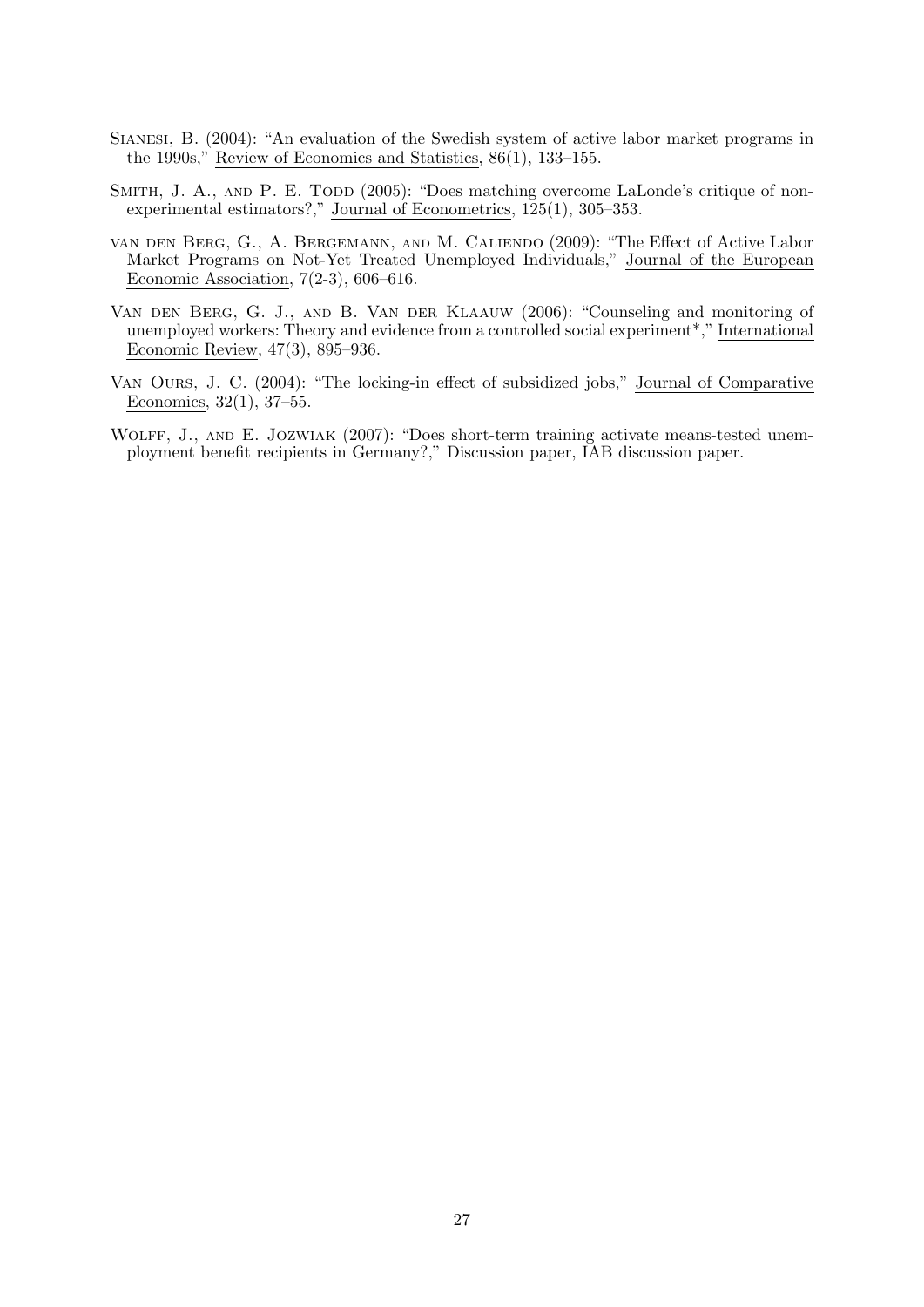Sianesi, B. (2004): "An evaluation of the Swedish system of active labor market programs in the 1990s," Review of Economics and Statistics, 86(1), 133–155.

Smith, J. A., and P. E. Todd (2005): "Does matching overcome LaLonde's critique of nonexperimental estimators?," Journal of Econometrics, 125(1), 305–353.

van den Berg, G., A. Bergemann, and M. Caliendo (2009): "The Effect of Active Labor Market Programs on Not-Yet Treated Unemployed Individuals," Journal of the European Economic Association, 7(2-3), 606–616.

Van den Berg, G. J., and B. Van der Klaauw (2006): "Counseling and monitoring of unemployed workers: Theory and evidence from a controlled social experiment*," International Economic Review, 47(3), 895–936.

Van Ours, J. C. (2004): "The locking-in effect of subsidized jobs," Journal of Comparative Economics, 32(1), 37–55.

Wolff, J., and E. Jozwiak (2007): "Does short-term training activate means-tested unemployment benefit recipients in Germany?," Discussion paper, IAB discussion paper.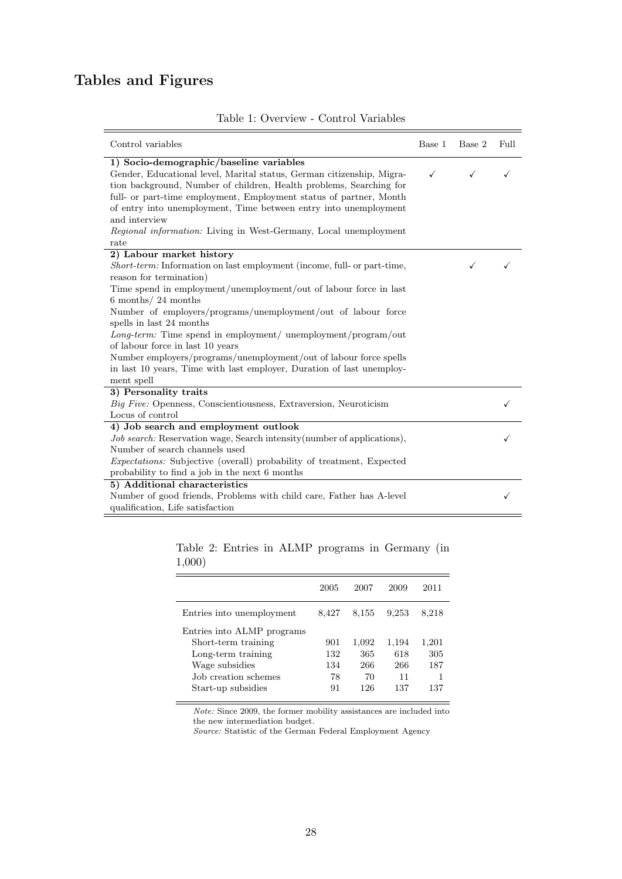# Tables and Figures

Table 1: Overview - Control Variables

| Control variables | Base 1 | Base 2 | Full |
|---|---|---|---|
| **1) Socio-demographic/baseline variables** | | | |
| Gender, Educational level, Marital status, German citizenship, Migration background, Number of children, Health problems, Searching for full- or part-time employment, Employment status of partner, Month of entry into unemployment, Time between entry into unemployment and interview<br>*Regional information:* Living in West-Germany, Local unemployment rate | ✓ | ✓ | ✓ |
| **2) Labour market history** | | | |
| *Short-term:* Information on last employment (income, full- or part-time, reason for termination)<br>Time spend in employment/unemployment/out of labour force in last 6 months/ 24 months<br>Number of employers/programs/unemployment/out of labour force spells in last 24 months<br>*Long-term:* Time spend in employment/ unemployment/program/out of labour force in last 10 years<br>Number employers/programs/unemployment/out of labour force spells in last 10 years, Time with last employer, Duration of last unemployment spell | | ✓ | ✓ |
| **3) Personality traits** | | | |
| *Big Five:* Openness, Conscientiousness, Extraversion, Neuroticism<br>Locus of control | | | ✓ |
| **4) Job search and employment outlook** | | | |
| *Job search:* Reservation wage, Search intensity(number of applications), Number of search channels used<br>*Expectations:* Subjective (overall) probability of treatment, Expected probability to find a job in the next 6 months | | | ✓ |
| **5) Additional characteristics** | | | |
| Number of good friends, Problems with child care, Father has A-level qualification, Life satisfaction | | | ✓ |

Table 2: Entries in ALMP programs in Germany (in 1,000)

| | 2005 | 2007 | 2009 | 2011 |
|---|---|---|---|---|
| Entries into unemployment | 8,427 | 8,155 | 9,253 | 8,218 |
| Entries into ALMP programs | | | | |
| Short-term training | 901 | 1,092 | 1,194 | 1,201 |
| Long-term training | 132 | 365 | 618 | 305 |
| Wage subsidies | 134 | 266 | 266 | 187 |
| Job creation schemes | 78 | 70 | 11 | 1 |
| Start-up subsidies | 91 | 126 | 137 | 137 |

*Note:* Since 2009, the former mobility assistances are included into the new intermediation budget.
*Source:* Statistic of the German Federal Employment Agency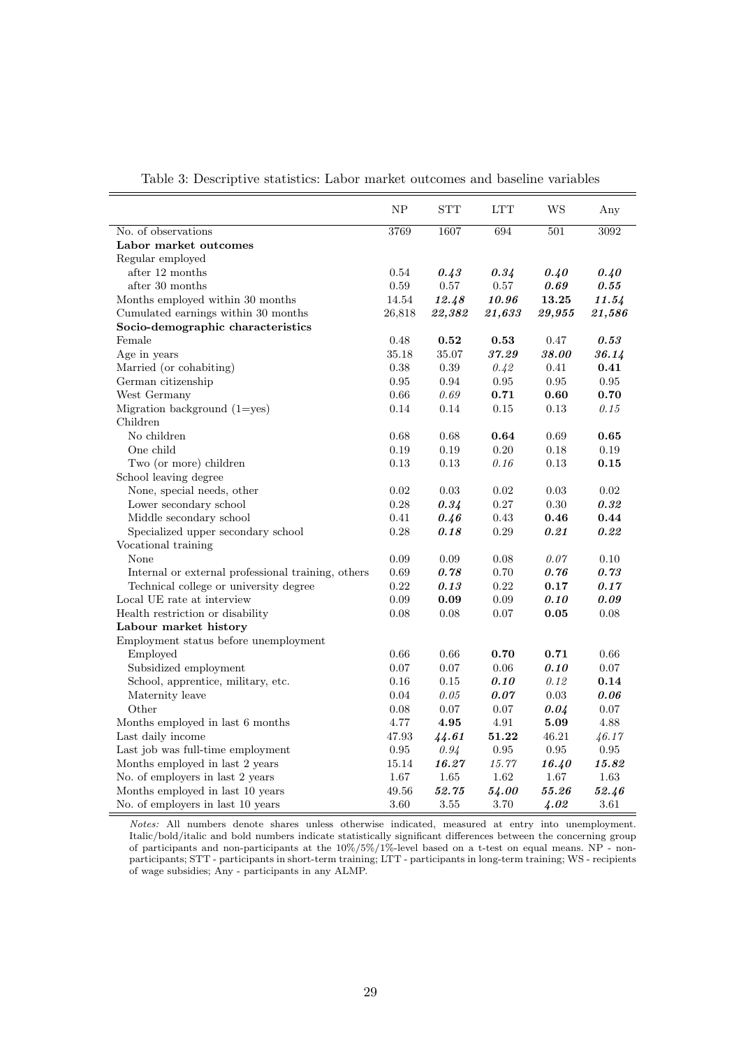Table 3: Descriptive statistics: Labor market outcomes and baseline variables

| | NP | STT | LTT | WS | Any |
|---|---|---|---|---|---|
| No. of observations | 3769 | 1607 | 694 | 501 | 3092 |
| **Labor market outcomes** | | | | | |
| Regular employed | | | | | |
| after 12 months | 0.54 | ***0.43*** | ***0.34*** | ***0.40*** | ***0.40*** |
| after 30 months | 0.59 | 0.57 | 0.57 | ***0.69*** | ***0.55*** |
| Months employed within 30 months | 14.54 | ***12.48*** | ***10.96*** | **13.25** | ***11.54*** |
| Cumulated earnings within 30 months | 26,818 | ***22,382*** | ***21,633*** | ***29,955*** | ***21,586*** |
| **Socio-demographic characteristics** | | | | | |
| Female | 0.48 | **0.52** | **0.53** | 0.47 | ***0.53*** |
| Age in years | 35.18 | 35.07 | ***37.29*** | ***38.00*** | ***36.14*** |
| Married (or cohabiting) | 0.38 | 0.39 | *0.42* | 0.41 | **0.41** |
| German citizenship | 0.95 | 0.94 | 0.95 | 0.95 | 0.95 |
| West Germany | 0.66 | *0.69* | **0.71** | **0.60** | **0.70** |
| Migration background (1=yes) | 0.14 | 0.14 | 0.15 | 0.13 | *0.15* |
| Children | | | | | |
| No children | 0.68 | 0.68 | **0.64** | 0.69 | **0.65** |
| One child | 0.19 | 0.19 | 0.20 | 0.18 | 0.19 |
| Two (or more) children | 0.13 | 0.13 | *0.16* | 0.13 | **0.15** |
| School leaving degree | | | | | |
| None, special needs, other | 0.02 | 0.03 | 0.02 | 0.03 | 0.02 |
| Lower secondary school | 0.28 | ***0.34*** | 0.27 | 0.30 | ***0.32*** |
| Middle secondary school | 0.41 | ***0.46*** | 0.43 | **0.46** | **0.44** |
| Specialized upper secondary school | 0.28 | ***0.18*** | 0.29 | ***0.21*** | ***0.22*** |
| Vocational training | | | | | |
| None | 0.09 | 0.09 | 0.08 | *0.07* | 0.10 |
| Internal or external professional training, others | 0.69 | ***0.78*** | 0.70 | ***0.76*** | ***0.73*** |
| Technical college or university degree | 0.22 | ***0.13*** | 0.22 | **0.17** | ***0.17*** |
| Local UE rate at interview | 0.09 | **0.09** | 0.09 | ***0.10*** | ***0.09*** |
| Health restriction or disability | 0.08 | 0.08 | 0.07 | **0.05** | 0.08 |
| **Labour market history** | | | | | |
| Employment status before unemployment | | | | | |
| Employed | 0.66 | 0.66 | **0.70** | **0.71** | 0.66 |
| Subsidized employment | 0.07 | 0.07 | 0.06 | ***0.10*** | 0.07 |
| School, apprentice, military, etc. | 0.16 | 0.15 | ***0.10*** | *0.12* | **0.14** |
| Maternity leave | 0.04 | *0.05* | ***0.07*** | 0.03 | ***0.06*** |
| Other | 0.08 | 0.07 | 0.07 | ***0.04*** | 0.07 |
| Months employed in last 6 months | 4.77 | **4.95** | 4.91 | **5.09** | 4.88 |
| Last daily income | 47.93 | ***44.61*** | **51.22** | 46.21 | *46.17* |
| Last job was full-time employment | 0.95 | *0.94* | 0.95 | 0.95 | 0.95 |
| Months employed in last 2 years | 15.14 | ***16.27*** | *15.77* | ***16.40*** | ***15.82*** |
| No. of employers in last 2 years | 1.67 | 1.65 | 1.62 | 1.67 | 1.63 |
| Months employed in last 10 years | 49.56 | ***52.75*** | ***54.00*** | ***55.26*** | ***52.46*** |
| No. of employers in last 10 years | 3.60 | 3.55 | 3.70 | ***4.02*** | 3.61 |

*Notes:* All numbers denote shares unless otherwise indicated, measured at entry into unemployment. Italic/bold/italic and bold numbers indicate statistically significant differences between the concerning group of participants and non-participants at the 10%/5%/1%-level based on a t-test on equal means. NP - non-participants; STT - participants in short-term training; LTT - participants in long-term training; WS - recipients of wage subsidies; Any - participants in any ALMP.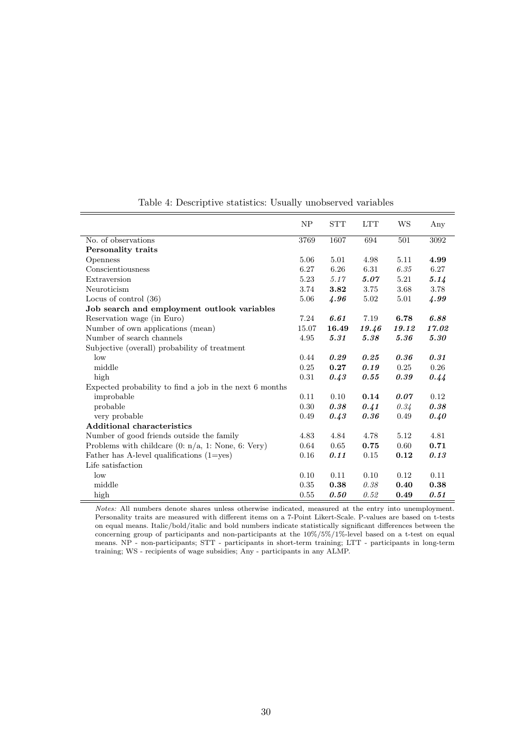Table 4: Descriptive statistics: Usually unobserved variables

| | NP | STT | LTT | WS | Any |
|---|---|---|---|---|---|
| No. of observations | 3769 | 1607 | 694 | 501 | 3092 |
| **Personality traits** | | | | | |
| Openness | 5.06 | 5.01 | 4.98 | 5.11 | **4.99** |
| Conscientiousness | 6.27 | 6.26 | 6.31 | *6.35* | 6.27 |
| Extraversion | 5.23 | *5.17* | ***5.07*** | 5.21 | ***5.14*** |
| Neuroticism | 3.74 | **3.82** | 3.75 | 3.68 | 3.78 |
| Locus of control (36) | 5.06 | ***4.96*** | 5.02 | 5.01 | ***4.99*** |
| **Job search and employment outlook variables** | | | | | |
| Reservation wage (in Euro) | 7.24 | ***6.61*** | 7.19 | **6.78** | ***6.88*** |
| Number of own applications (mean) | 15.07 | **16.49** | ***19.46*** | ***19.12*** | ***17.02*** |
| Number of search channels | 4.95 | ***5.31*** | ***5.38*** | ***5.36*** | ***5.30*** |
| Subjective (overall) probability of treatment | | | | | |
| low | 0.44 | ***0.29*** | ***0.25*** | ***0.36*** | ***0.31*** |
| middle | 0.25 | **0.27** | ***0.19*** | 0.25 | 0.26 |
| high | 0.31 | ***0.43*** | ***0.55*** | ***0.39*** | ***0.44*** |
| Expected probability to find a job in the next 6 months | | | | | |
| improbable | 0.11 | 0.10 | **0.14** | ***0.07*** | 0.12 |
| probable | 0.30 | ***0.38*** | ***0.41*** | *0.34* | ***0.38*** |
| very probable | 0.49 | ***0.43*** | ***0.36*** | 0.49 | ***0.40*** |
| **Additional characteristics** | | | | | |
| Number of good friends outside the family | 4.83 | 4.84 | 4.78 | 5.12 | 4.81 |
| Problems with childcare (0: n/a, 1: None, 6: Very) | 0.64 | 0.65 | **0.75** | 0.60 | **0.71** |
| Father has A-level qualifications (1=yes) | 0.16 | ***0.11*** | 0.15 | **0.12** | ***0.13*** |
| Life satisfaction | | | | | |
| low | 0.10 | 0.11 | 0.10 | 0.12 | 0.11 |
| middle | 0.35 | **0.38** | *0.38* | **0.40** | **0.38** |
| high | 0.55 | ***0.50*** | *0.52* | **0.49** | ***0.51*** |

*Notes:* All numbers denote shares unless otherwise indicated, measured at the entry into unemployment. Personality traits are measured with different items on a 7-Point Likert-Scale. P-values are based on t-tests on equal means. Italic/bold/italic and bold numbers indicate statistically significant differences between the concerning group of participants and non-participants at the 10%/5%/1%-level based on a t-test on equal means. NP - non-participants; STT - participants in short-term training; LTT - participants in long-term training; WS - recipients of wage subsidies; Any - participants in any ALMP.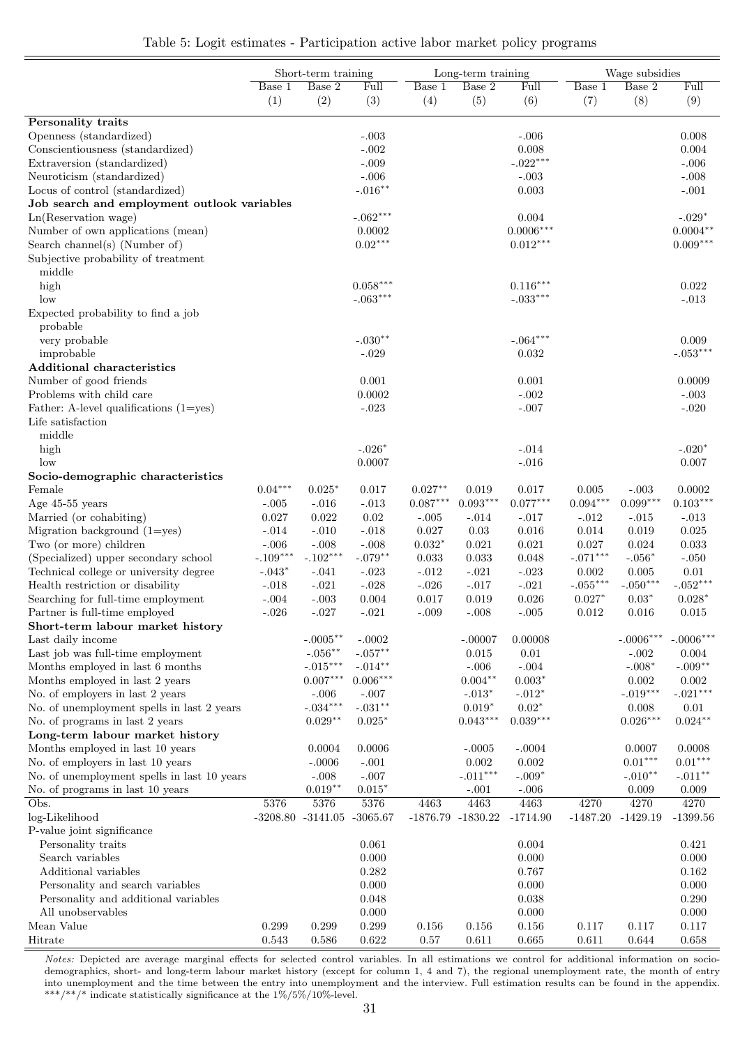Table 5: Logit estimates - Participation active labor market policy programs

| | Short-term training | | | Long-term training | | | Wage subsidies | | |
|---|---|---|---|---|---|---|---|---|---|
| | Base 1 | Base 2 | Full | Base 1 | Base 2 | Full | Base 1 | Base 2 | Full |
| | (1) | (2) | (3) | (4) | (5) | (6) | (7) | (8) | (9) |
| **Personality traits** | | | | | | | | | |
| Openness (standardized) | | | -.003 | | | -.006 | | | 0.008 |
| Conscientiousness (standardized) | | | -.002 | | | 0.008 | | | 0.004 |
| Extraversion (standardized) | | | -.009 | | | -.022*** | | | -.006 |
| Neuroticism (standardized) | | | -.006 | | | -.003 | | | -.008 |
| Locus of control (standardized) | | | -.016** | | | 0.003 | | | -.001 |
| **Job search and employment outlook variables** | | | | | | | | | |
| Ln(Reservation wage) | | | -.062*** | | | 0.004 | | | -.029* |
| Number of own applications (mean) | | | 0.0002 | | | 0.0006*** | | | 0.0004** |
| Search channel(s) (Number of) | | | 0.02*** | | | 0.012*** | | | 0.009*** |
| Subjective probability of treatment | | | | | | | | | |
| middle | | | | | | | | | |
| high | | | 0.058*** | | | 0.116*** | | | 0.022 |
| low | | | -.063*** | | | -.033*** | | | -.013 |
| Expected probability to find a job | | | | | | | | | |
| probable | | | | | | | | | |
| very probable | | | -.030** | | | -.064*** | | | 0.009 |
| improbable | | | -.029 | | | 0.032 | | | -.053*** |
| **Additional characteristics** | | | | | | | | | |
| Number of good friends | | | 0.001 | | | 0.001 | | | 0.0009 |
| Problems with child care | | | 0.0002 | | | -.002 | | | -.003 |
| Father: A-level qualifications (1=yes) | | | -.023 | | | -.007 | | | -.020 |
| Life satisfaction | | | | | | | | | |
| middle | | | | | | | | | |
| high | | | -.026* | | | -.014 | | | -.020* |
| low | | | 0.0007 | | | -.016 | | | 0.007 |
| **Socio-demographic characteristics** | | | | | | | | | |
| Female | 0.04*** | 0.025* | 0.017 | 0.027** | 0.019 | 0.017 | 0.005 | -.003 | 0.0002 |
| Age 45-55 years | -.005 | -.016 | -.013 | 0.087*** | 0.093*** | 0.077*** | 0.094*** | 0.099*** | 0.103*** |
| Married (or cohabiting) | 0.027 | 0.022 | 0.02 | -.005 | -.014 | -.017 | -.012 | -.015 | -.013 |
| Migration background (1=yes) | -.014 | -.010 | -.018 | 0.027 | 0.03 | 0.016 | 0.014 | 0.019 | 0.025 |
| Two (or more) children | -.006 | -.008 | -.008 | 0.032* | 0.021 | 0.021 | 0.027 | 0.024 | 0.033 |
| (Specialized) upper secondary school | -.109*** | -.102*** | -.079** | 0.033 | 0.033 | 0.048 | -.071*** | -.056* | -.050 |
| Technical college or university degree | -.043* | -.041 | -.023 | -.012 | -.021 | -.023 | 0.002 | 0.005 | 0.01 |
| Health restriction or disability | -.018 | -.021 | -.028 | -.026 | -.017 | -.021 | -.055*** | -.050*** | -.052*** |
| Searching for full-time employment | -.004 | -.003 | 0.004 | 0.017 | 0.019 | 0.026 | 0.027* | 0.03* | 0.028* |
| Partner is full-time employed | -.026 | -.027 | -.021 | -.009 | -.008 | -.005 | 0.012 | 0.016 | 0.015 |
| **Short-term labour market history** | | | | | | | | | |
| Last daily income | | -.0005** | -.0002 | | -.00007 | 0.00008 | | -.0006*** | -.0006*** |
| Last job was full-time employment | | -.056** | -.057** | | 0.015 | 0.01 | | -.002 | 0.004 |
| Months employed in last 6 months | | -.015*** | -.014** | | -.006 | -.004 | | -.008* | -.009** |
| Months employed in last 2 years | | 0.007*** | 0.006*** | | 0.004** | 0.003* | | 0.002 | 0.002 |
| No. of employers in last 2 years | | -.006 | -.007 | | -.013* | -.012* | | -.019*** | -.021*** |
| No. of unemployment spells in last 2 years | | -.034*** | -.031** | | 0.019* | 0.02* | | 0.008 | 0.01 |
| No. of programs in last 2 years | | 0.029** | 0.025* | | 0.043*** | 0.039*** | | 0.026*** | 0.024** |
| **Long-term labour market history** | | | | | | | | | |
| Months employed in last 10 years | | 0.0004 | 0.0006 | | -.0005 | -.0004 | | 0.0007 | 0.0008 |
| No. of employers in last 10 years | | -.0006 | -.001 | | 0.002 | 0.002 | | 0.01*** | 0.01*** |
| No. of unemployment spells in last 10 years | | -.008 | -.007 | | -.011*** | -.009* | | -.010** | -.011** |
| No. of programs in last 10 years | | 0.019** | 0.015* | | -.001 | -.006 | | 0.009 | 0.009 |
| Obs. | 5376 | 5376 | 5376 | 4463 | 4463 | 4463 | 4270 | 4270 | 4270 |
| log-Likelihood | -3208.80 | -3141.05 | -3065.67 | -1876.79 | -1830.22 | -1714.90 | -1487.20 | -1429.19 | -1399.56 |
| P-value joint significance | | | | | | | | | |
| Personality traits | | | 0.061 | | | 0.004 | | | 0.421 |
| Search variables | | | 0.000 | | | 0.000 | | | 0.000 |
| Additional variables | | | 0.282 | | | 0.767 | | | 0.162 |
| Personality and search variables | | | 0.000 | | | 0.000 | | | 0.000 |
| Personality and additional variables | | | 0.048 | | | 0.038 | | | 0.290 |
| All unobservables | | | 0.000 | | | 0.000 | | | 0.000 |
| Mean Value | 0.299 | 0.299 | 0.299 | 0.156 | 0.156 | 0.156 | 0.117 | 0.117 | 0.117 |
| Hitrate | 0.543 | 0.586 | 0.622 | 0.57 | 0.611 | 0.665 | 0.611 | 0.644 | 0.658 |

*Notes:* Depicted are average marginal effects for selected control variables. In all estimations we control for additional information on socio-demographics, short- and long-term labour market history (except for column 1, 4 and 7), the regional unemployment rate, the month of entry into unemployment and the time between the entry into unemployment and the interview. Full estimation results can be found in the appendix. ***/**/* indicate statistically significance at the 1%/5%/10%-level.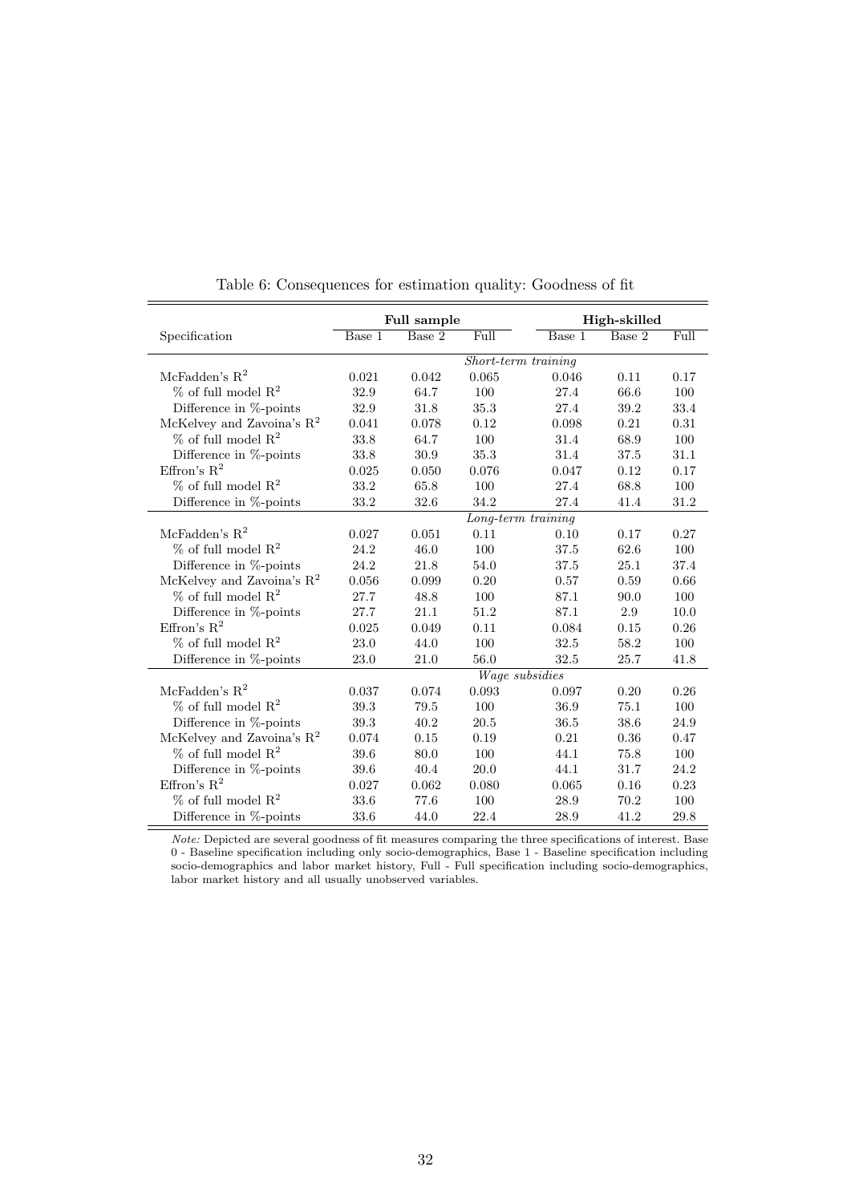Table 6: Consequences for estimation quality: Goodness of fit

| Specification | Full sample | | | High-skilled | | |
|---|---|---|---|---|---|---|
| | Base 1 | Base 2 | Full | Base 1 | Base 2 | Full |
| | | | *Short-term training* | | | |
| McFadden's $R^2$ | 0.021 | 0.042 | 0.065 | 0.046 | 0.11 | 0.17 |
| % of full model $R^2$ | 32.9 | 64.7 | 100 | 27.4 | 66.6 | 100 |
| Difference in %-points | 32.9 | 31.8 | 35.3 | 27.4 | 39.2 | 33.4 |
| McKelvey and Zavoina's $R^2$ | 0.041 | 0.078 | 0.12 | 0.098 | 0.21 | 0.31 |
| % of full model $R^2$ | 33.8 | 64.7 | 100 | 31.4 | 68.9 | 100 |
| Difference in %-points | 33.8 | 30.9 | 35.3 | 31.4 | 37.5 | 31.1 |
| Effron's $R^2$ | 0.025 | 0.050 | 0.076 | 0.047 | 0.12 | 0.17 |
| % of full model $R^2$ | 33.2 | 65.8 | 100 | 27.4 | 68.8 | 100 |
| Difference in %-points | 33.2 | 32.6 | 34.2 | 27.4 | 41.4 | 31.2 |
| | | | *Long-term training* | | | |
| McFadden's $R^2$ | 0.027 | 0.051 | 0.11 | 0.10 | 0.17 | 0.27 |
| % of full model $R^2$ | 24.2 | 46.0 | 100 | 37.5 | 62.6 | 100 |
| Difference in %-points | 24.2 | 21.8 | 54.0 | 37.5 | 25.1 | 37.4 |
| McKelvey and Zavoina's $R^2$ | 0.056 | 0.099 | 0.20 | 0.57 | 0.59 | 0.66 |
| % of full model $R^2$ | 27.7 | 48.8 | 100 | 87.1 | 90.0 | 100 |
| Difference in %-points | 27.7 | 21.1 | 51.2 | 87.1 | 2.9 | 10.0 |
| Effron's $R^2$ | 0.025 | 0.049 | 0.11 | 0.084 | 0.15 | 0.26 |
| % of full model $R^2$ | 23.0 | 44.0 | 100 | 32.5 | 58.2 | 100 |
| Difference in %-points | 23.0 | 21.0 | 56.0 | 32.5 | 25.7 | 41.8 |
| | | | *Wage subsidies* | | | |
| McFadden's $R^2$ | 0.037 | 0.074 | 0.093 | 0.097 | 0.20 | 0.26 |
| % of full model $R^2$ | 39.3 | 79.5 | 100 | 36.9 | 75.1 | 100 |
| Difference in %-points | 39.3 | 40.2 | 20.5 | 36.5 | 38.6 | 24.9 |
| McKelvey and Zavoina's $R^2$ | 0.074 | 0.15 | 0.19 | 0.21 | 0.36 | 0.47 |
| % of full model $R^2$ | 39.6 | 80.0 | 100 | 44.1 | 75.8 | 100 |
| Difference in %-points | 39.6 | 40.4 | 20.0 | 44.1 | 31.7 | 24.2 |
| Effron's $R^2$ | 0.027 | 0.062 | 0.080 | 0.065 | 0.16 | 0.23 |
| % of full model $R^2$ | 33.6 | 77.6 | 100 | 28.9 | 70.2 | 100 |
| Difference in %-points | 33.6 | 44.0 | 22.4 | 28.9 | 41.2 | 29.8 |

*Note:* Depicted are several goodness of fit measures comparing the three specifications of interest. Base 0 - Baseline specification including only socio-demographics, Base 1 - Baseline specification including socio-demographics and labor market history, Full - Full specification including socio-demographics, labor market history and all usually unobserved variables.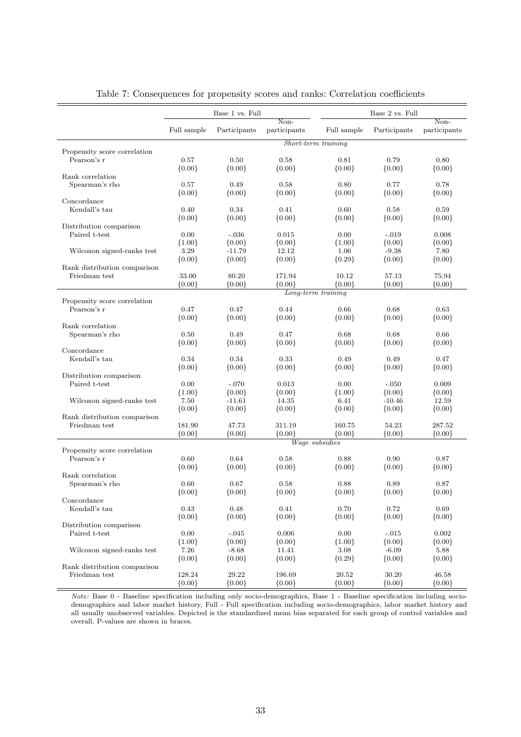Table 7: Consequences for propensity scores and ranks: Correlation coefficients

| | Base 1 vs. Full | | | Base 2 vs. Full | | |
|---|---|---|---|---|---|---|
| | Full sample | Participants | Non-participants | Full sample | Participants | Non-participants |
| | *Short-term training* | | | | | |
| Propensity score correlation | | | | | | |
| Pearson's r | 0.57 | 0.50 | 0.58 | 0.81 | 0.79 | 0.80 |
| | {0.00} | {0.00} | {0.00} | {0.00} | {0.00} | {0.00} |
| Rank correlation | | | | | | |
| Spearman's rho | 0.57 | 0.49 | 0.58 | 0.80 | 0.77 | 0.78 |
| | {0.00} | {0.00} | {0.00} | {0.00} | {0.00} | {0.00} |
| Concordance | | | | | | |
| Kendall's tau | 0.40 | 0.34 | 0.41 | 0.60 | 0.58 | 0.59 |
| | {0.00} | {0.00} | {0.00} | {0.00} | {0.00} | {0.00} |
| Distribution comparison | | | | | | |
| Paired t-test | 0.00 | -.036 | 0.015 | 0.00 | -.019 | 0.008 |
| | {1.00} | {0.00} | {0.00} | {1.00} | {0.00} | {0.00} |
| Wilcoxon signed-ranks test | 3.29 | -11.79 | 12.12 | 1.06 | -9.38 | 7.80 |
| | {0.00} | {0.00} | {0.00} | {0.29} | {0.00} | {0.00} |
| Rank distribution comparison | | | | | | |
| Friedman test | 33.00 | 80.20 | 171.94 | 10.12 | 57.13 | 75.94 |
| | {0.00} | {0.00} | {0.00} | {0.00} | {0.00} | {0.00} |
| | *Long-term training* | | | | | |
| Propensity score correlation | | | | | | |
| Pearson's r | 0.47 | 0.47 | 0.44 | 0.66 | 0.68 | 0.63 |
| | {0.00} | {0.00} | {0.00} | {0.00} | {0.00} | {0.00} |
| Rank correlation | | | | | | |
| Spearman's rho | 0.50 | 0.49 | 0.47 | 0.68 | 0.68 | 0.66 |
| | {0.00} | {0.00} | {0.00} | {0.00} | {0.00} | {0.00} |
| Concordance | | | | | | |
| Kendall's tau | 0.34 | 0.34 | 0.33 | 0.49 | 0.49 | 0.47 |
| | {0.00} | {0.00} | {0.00} | {0.00} | {0.00} | {0.00} |
| Distribution comparison | | | | | | |
| Paired t-test | 0.00 | -.070 | 0.013 | 0.00 | -.050 | 0.009 |
| | {1.00} | {0.00} | {0.00} | {1.00} | {0.00} | {0.00} |
| Wilcoxon signed-ranks test | 7.50 | -11.61 | 14.35 | 6.41 | -10.46 | 12.59 |
| | {0.00} | {0.00} | {0.00} | {0.00} | {0.00} | {0.00} |
| Rank distribution comparison | | | | | | |
| Friedman test | 181.90 | 47.73 | 311.19 | 160.75 | 54.23 | 287.52 |
| | {0.00} | {0.00} | {0.00} | {0.00} | {0.00} | {0.00} |
| | *Wage subsidies* | | | | | |
| Propensity score correlation | | | | | | |
| Pearson's r | 0.60 | 0.64 | 0.58 | 0.88 | 0.90 | 0.87 |
| | {0.00} | {0.00} | {0.00} | {0.00} | {0.00} | {0.00} |
| Rank correlation | | | | | | |
| Spearman's rho | 0.60 | 0.67 | 0.58 | 0.88 | 0.89 | 0.87 |
| | {0.00} | {0.00} | {0.00} | {0.00} | {0.00} | {0.00} |
| Concordance | | | | | | |
| Kendall's tau | 0.43 | 0.48 | 0.41 | 0.70 | 0.72 | 0.69 |
| | {0.00} | {0.00} | {0.00} | {0.00} | {0.00} | {0.00} |
| Distribution comparison | | | | | | |
| Paired t-test | 0.00 | -.045 | 0.006 | 0.00 | -.015 | 0.002 |
| | {1.00} | {0.00} | {0.00} | {1.00} | {0.00} | {0.00} |
| Wilcoxon signed-ranks test | 7.26 | -8.68 | 11.41 | 3.08 | -6.09 | 5.88 |
| | {0.00} | {0.00} | {0.00} | {0.29} | {0.00} | {0.00} |
| Rank distribution comparison | | | | | | |
| Friedman test | 128.24 | 29.22 | 196.69 | 20.52 | 30.20 | 46.58 |
| | {0.00} | {0.00} | {0.00} | {0.00} | {0.00} | {0.00} |

*Note:* Base 0 - Baseline specification including only socio-demographics, Base 1 - Baseline specification including socio-demographics and labor market history, Full - Full specification including socio-demographics, labor market history and all usually unobserved variables. Depicted is the standardized mean bias separated for each group of control variables and overall. P-values are shown in braces.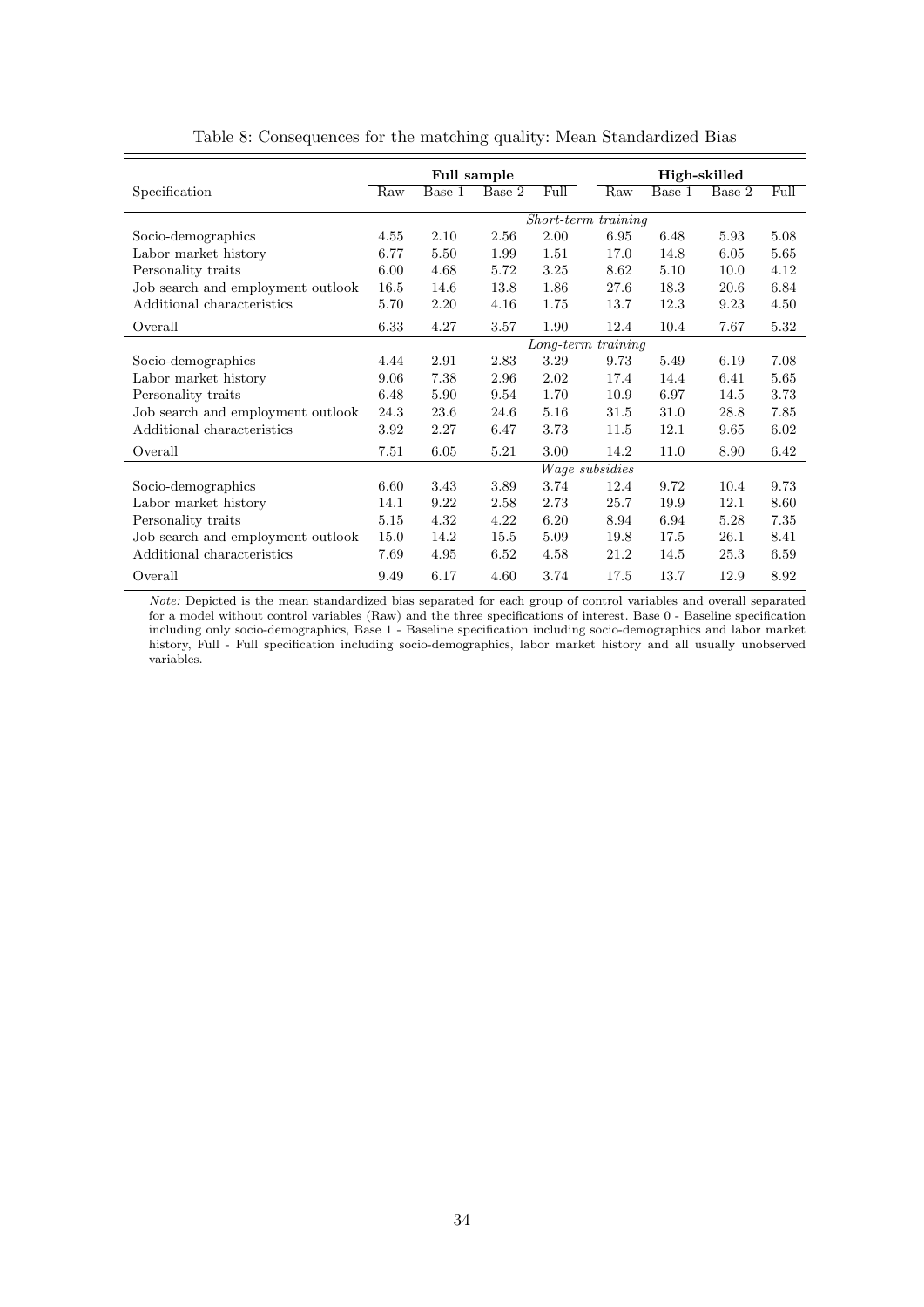Table 8: Consequences for the matching quality: Mean Standardized Bias

| Specification | Full sample | | | | High-skilled | | | |
|---|---|---|---|---|---|---|---|---|
| | Raw | Base 1 | Base 2 | Full | Raw | Base 1 | Base 2 | Full |
| | | | | *Short-term training* | | | | |
| Socio-demographics | 4.55 | 2.10 | 2.56 | 2.00 | 6.95 | 6.48 | 5.93 | 5.08 |
| Labor market history | 6.77 | 5.50 | 1.99 | 1.51 | 17.0 | 14.8 | 6.05 | 5.65 |
| Personality traits | 6.00 | 4.68 | 5.72 | 3.25 | 8.62 | 5.10 | 10.0 | 4.12 |
| Job search and employment outlook | 16.5 | 14.6 | 13.8 | 1.86 | 27.6 | 18.3 | 20.6 | 6.84 |
| Additional characteristics | 5.70 | 2.20 | 4.16 | 1.75 | 13.7 | 12.3 | 9.23 | 4.50 |
| Overall | 6.33 | 4.27 | 3.57 | 1.90 | 12.4 | 10.4 | 7.67 | 5.32 |
| | | | | *Long-term training* | | | | |
| Socio-demographics | 4.44 | 2.91 | 2.83 | 3.29 | 9.73 | 5.49 | 6.19 | 7.08 |
| Labor market history | 9.06 | 7.38 | 2.96 | 2.02 | 17.4 | 14.4 | 6.41 | 5.65 |
| Personality traits | 6.48 | 5.90 | 9.54 | 1.70 | 10.9 | 6.97 | 14.5 | 3.73 |
| Job search and employment outlook | 24.3 | 23.6 | 24.6 | 5.16 | 31.5 | 31.0 | 28.8 | 7.85 |
| Additional characteristics | 3.92 | 2.27 | 6.47 | 3.73 | 11.5 | 12.1 | 9.65 | 6.02 |
| Overall | 7.51 | 6.05 | 5.21 | 3.00 | 14.2 | 11.0 | 8.90 | 6.42 |
| | | | | *Wage subsidies* | | | | |
| Socio-demographics | 6.60 | 3.43 | 3.89 | 3.74 | 12.4 | 9.72 | 10.4 | 9.73 |
| Labor market history | 14.1 | 9.22 | 2.58 | 2.73 | 25.7 | 19.9 | 12.1 | 8.60 |
| Personality traits | 5.15 | 4.32 | 4.22 | 6.20 | 8.94 | 6.94 | 5.28 | 7.35 |
| Job search and employment outlook | 15.0 | 14.2 | 15.5 | 5.09 | 19.8 | 17.5 | 26.1 | 8.41 |
| Additional characteristics | 7.69 | 4.95 | 6.52 | 4.58 | 21.2 | 14.5 | 25.3 | 6.59 |
| Overall | 9.49 | 6.17 | 4.60 | 3.74 | 17.5 | 13.7 | 12.9 | 8.92 |

*Note:* Depicted is the mean standardized bias separated for each group of control variables and overall separated for a model without control variables (Raw) and the three specifications of interest. Base 0 - Baseline specification including only socio-demographics, Base 1 - Baseline specification including socio-demographics and labor market history, Full - Full specification including socio-demographics, labor market history and all usually unobserved variables.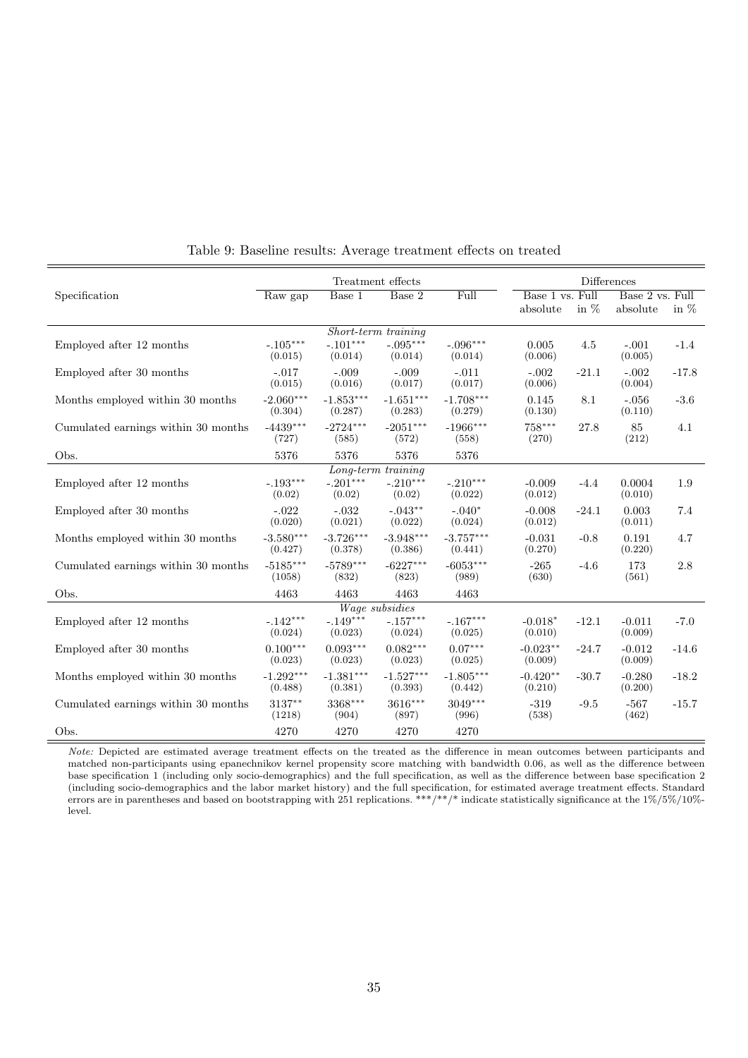Table 9: Baseline results: Average treatment effects on treated

| Specification | Treatment effects | | | | Differences | | | |
|---|---|---|---|---|---|---|---|---|
| | Raw gap | Base 1 | Base 2 | Full | Base 1 vs. Full | | Base 2 vs. Full | |
| | | | | | absolute | in % | absolute | in % |
| *Short-term training* | | | | | | | | |
| Employed after 12 months | -.105*** (0.015) | -.101*** (0.014) | -.095*** (0.014) | -.096*** (0.014) | 0.005 (0.006) | 4.5 | -.001 (0.005) | -1.4 |
| Employed after 30 months | -.017 (0.015) | -.009 (0.016) | -.009 (0.017) | -.011 (0.017) | -.002 (0.006) | -21.1 | -.002 (0.004) | -17.8 |
| Months employed within 30 months | -2.060*** (0.304) | -1.853*** (0.287) | -1.651*** (0.283) | -1.708*** (0.279) | 0.145 (0.130) | 8.1 | -.056 (0.110) | -3.6 |
| Cumulated earnings within 30 months | -4439*** (727) | -2724*** (585) | -2051*** (572) | -1966*** (558) | 758*** (270) | 27.8 | 85 (212) | 4.1 |
| Obs. | 5376 | 5376 | 5376 | 5376 | | | | |
| *Long-term training* | | | | | | | | |
| Employed after 12 months | -.193*** (0.02) | -.201*** (0.02) | -.210*** (0.02) | -.210*** (0.022) | -0.009 (0.012) | -4.4 | 0.0004 (0.010) | 1.9 |
| Employed after 30 months | -.022 (0.020) | -.032 (0.021) | -.043** (0.022) | -.040* (0.024) | -0.008 (0.012) | -24.1 | 0.003 (0.011) | 7.4 |
| Months employed within 30 months | -3.580*** (0.427) | -3.726*** (0.378) | -3.948*** (0.386) | -3.757*** (0.441) | -0.031 (0.270) | -0.8 | 0.191 (0.220) | 4.7 |
| Cumulated earnings within 30 months | -5185*** (1058) | -5789*** (832) | -6227*** (823) | -6053*** (989) | -265 (630) | -4.6 | 173 (561) | 2.8 |
| Obs. | 4463 | 4463 | 4463 | 4463 | | | | |
| *Wage subsidies* | | | | | | | | |
| Employed after 12 months | -.142*** (0.024) | -.149*** (0.023) | -.157*** (0.024) | -.167*** (0.025) | -0.018* (0.010) | -12.1 | -0.011 (0.009) | -7.0 |
| Employed after 30 months | 0.100*** (0.023) | 0.093*** (0.023) | 0.082*** (0.023) | 0.07*** (0.025) | -0.023** (0.009) | -24.7 | -0.012 (0.009) | -14.6 |
| Months employed within 30 months | -1.292*** (0.488) | -1.381*** (0.381) | -1.527*** (0.393) | -1.805*** (0.442) | -0.420** (0.210) | -30.7 | -0.280 (0.200) | -18.2 |
| Cumulated earnings within 30 months | 3137** (1218) | 3368*** (904) | 3616*** (897) | 3049*** (996) | -319 (538) | -9.5 | -567 (462) | -15.7 |
| Obs. | 4270 | 4270 | 4270 | 4270 | | | | |

*Note:* Depicted are estimated average treatment effects on the treated as the difference in mean outcomes between participants and matched non-participants using epanechnikov kernel propensity score matching with bandwidth 0.06, as well as the difference between base specification 1 (including only socio-demographics) and the full specification, as well as the difference between base specification 2 (including socio-demographics and the labor market history) and the full specification, for estimated average treatment effects. Standard errors are in parentheses and based on bootstrapping with 251 replications. \*\*\*/\*\*/\* indicate statistically significance at the 1%/5%/10%-level.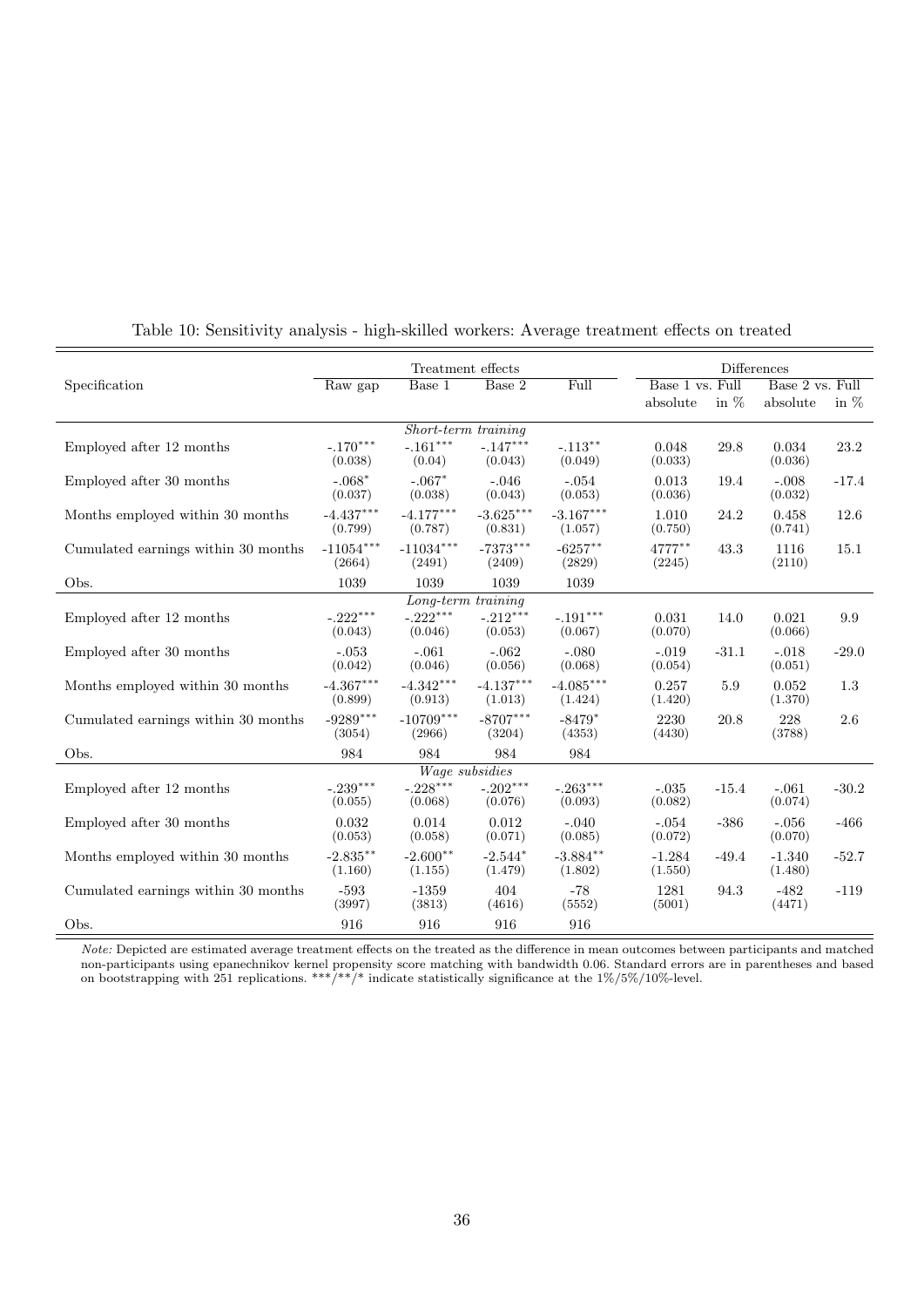Table 10: Sensitivity analysis - high-skilled workers: Average treatment effects on treated

| Specification | Treatment effects | | | | Differences | | | |
|---|---|---|---|---|---|---|---|---|
| | Raw gap | Base 1 | Base 2 | Full | Base 1 vs. Full | | Base 2 vs. Full | |
| | | | | | absolute | in % | absolute | in % |
| *Short-term training* | | | | | | | | |
| Employed after 12 months | -.170*** (0.038) | -.161*** (0.04) | -.147*** (0.043) | -.113** (0.049) | 0.048 (0.033) | 29.8 | 0.034 (0.036) | 23.2 |
| Employed after 30 months | -.068* (0.037) | -.067* (0.038) | -.046 (0.043) | -.054 (0.053) | 0.013 (0.036) | 19.4 | -.008 (0.032) | -17.4 |
| Months employed within 30 months | -4.437*** (0.799) | -4.177*** (0.787) | -3.625*** (0.831) | -3.167*** (1.057) | 1.010 (0.750) | 24.2 | 0.458 (0.741) | 12.6 |
| Cumulated earnings within 30 months | -11054*** (2664) | -11034*** (2491) | -7373*** (2409) | -6257** (2829) | 4777** (2245) | 43.3 | 1116 (2110) | 15.1 |
| Obs. | 1039 | 1039 | 1039 | 1039 | | | | |
| *Long-term training* | | | | | | | | |
| Employed after 12 months | -.222*** (0.043) | -.222*** (0.046) | -.212*** (0.053) | -.191*** (0.067) | 0.031 (0.070) | 14.0 | 0.021 (0.066) | 9.9 |
| Employed after 30 months | -.053 (0.042) | -.061 (0.046) | -.062 (0.056) | -.080 (0.068) | -.019 (0.054) | -31.1 | -.018 (0.051) | -29.0 |
| Months employed within 30 months | -4.367*** (0.899) | -4.342*** (0.913) | -4.137*** (1.013) | -4.085*** (1.424) | 0.257 (1.420) | 5.9 | 0.052 (1.370) | 1.3 |
| Cumulated earnings within 30 months | -9289*** (3054) | -10709*** (2966) | -8707*** (3204) | -8479* (4353) | 2230 (4430) | 20.8 | 228 (3788) | 2.6 |
| Obs. | 984 | 984 | 984 | 984 | | | | |
| *Wage subsidies* | | | | | | | | |
| Employed after 12 months | -.239*** (0.055) | -.228*** (0.068) | -.202*** (0.076) | -.263*** (0.093) | -.035 (0.082) | -15.4 | -.061 (0.074) | -30.2 |
| Employed after 30 months | 0.032 (0.053) | 0.014 (0.058) | 0.012 (0.071) | -.040 (0.085) | -.054 (0.072) | -386 | -.056 (0.070) | -466 |
| Months employed within 30 months | -2.835** (1.160) | -2.600** (1.155) | -2.544* (1.479) | -3.884** (1.802) | -1.284 (1.550) | -49.4 | -1.340 (1.480) | -52.7 |
| Cumulated earnings within 30 months | -593 (3997) | -1359 (3813) | 404 (4616) | -78 (5552) | 1281 (5001) | 94.3 | -482 (4471) | -119 |
| Obs. | 916 | 916 | 916 | 916 | | | | |

*Note:* Depicted are estimated average treatment effects on the treated as the difference in mean outcomes between participants and matched non-participants using epanechnikov kernel propensity score matching with bandwidth 0.06. Standard errors are in parentheses and based on bootstrapping with 251 replications. ***/**/* indicate statistically significance at the 1%/5%/10%-level.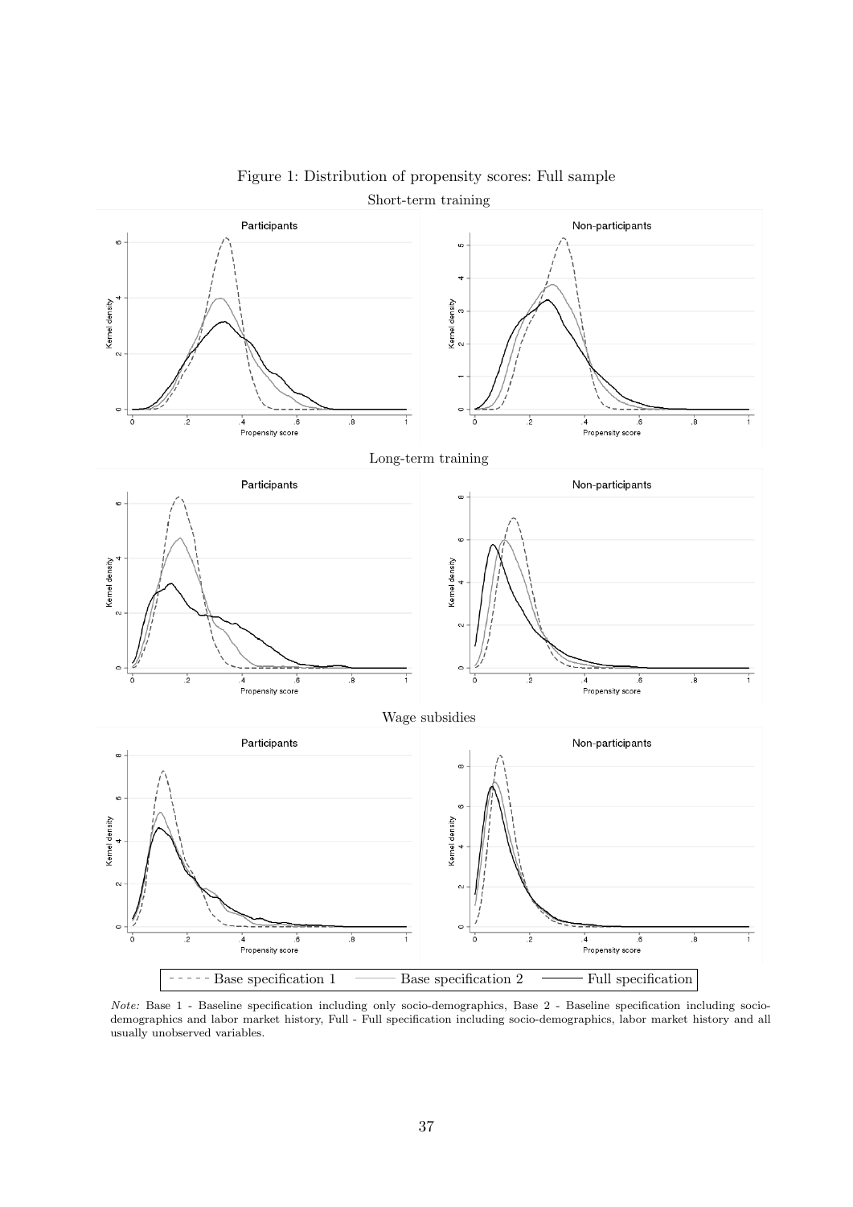Figure 1: Distribution of propensity scores: Full sample

Short-term training

Long-term training

Wage subsidies

*Note:* Base 1 - Baseline specification including only socio-demographics, Base 2 - Baseline specification including socio-demographics and labor market history, Full - Full specification including socio-demographics, labor market history and all usually unobserved variables.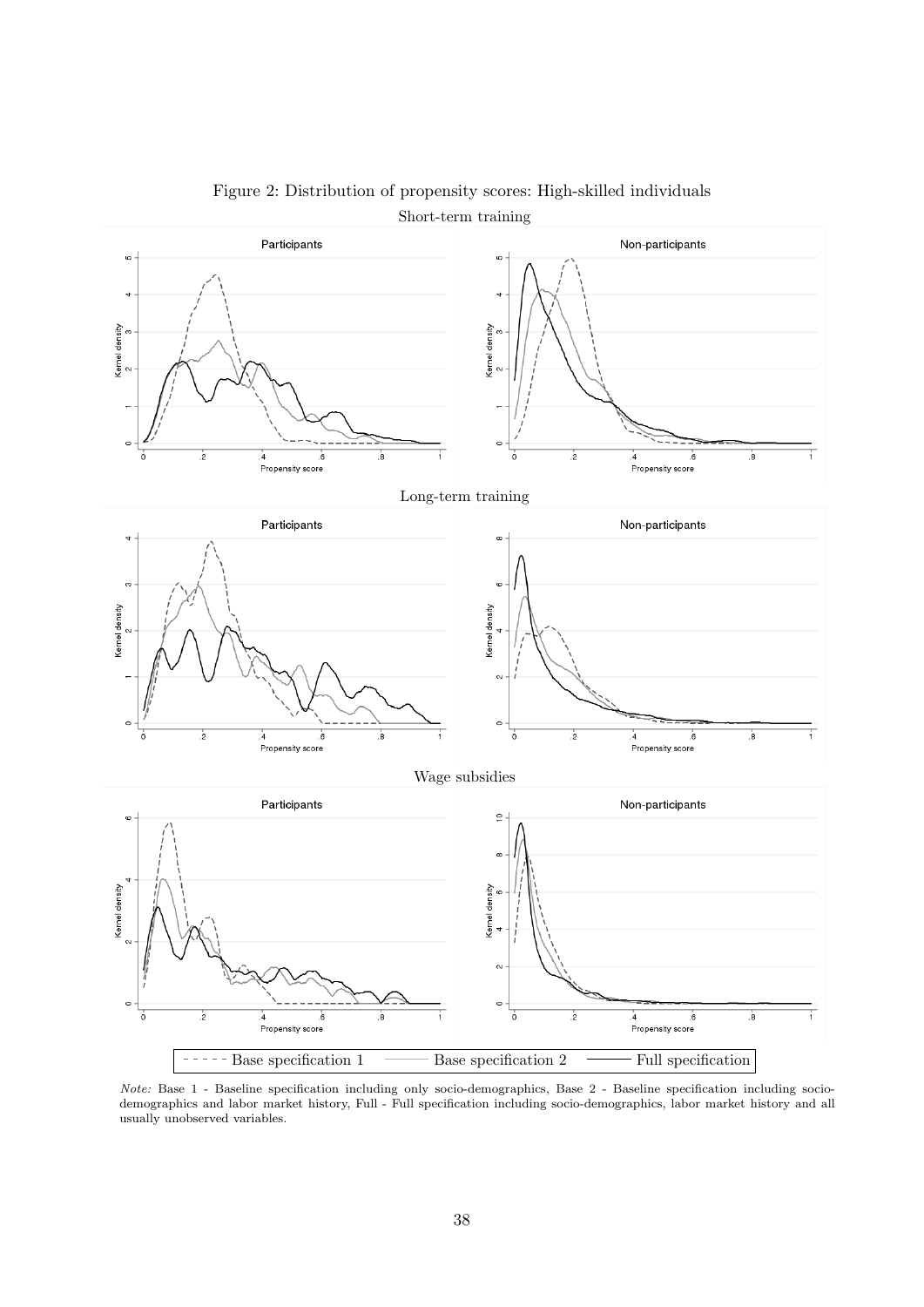Figure 2: Distribution of propensity scores: High-skilled individuals

Short-term training

Long-term training

Wage subsidies

*Note:* Base 1 - Baseline specification including only socio-demographics, Base 2 - Baseline specification including socio-demographics and labor market history, Full - Full specification including socio-demographics, labor market history and all usually unobserved variables.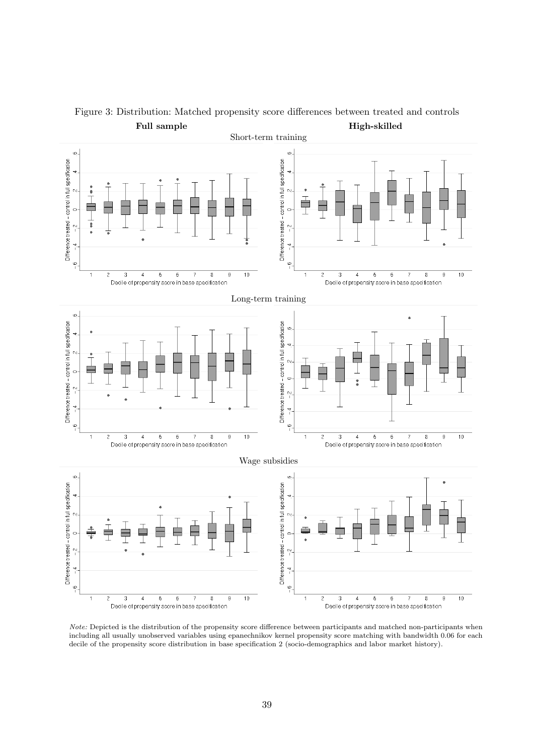Figure 3: Distribution: Matched propensity score differences between treated and controls

*Note:* Depicted is the distribution of the propensity score difference between participants and matched non-participants when including all usually unobserved variables using epanechnikov kernel propensity score matching with bandwidth 0.06 for each decile of the propensity score distribution in base specification 2 (socio-demographics and labor market history).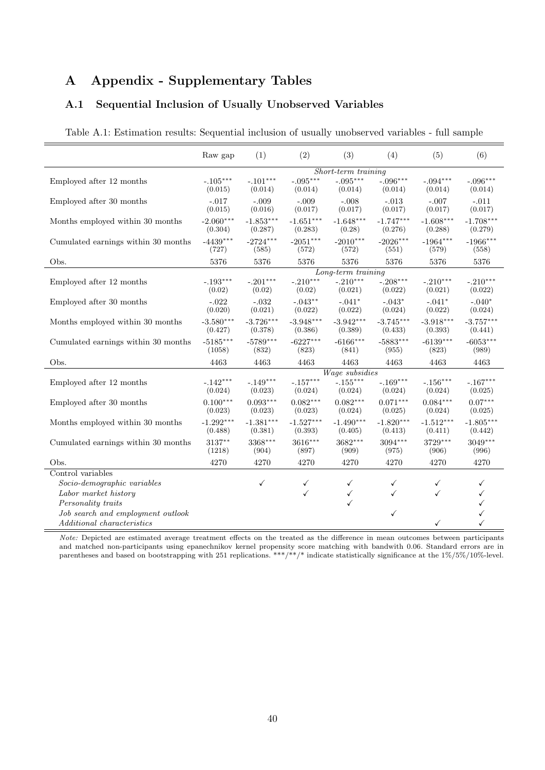# A Appendix - Supplementary Tables

## A.1 Sequential Inclusion of Usually Unobserved Variables

Table A.1: Estimation results: Sequential inclusion of usually unobserved variables - full sample

| | Raw gap | (1) | (2) | (3) | (4) | (5) | (6) |
|---|---|---|---|---|---|---|---|
| | | | | *Short-term training* | | | |
| Employed after 12 months | -.105*** | -.101*** | -.095*** | -.095*** | -.096*** | -.094*** | -.096*** |
| | (0.015) | (0.014) | (0.014) | (0.014) | (0.014) | (0.014) | (0.014) |
| Employed after 30 months | -.017 | -.009 | -.009 | -.008 | -.013 | -.007 | -.011 |
| | (0.015) | (0.016) | (0.017) | (0.017) | (0.017) | (0.017) | (0.017) |
| Months employed within 30 months | -2.060*** | -1.853*** | -1.651*** | -1.648*** | -1.747*** | -1.608*** | -1.708*** |
| | (0.304) | (0.287) | (0.283) | (0.28) | (0.276) | (0.288) | (0.279) |
| Cumulated earnings within 30 months | -4439*** | -2724*** | -2051*** | -2010*** | -2026*** | -1964*** | -1966*** |
| | (727) | (585) | (572) | (572) | (551) | (579) | (558) |
| Obs. | 5376 | 5376 | 5376 | 5376 | 5376 | 5376 | 5376 |
| | | | | *Long-term training* | | | |
| Employed after 12 months | -.193*** | -.201*** | -.210*** | -.210*** | -.208*** | -.210*** | -.210*** |
| | (0.02) | (0.02) | (0.02) | (0.021) | (0.022) | (0.021) | (0.022) |
| Employed after 30 months | -.022 | -.032 | -.043** | -.041* | -.043* | -.041* | -.040* |
| | (0.020) | (0.021) | (0.022) | (0.022) | (0.024) | (0.022) | (0.024) |
| Months employed within 30 months | -3.580*** | -3.726*** | -3.948*** | -3.942*** | -3.745*** | -3.918*** | -3.757*** |
| | (0.427) | (0.378) | (0.386) | (0.389) | (0.433) | (0.393) | (0.441) |
| Cumulated earnings within 30 months | -5185*** | -5789*** | -6227*** | -6166*** | -5883*** | -6139*** | -6053*** |
| | (1058) | (832) | (823) | (841) | (955) | (823) | (989) |
| Obs. | 4463 | 4463 | 4463 | 4463 | 4463 | 4463 | 4463 |
| | | | | *Wage subsidies* | | | |
| Employed after 12 months | -.142*** | -.149*** | -.157*** | -.155*** | -.169*** | -.156*** | -.167*** |
| | (0.024) | (0.023) | (0.024) | (0.024) | (0.024) | (0.024) | (0.025) |
| Employed after 30 months | 0.100*** | 0.093*** | 0.082*** | 0.082*** | 0.071*** | 0.084*** | 0.07*** |
| | (0.023) | (0.023) | (0.023) | (0.024) | (0.025) | (0.024) | (0.025) |
| Months employed within 30 months | -1.292*** | -1.381*** | -1.527*** | -1.490*** | -1.820*** | -1.512*** | -1.805*** |
| | (0.488) | (0.381) | (0.393) | (0.405) | (0.413) | (0.411) | (0.442) |
| Cumulated earnings within 30 months | 3137** | 3368*** | 3616*** | 3682*** | 3094*** | 3729*** | 3049*** |
| | (1218) | (904) | (897) | (909) | (975) | (906) | (996) |
| Obs. | 4270 | 4270 | 4270 | 4270 | 4270 | 4270 | 4270 |
| Control variables | | | | | | | |
| *Socio-demographic variables* | | ✓ | ✓ | ✓ | ✓ | ✓ | ✓ |
| *Labor market history* | | | ✓ | ✓ | ✓ | ✓ | ✓ |
| *Personality traits* | | | | ✓ | | | ✓ |
| *Job search and employment outlook* | | | | | ✓ | | ✓ |
| *Additional characteristics* | | | | | | ✓ | ✓ |

*Note:* Depicted are estimated average treatment effects on the treated as the difference in mean outcomes between participants and matched non-participants using epanechnikov kernel propensity score matching with bandwith 0.06. Standard errors are in parentheses and based on bootstrapping with 251 replications. ***/**/* indicate statistically significance at the 1%/5%/10%-level.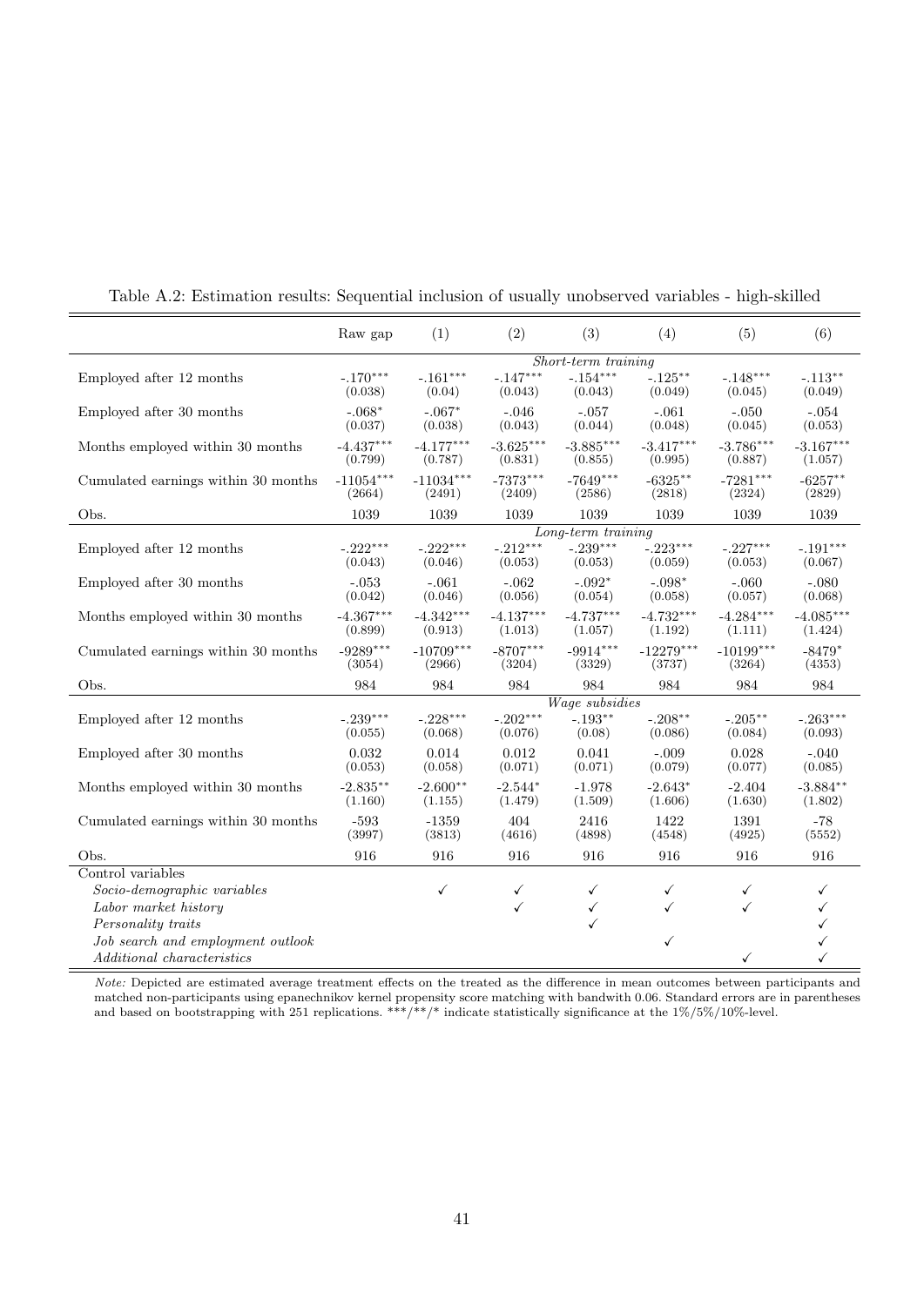Table A.2: Estimation results: Sequential inclusion of usually unobserved variables - high-skilled

| | Raw gap | (1) | (2) | (3) | (4) | (5) | (6) |
|---|---|---|---|---|---|---|---|
| | | | | *Short-term training* | | | |
| Employed after 12 months | -.170*** | -.161*** | -.147*** | -.154*** | -.125** | -.148*** | -.113** |
| | (0.038) | (0.04) | (0.043) | (0.043) | (0.049) | (0.045) | (0.049) |
| Employed after 30 months | -.068* | -.067* | -.046 | -.057 | -.061 | -.050 | -.054 |
| | (0.037) | (0.038) | (0.043) | (0.044) | (0.048) | (0.045) | (0.053) |
| Months employed within 30 months | -4.437*** | -4.177*** | -3.625*** | -3.885*** | -3.417*** | -3.786*** | -3.167*** |
| | (0.799) | (0.787) | (0.831) | (0.855) | (0.995) | (0.887) | (1.057) |
| Cumulated earnings within 30 months | -11054*** | -11034*** | -7373*** | -7649*** | -6325** | -7281*** | -6257** |
| | (2664) | (2491) | (2409) | (2586) | (2818) | (2324) | (2829) |
| Obs. | 1039 | 1039 | 1039 | 1039 | 1039 | 1039 | 1039 |
| | | | | *Long-term training* | | | |
| Employed after 12 months | -.222*** | -.222*** | -.212*** | -.239*** | -.223*** | -.227*** | -.191*** |
| | (0.043) | (0.046) | (0.053) | (0.053) | (0.059) | (0.053) | (0.067) |
| Employed after 30 months | -.053 | -.061 | -.062 | -.092* | -.098* | -.060 | -.080 |
| | (0.042) | (0.046) | (0.056) | (0.054) | (0.058) | (0.057) | (0.068) |
| Months employed within 30 months | -4.367*** | -4.342*** | -4.137*** | -4.737*** | -4.732*** | -4.284*** | -4.085*** |
| | (0.899) | (0.913) | (1.013) | (1.057) | (1.192) | (1.111) | (1.424) |
| Cumulated earnings within 30 months | -9289*** | -10709*** | -8707*** | -9914*** | -12279*** | -10199*** | -8479* |
| | (3054) | (2966) | (3204) | (3329) | (3737) | (3264) | (4353) |
| Obs. | 984 | 984 | 984 | 984 | 984 | 984 | 984 |
| | | | | *Wage subsidies* | | | |
| Employed after 12 months | -.239*** | -.228*** | -.202*** | -.193** | -.208** | -.205** | -.263*** |
| | (0.055) | (0.068) | (0.076) | (0.08) | (0.086) | (0.084) | (0.093) |
| Employed after 30 months | 0.032 | 0.014 | 0.012 | 0.041 | -.009 | 0.028 | -.040 |
| | (0.053) | (0.058) | (0.071) | (0.071) | (0.079) | (0.077) | (0.085) |
| Months employed within 30 months | -2.835** | -2.600** | -2.544* | -1.978 | -2.643* | -2.404 | -3.884** |
| | (1.160) | (1.155) | (1.479) | (1.509) | (1.606) | (1.630) | (1.802) |
| Cumulated earnings within 30 months | -593 | -1359 | 404 | 2416 | 1422 | 1391 | -78 |
| | (3997) | (3813) | (4616) | (4898) | (4548) | (4925) | (5552) |
| Obs. | 916 | 916 | 916 | 916 | 916 | 916 | 916 |
| Control variables | | | | | | | |
| *Socio-demographic variables* | | ✓ | ✓ | ✓ | ✓ | ✓ | ✓ |
| *Labor market history* | | | ✓ | ✓ | ✓ | ✓ | ✓ |
| *Personality traits* | | | | ✓ | | | ✓ |
| *Job search and employment outlook* | | | | | ✓ | | ✓ |
| *Additional characteristics* | | | | | | ✓ | ✓ |

*Note:* Depicted are estimated average treatment effects on the treated as the difference in mean outcomes between participants and matched non-participants using epanechnikov kernel propensity score matching with bandwith 0.06. Standard errors are in parentheses and based on bootstrapping with 251 replications. ***/**/* indicate statistically significance at the 1%/5%/10%-level.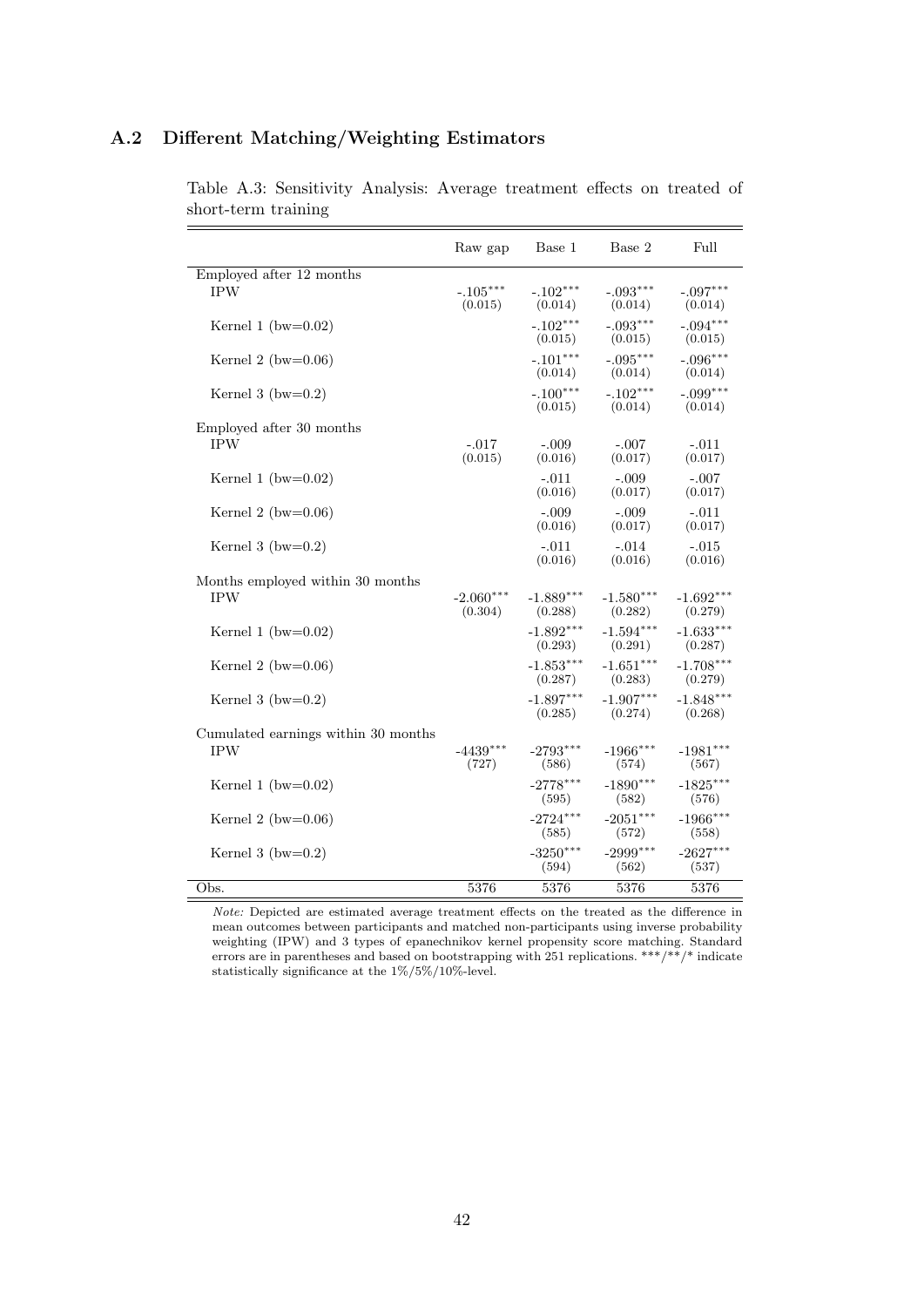## A.2 Different Matching/Weighting Estimators

Table A.3: Sensitivity Analysis: Average treatment effects on treated of short-term training

| | Raw gap | Base 1 | Base 2 | Full |
|---|---|---|---|---|
| Employed after 12 months | | | | |
| IPW | -.105*** | -.102*** | -.093*** | -.097*** |
| | (0.015) | (0.014) | (0.014) | (0.014) |
| Kernel 1 (bw=0.02) | | -.102*** | -.093*** | -.094*** |
| | | (0.015) | (0.015) | (0.015) |
| Kernel 2 (bw=0.06) | | -.101*** | -.095*** | -.096*** |
| | | (0.014) | (0.014) | (0.014) |
| Kernel 3 (bw=0.2) | | -.100*** | -.102*** | -.099*** |
| | | (0.015) | (0.014) | (0.014) |
| Employed after 30 months | | | | |
| IPW | -.017 | -.009 | -.007 | -.011 |
| | (0.015) | (0.016) | (0.017) | (0.017) |
| Kernel 1 (bw=0.02) | | -.011 | -.009 | -.007 |
| | | (0.016) | (0.017) | (0.017) |
| Kernel 2 (bw=0.06) | | -.009 | -.009 | -.011 |
| | | (0.016) | (0.017) | (0.017) |
| Kernel 3 (bw=0.2) | | -.011 | -.014 | -.015 |
| | | (0.016) | (0.016) | (0.016) |
| Months employed within 30 months | | | | |
| IPW | -2.060*** | -1.889*** | -1.580*** | -1.692*** |
| | (0.304) | (0.288) | (0.282) | (0.279) |
| Kernel 1 (bw=0.02) | | -1.892*** | -1.594*** | -1.633*** |
| | | (0.293) | (0.291) | (0.287) |
| Kernel 2 (bw=0.06) | | -1.853*** | -1.651*** | -1.708*** |
| | | (0.287) | (0.283) | (0.279) |
| Kernel 3 (bw=0.2) | | -1.897*** | -1.907*** | -1.848*** |
| | | (0.285) | (0.274) | (0.268) |
| Cumulated earnings within 30 months | | | | |
| IPW | -4439*** | -2793*** | -1966*** | -1981*** |
| | (727) | (586) | (574) | (567) |
| Kernel 1 (bw=0.02) | | -2778*** | -1890*** | -1825*** |
| | | (595) | (582) | (576) |
| Kernel 2 (bw=0.06) | | -2724*** | -2051*** | -1966*** |
| | | (585) | (572) | (558) |
| Kernel 3 (bw=0.2) | | -3250*** | -2999*** | -2627*** |
| | | (594) | (562) | (537) |
| Obs. | 5376 | 5376 | 5376 | 5376 |

*Note:* Depicted are estimated average treatment effects on the treated as the difference in mean outcomes between participants and matched non-participants using inverse probability weighting (IPW) and 3 types of epanechnikov kernel propensity score matching. Standard errors are in parentheses and based on bootstrapping with 251 replications. ***/**/* indicate statistically significance at the 1%/5%/10%-level.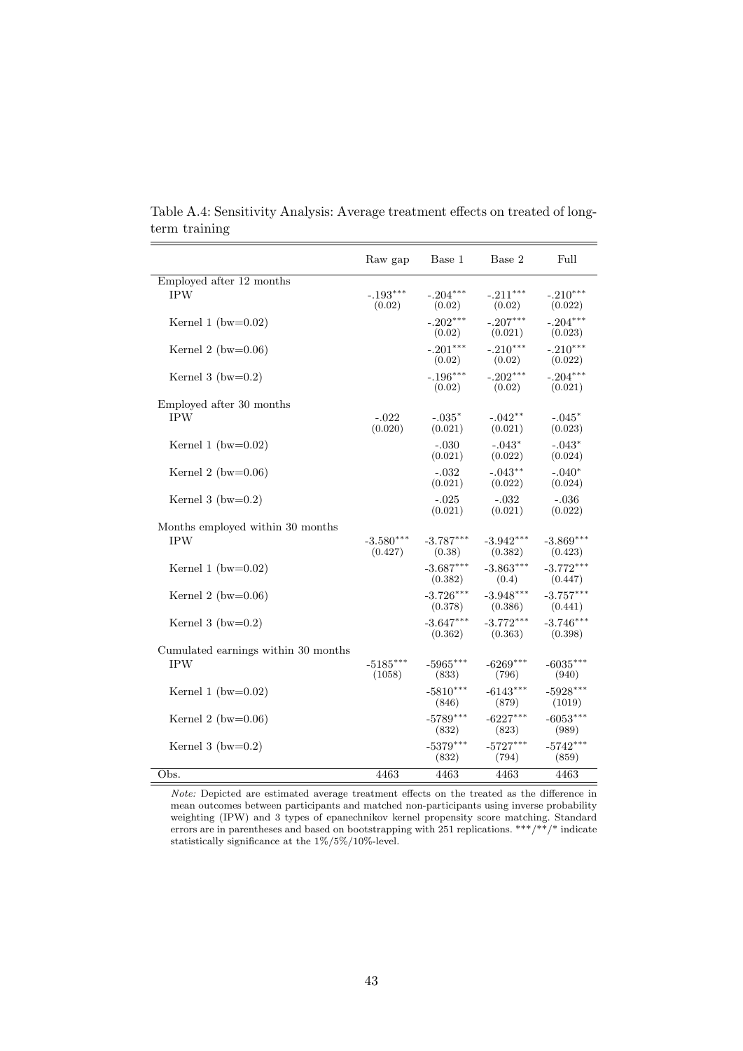Table A.4: Sensitivity Analysis: Average treatment effects on treated of long-term training

| | Raw gap | Base 1 | Base 2 | Full |
|---|---|---|---|---|
| Employed after 12 months | | | | |
| IPW | -.193*** | -.204*** | -.211*** | -.210*** |
| | (0.02) | (0.02) | (0.02) | (0.022) |
| Kernel 1 (bw=0.02) | | -.202*** | -.207*** | -.204*** |
| | | (0.02) | (0.021) | (0.023) |
| Kernel 2 (bw=0.06) | | -.201*** | -.210*** | -.210*** |
| | | (0.02) | (0.02) | (0.022) |
| Kernel 3 (bw=0.2) | | -.196*** | -.202*** | -.204*** |
| | | (0.02) | (0.02) | (0.021) |
| Employed after 30 months | | | | |
| IPW | -.022 | -.035* | -.042** | -.045* |
| | (0.020) | (0.021) | (0.021) | (0.023) |
| Kernel 1 (bw=0.02) | | -.030 | -.043* | -.043* |
| | | (0.021) | (0.022) | (0.024) |
| Kernel 2 (bw=0.06) | | -.032 | -.043** | -.040* |
| | | (0.021) | (0.022) | (0.024) |
| Kernel 3 (bw=0.2) | | -.025 | -.032 | -.036 |
| | | (0.021) | (0.021) | (0.022) |
| Months employed within 30 months | | | | |
| IPW | -3.580*** | -3.787*** | -3.942*** | -3.869*** |
| | (0.427) | (0.38) | (0.382) | (0.423) |
| Kernel 1 (bw=0.02) | | -3.687*** | -3.863*** | -3.772*** |
| | | (0.382) | (0.4) | (0.447) |
| Kernel 2 (bw=0.06) | | -3.726*** | -3.948*** | -3.757*** |
| | | (0.378) | (0.386) | (0.441) |
| Kernel 3 (bw=0.2) | | -3.647*** | -3.772*** | -3.746*** |
| | | (0.362) | (0.363) | (0.398) |
| Cumulated earnings within 30 months | | | | |
| IPW | -5185*** | -5965*** | -6269*** | -6035*** |
| | (1058) | (833) | (796) | (940) |
| Kernel 1 (bw=0.02) | | -5810*** | -6143*** | -5928*** |
| | | (846) | (879) | (1019) |
| Kernel 2 (bw=0.06) | | -5789*** | -6227*** | -6053*** |
| | | (832) | (823) | (989) |
| Kernel 3 (bw=0.2) | | -5379*** | -5727*** | -5742*** |
| | | (832) | (794) | (859) |
| Obs. | 4463 | 4463 | 4463 | 4463 |

*Note:* Depicted are estimated average treatment effects on the treated as the difference in mean outcomes between participants and matched non-participants using inverse probability weighting (IPW) and 3 types of epanechnikov kernel propensity score matching. Standard errors are in parentheses and based on bootstrapping with 251 replications. ***/**/* indicate statistically significance at the 1%/5%/10%-level.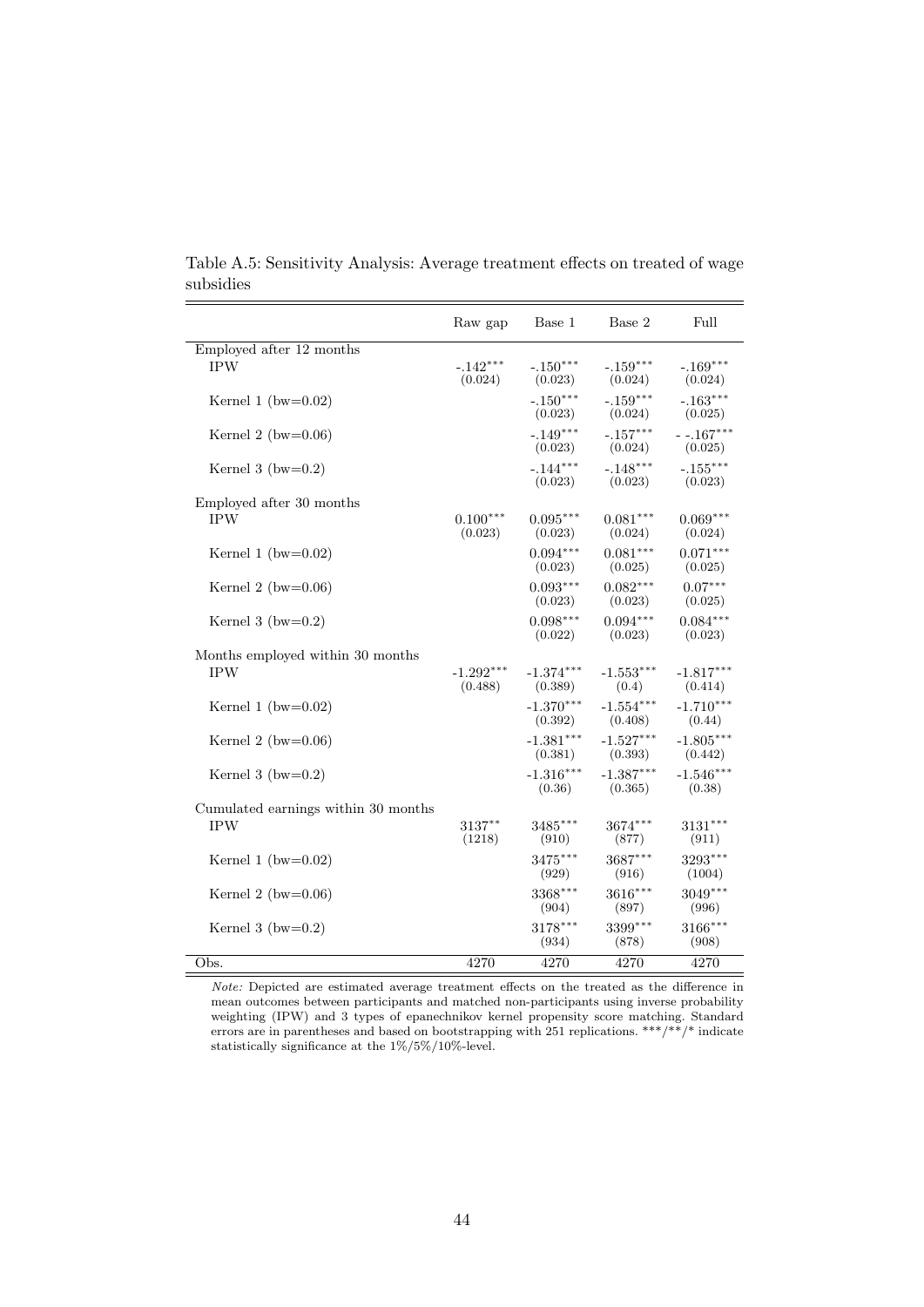Table A.5: Sensitivity Analysis: Average treatment effects on treated of wage subsidies

| | Raw gap | Base 1 | Base 2 | Full |
|---|---|---|---|---|
| Employed after 12 months | | | | |
| IPW | -.142*** | -.150*** | -.159*** | -.169*** |
| | (0.024) | (0.023) | (0.024) | (0.024) |
| Kernel 1 (bw=0.02) | | -.150*** | -.159*** | -.163*** |
| | | (0.023) | (0.024) | (0.025) |
| Kernel 2 (bw=0.06) | | -.149*** | -.157*** | - -.167*** |
| | | (0.023) | (0.024) | (0.025) |
| Kernel 3 (bw=0.2) | | -.144*** | -.148*** | -.155*** |
| | | (0.023) | (0.023) | (0.023) |
| Employed after 30 months | | | | |
| IPW | 0.100*** | 0.095*** | 0.081*** | 0.069*** |
| | (0.023) | (0.023) | (0.024) | (0.024) |
| Kernel 1 (bw=0.02) | | 0.094*** | 0.081*** | 0.071*** |
| | | (0.023) | (0.025) | (0.025) |
| Kernel 2 (bw=0.06) | | 0.093*** | 0.082*** | 0.07*** |
| | | (0.023) | (0.023) | (0.025) |
| Kernel 3 (bw=0.2) | | 0.098*** | 0.094*** | 0.084*** |
| | | (0.022) | (0.023) | (0.023) |
| Months employed within 30 months | | | | |
| IPW | -1.292*** | -1.374*** | -1.553*** | -1.817*** |
| | (0.488) | (0.389) | (0.4) | (0.414) |
| Kernel 1 (bw=0.02) | | -1.370*** | -1.554*** | -1.710*** |
| | | (0.392) | (0.408) | (0.44) |
| Kernel 2 (bw=0.06) | | -1.381*** | -1.527*** | -1.805*** |
| | | (0.381) | (0.393) | (0.442) |
| Kernel 3 (bw=0.2) | | -1.316*** | -1.387*** | -1.546*** |
| | | (0.36) | (0.365) | (0.38) |
| Cumulated earnings within 30 months | | | | |
| IPW | 3137** | 3485*** | 3674*** | 3131*** |
| | (1218) | (910) | (877) | (911) |
| Kernel 1 (bw=0.02) | | 3475*** | 3687*** | 3293*** |
| | | (929) | (916) | (1004) |
| Kernel 2 (bw=0.06) | | 3368*** | 3616*** | 3049*** |
| | | (904) | (897) | (996) |
| Kernel 3 (bw=0.2) | | 3178*** | 3399*** | 3166*** |
| | | (934) | (878) | (908) |
| Obs. | 4270 | 4270 | 4270 | 4270 |

*Note:* Depicted are estimated average treatment effects on the treated as the difference in mean outcomes between participants and matched non-participants using inverse probability weighting (IPW) and 3 types of epanechnikov kernel propensity score matching. Standard errors are in parentheses and based on bootstrapping with 251 replications. ***/**/* indicate statistically significance at the 1%/5%/10%-level.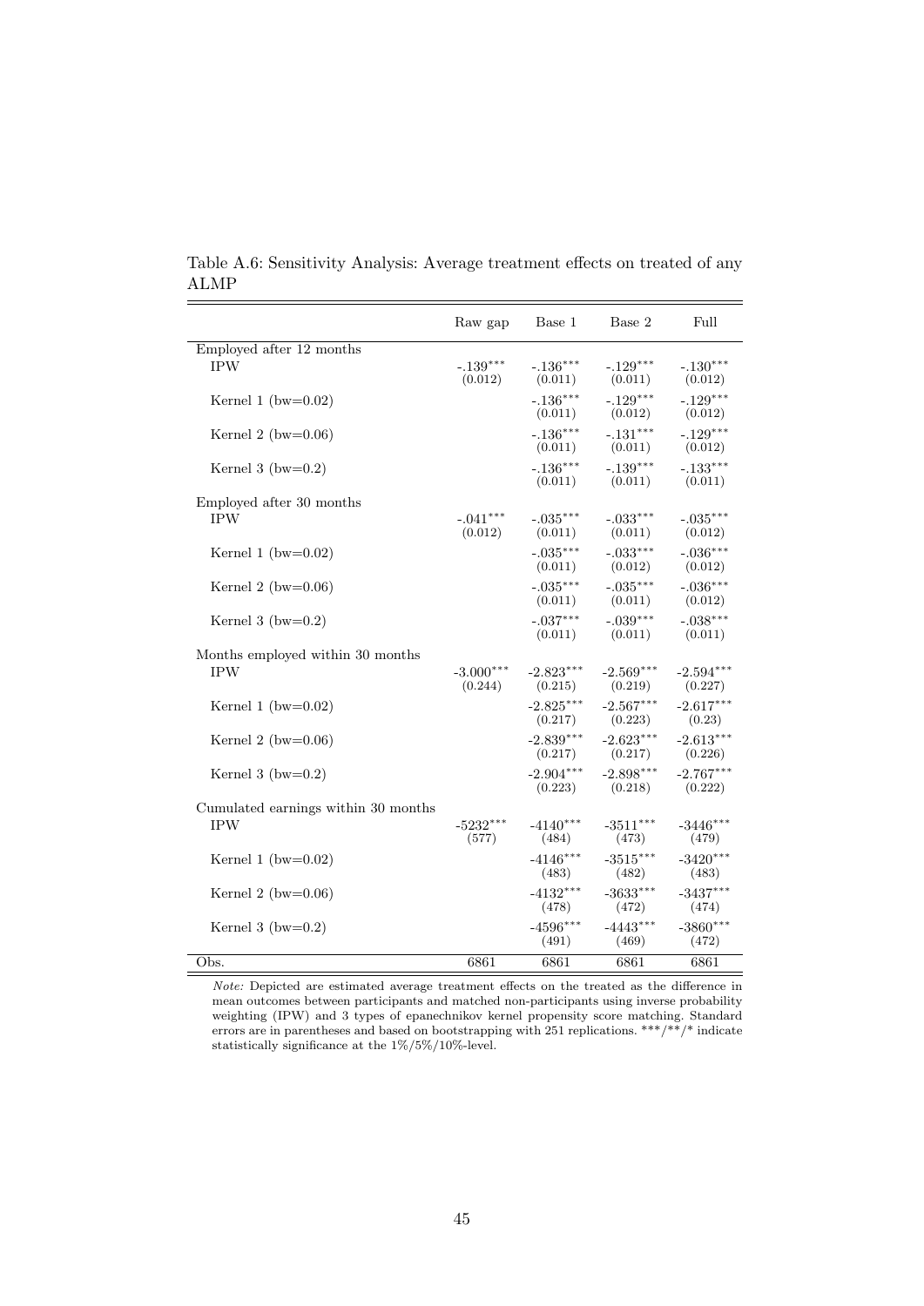Table A.6: Sensitivity Analysis: Average treatment effects on treated of any ALMP

| | Raw gap | Base 1 | Base 2 | Full |
|---|---|---|---|---|
| Employed after 12 months | | | | |
| IPW | -.139*** | -.136*** | -.129*** | -.130*** |
| | (0.012) | (0.011) | (0.011) | (0.012) |
| Kernel 1 (bw=0.02) | | -.136*** | -.129*** | -.129*** |
| | | (0.011) | (0.012) | (0.012) |
| Kernel 2 (bw=0.06) | | -.136*** | -.131*** | -.129*** |
| | | (0.011) | (0.011) | (0.012) |
| Kernel 3 (bw=0.2) | | -.136*** | -.139*** | -.133*** |
| | | (0.011) | (0.011) | (0.011) |
| Employed after 30 months | | | | |
| IPW | -.041*** | -.035*** | -.033*** | -.035*** |
| | (0.012) | (0.011) | (0.011) | (0.012) |
| Kernel 1 (bw=0.02) | | -.035*** | -.033*** | -.036*** |
| | | (0.011) | (0.012) | (0.012) |
| Kernel 2 (bw=0.06) | | -.035*** | -.035*** | -.036*** |
| | | (0.011) | (0.011) | (0.012) |
| Kernel 3 (bw=0.2) | | -.037*** | -.039*** | -.038*** |
| | | (0.011) | (0.011) | (0.011) |
| Months employed within 30 months | | | | |
| IPW | -3.000*** | -2.823*** | -2.569*** | -2.594*** |
| | (0.244) | (0.215) | (0.219) | (0.227) |
| Kernel 1 (bw=0.02) | | -2.825*** | -2.567*** | -2.617*** |
| | | (0.217) | (0.223) | (0.23) |
| Kernel 2 (bw=0.06) | | -2.839*** | -2.623*** | -2.613*** |
| | | (0.217) | (0.217) | (0.226) |
| Kernel 3 (bw=0.2) | | -2.904*** | -2.898*** | -2.767*** |
| | | (0.223) | (0.218) | (0.222) |
| Cumulated earnings within 30 months | | | | |
| IPW | -5232*** | -4140*** | -3511*** | -3446*** |
| | (577) | (484) | (473) | (479) |
| Kernel 1 (bw=0.02) | | -4146*** | -3515*** | -3420*** |
| | | (483) | (482) | (483) |
| Kernel 2 (bw=0.06) | | -4132*** | -3633*** | -3437*** |
| | | (478) | (472) | (474) |
| Kernel 3 (bw=0.2) | | -4596*** | -4443*** | -3860*** |
| | | (491) | (469) | (472) |
| Obs. | 6861 | 6861 | 6861 | 6861 |

*Note:* Depicted are estimated average treatment effects on the treated as the difference in mean outcomes between participants and matched non-participants using inverse probability weighting (IPW) and 3 types of epanechnikov kernel propensity score matching. Standard errors are in parentheses and based on bootstrapping with 251 replications. ***/**/* indicate statistically significance at the 1%/5%/10%-level.